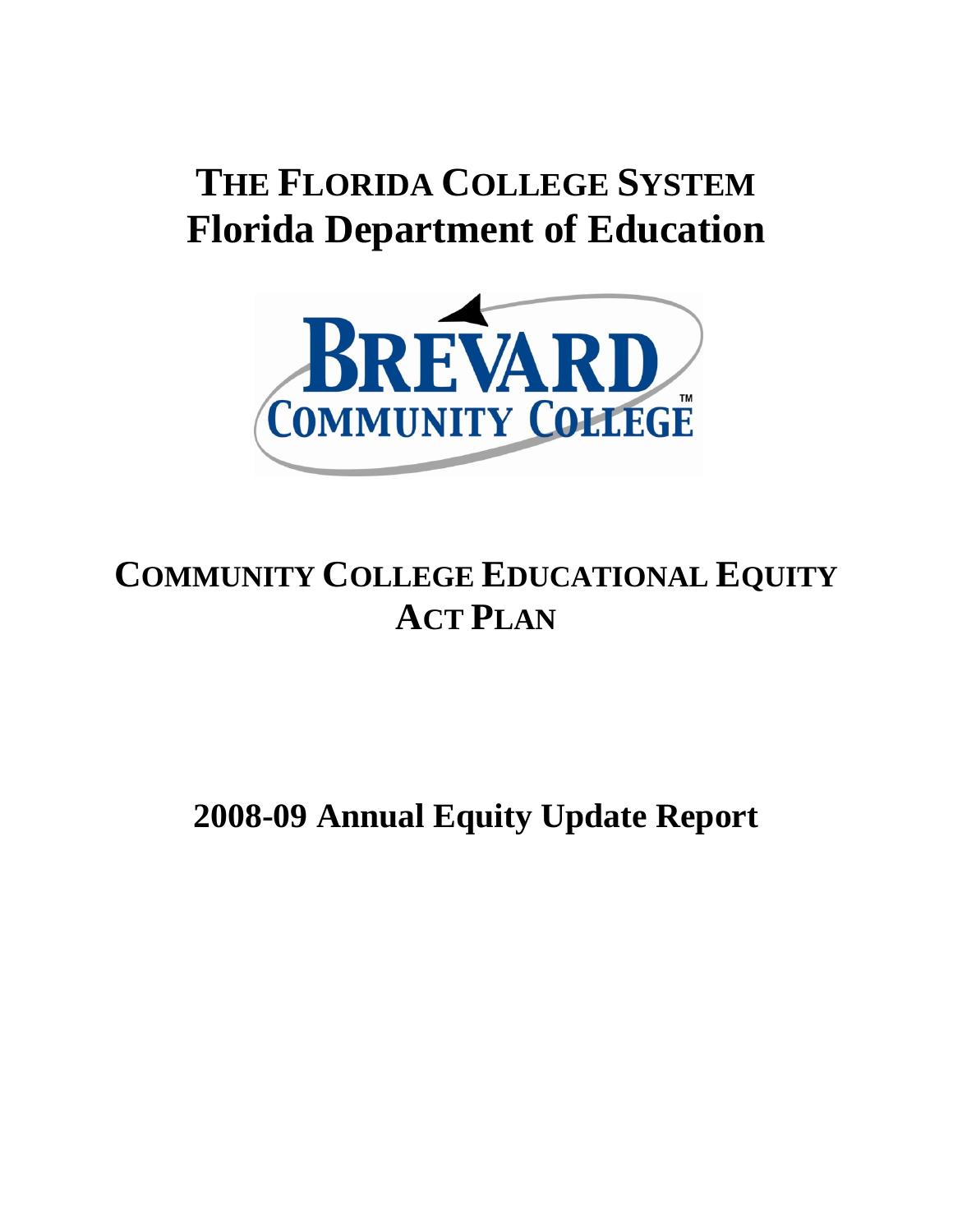# THE FLORIDA COLLEGE SYSTEM
# Florida Department of Education

BREVARD COMMUNITY COLLEGE™

## COMMUNITY COLLEGE EDUCATIONAL EQUITY ACT PLAN

## 2008-09 Annual Equity Update Report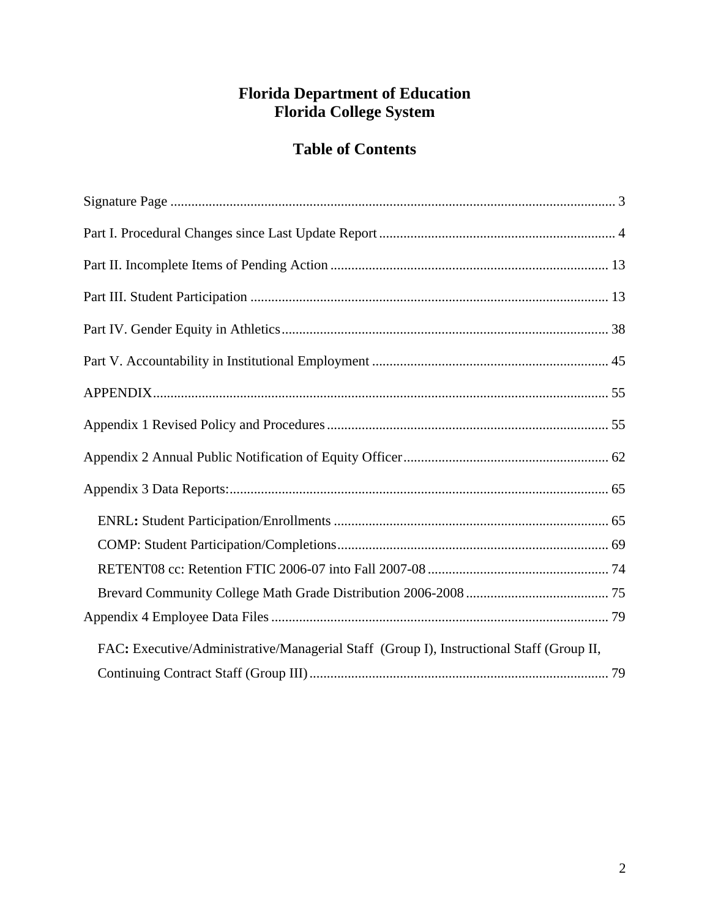# Florida Department of Education
# Florida College System

## Table of Contents

Signature Page ........................................................................................................................ 3

Part I. Procedural Changes since Last Update Report ................................................................... 4

Part II. Incomplete Items of Pending Action ............................................................................... 13

Part III. Student Participation ..................................................................................................... 13

Part IV. Gender Equity in Athletics ............................................................................................ 38

Part V. Accountability in Institutional Employment ................................................................... 45

APPENDIX ................................................................................................................................. 55

Appendix 1 Revised Policy and Procedures ................................................................................ 55

Appendix 2 Annual Public Notification of Equity Officer .......................................................... 62

Appendix 3 Data Reports: ........................................................................................................... 65

- ENRL**:** Student Participation/Enrollments .............................................................................. 65
- COMP: Student Participation/Completions ............................................................................. 69
- RETENT08 cc: Retention FTIC 2006-07 into Fall 2007-08 .................................................... 74
- Brevard Community College Math Grade Distribution 2006-2008 ......................................... 75

Appendix 4 Employee Data Files ................................................................................................ 79

- FAC**:** Executive/Administrative/Managerial Staff (Group I), Instructional Staff (Group II, Continuing Contract Staff (Group III) ...................................................................................... 79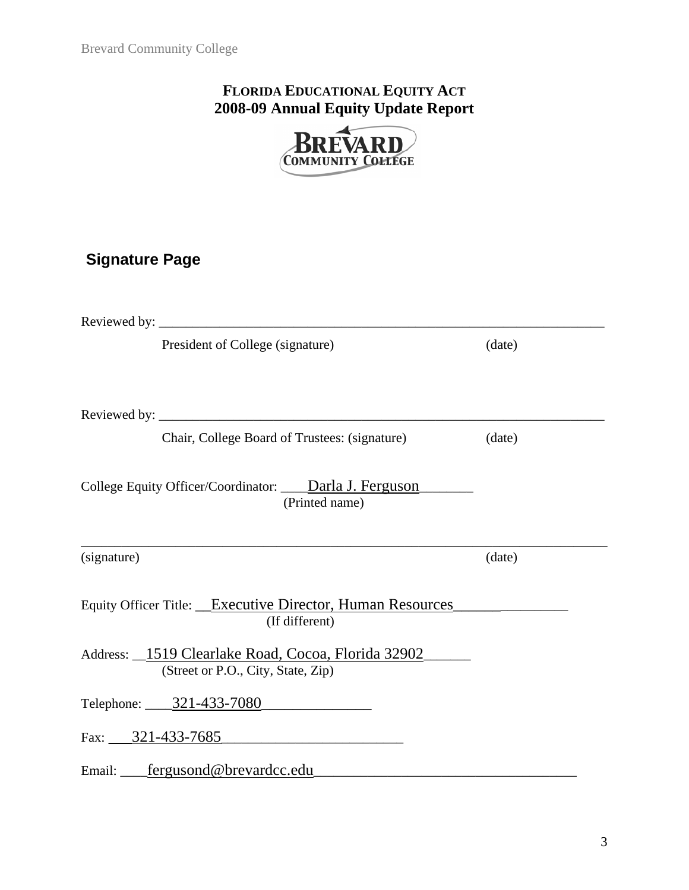**FLORIDA EDUCATIONAL EQUITY ACT**
**2008-09 Annual Equity Update Report**

## Signature Page

Reviewed by: ____________________________________________________________

President of College (signature) (date)

Reviewed by: ____________________________________________________________

Chair, College Board of Trustees: (signature) (date)

College Equity Officer/Coordinator: ____Darla J. Ferguson_______
(Printed name)

______________________________________________________________________

(signature) (date)

Equity Officer Title: __Executive Director, Human Resources________________
(If different)

Address: __1519 Clearlake Road, Cocoa, Florida 32902______
(Street or P.O., City, State, Zip)

Telephone: ____321-433-7080______________

Fax: ___321-433-7685________________________

Email: ____fergusond@brevardcc.edu__________________________________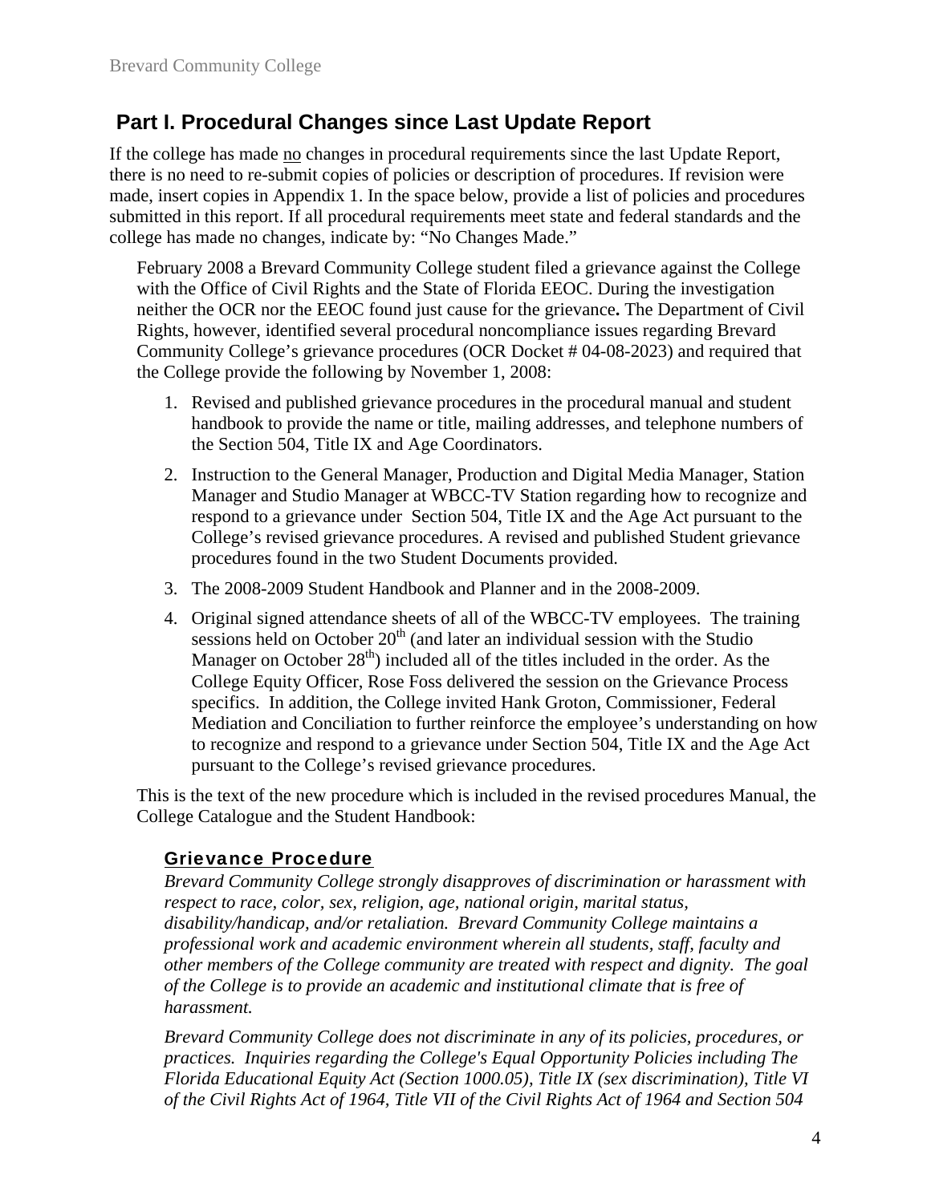## Part I. Procedural Changes since Last Update Report

If the college has made no changes in procedural requirements since the last Update Report, there is no need to re-submit copies of policies or description of procedures. If revision were made, insert copies in Appendix 1. In the space below, provide a list of policies and procedures submitted in this report. If all procedural requirements meet state and federal standards and the college has made no changes, indicate by: "No Changes Made."

February 2008 a Brevard Community College student filed a grievance against the College with the Office of Civil Rights and the State of Florida EEOC. During the investigation neither the OCR nor the EEOC found just cause for the grievance**.** The Department of Civil Rights, however, identified several procedural noncompliance issues regarding Brevard Community College's grievance procedures (OCR Docket # 04-08-2023) and required that the College provide the following by November 1, 2008:

1. Revised and published grievance procedures in the procedural manual and student handbook to provide the name or title, mailing addresses, and telephone numbers of the Section 504, Title IX and Age Coordinators.
2. Instruction to the General Manager, Production and Digital Media Manager, Station Manager and Studio Manager at WBCC-TV Station regarding how to recognize and respond to a grievance under Section 504, Title IX and the Age Act pursuant to the College's revised grievance procedures. A revised and published Student grievance procedures found in the two Student Documents provided.
3. The 2008-2009 Student Handbook and Planner and in the 2008-2009.
4. Original signed attendance sheets of all of the WBCC-TV employees. The training sessions held on October 20th (and later an individual session with the Studio Manager on October 28th) included all of the titles included in the order. As the College Equity Officer, Rose Foss delivered the session on the Grievance Process specifics. In addition, the College invited Hank Groton, Commissioner, Federal Mediation and Conciliation to further reinforce the employee's understanding on how to recognize and respond to a grievance under Section 504, Title IX and the Age Act pursuant to the College's revised grievance procedures.

This is the text of the new procedure which is included in the revised procedures Manual, the College Catalogue and the Student Handbook:

### Grievance Procedure

*Brevard Community College strongly disapproves of discrimination or harassment with respect to race, color, sex, religion, age, national origin, marital status, disability/handicap, and/or retaliation. Brevard Community College maintains a professional work and academic environment wherein all students, staff, faculty and other members of the College community are treated with respect and dignity. The goal of the College is to provide an academic and institutional climate that is free of harassment.*

*Brevard Community College does not discriminate in any of its policies, procedures, or practices. Inquiries regarding the College's Equal Opportunity Policies including The Florida Educational Equity Act (Section 1000.05), Title IX (sex discrimination), Title VI of the Civil Rights Act of 1964, Title VII of the Civil Rights Act of 1964 and Section 504*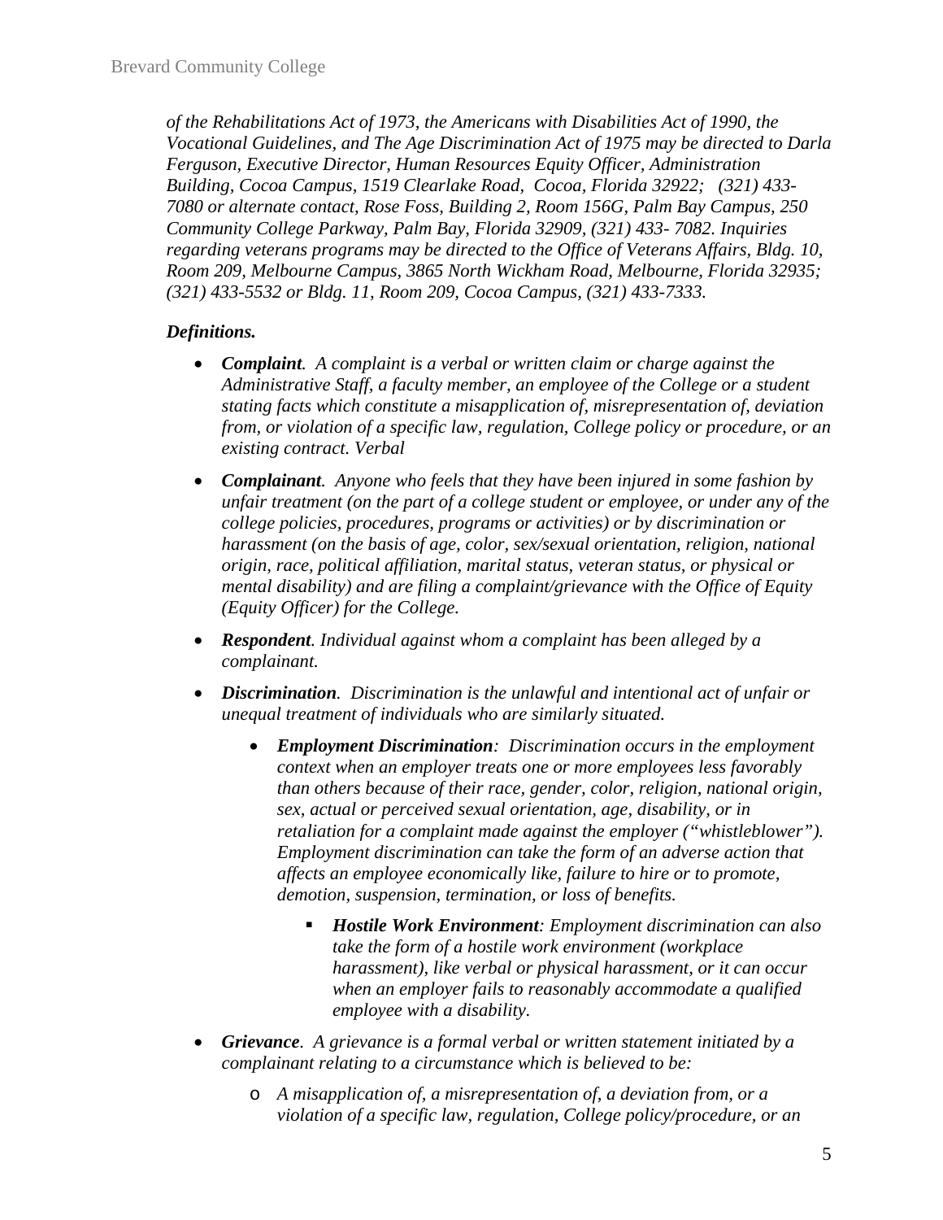*of the Rehabilitations Act of 1973, the Americans with Disabilities Act of 1990, the Vocational Guidelines, and The Age Discrimination Act of 1975 may be directed to Darla Ferguson, Executive Director, Human Resources Equity Officer, Administration Building, Cocoa Campus, 1519 Clearlake Road, Cocoa, Florida 32922; (321) 433-7080 or alternate contact, Rose Foss, Building 2, Room 156G, Palm Bay Campus, 250 Community College Parkway, Palm Bay, Florida 32909, (321) 433- 7082. Inquiries regarding veterans programs may be directed to the Office of Veterans Affairs, Bldg. 10, Room 209, Melbourne Campus, 3865 North Wickham Road, Melbourne, Florida 32935; (321) 433-5532 or Bldg. 11, Room 209, Cocoa Campus, (321) 433-7333.*

***Definitions.***

- ***Complaint****. A complaint is a verbal or written claim or charge against the Administrative Staff, a faculty member, an employee of the College or a student stating facts which constitute a misapplication of, misrepresentation of, deviation from, or violation of a specific law, regulation, College policy or procedure, or an existing contract. Verbal*
- ***Complainant****. Anyone who feels that they have been injured in some fashion by unfair treatment (on the part of a college student or employee, or under any of the college policies, procedures, programs or activities) or by discrimination or harassment (on the basis of age, color, sex/sexual orientation, religion, national origin, race, political affiliation, marital status, veteran status, or physical or mental disability) and are filing a complaint/grievance with the Office of Equity (Equity Officer) for the College.*
- ***Respondent****. Individual against whom a complaint has been alleged by a complainant.*
- ***Discrimination****. Discrimination is the unlawful and intentional act of unfair or unequal treatment of individuals who are similarly situated.*
  - ***Employment Discrimination****: Discrimination occurs in the employment context when an employer treats one or more employees less favorably than others because of their race, gender, color, religion, national origin, sex, actual or perceived sexual orientation, age, disability, or in retaliation for a complaint made against the employer ("whistleblower"). Employment discrimination can take the form of an adverse action that affects an employee economically like, failure to hire or to promote, demotion, suspension, termination, or loss of benefits.*
    - ***Hostile Work Environment****: Employment discrimination can also take the form of a hostile work environment (workplace harassment), like verbal or physical harassment, or it can occur when an employer fails to reasonably accommodate a qualified employee with a disability.*
- ***Grievance****. A grievance is a formal verbal or written statement initiated by a complainant relating to a circumstance which is believed to be:*
  - *A misapplication of, a misrepresentation of, a deviation from, or a violation of a specific law, regulation, College policy/procedure, or an*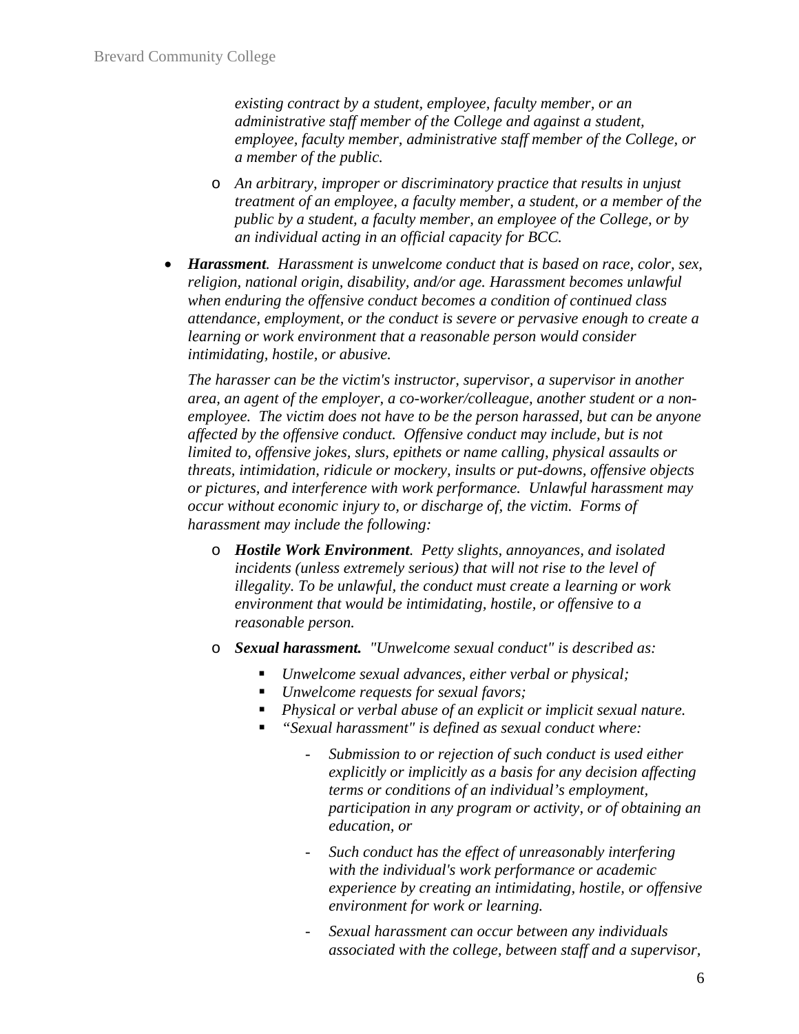*existing contract by a student, employee, faculty member, or an administrative staff member of the College and against a student, employee, faculty member, administrative staff member of the College, or a member of the public.*

- *An arbitrary, improper or discriminatory practice that results in unjust treatment of an employee, a faculty member, a student, or a member of the public by a student, a faculty member, an employee of the College, or by an individual acting in an official capacity for BCC.*

- ***Harassment**. Harassment is unwelcome conduct that is based on race, color, sex, religion, national origin, disability, and/or age. Harassment becomes unlawful when enduring the offensive conduct becomes a condition of continued class attendance, employment, or the conduct is severe or pervasive enough to create a learning or work environment that a reasonable person would consider intimidating, hostile, or abusive.*

  *The harasser can be the victim's instructor, supervisor, a supervisor in another area, an agent of the employer, a co-worker/colleague, another student or a non-employee. The victim does not have to be the person harassed, but can be anyone affected by the offensive conduct. Offensive conduct may include, but is not limited to, offensive jokes, slurs, epithets or name calling, physical assaults or threats, intimidation, ridicule or mockery, insults or put-downs, offensive objects or pictures, and interference with work performance. Unlawful harassment may occur without economic injury to, or discharge of, the victim. Forms of harassment may include the following:*

  - ***Hostile Work Environment**. Petty slights, annoyances, and isolated incidents (unless extremely serious) that will not rise to the level of illegality. To be unlawful, the conduct must create a learning or work environment that would be intimidating, hostile, or offensive to a reasonable person.*
  - ***Sexual harassment.** "Unwelcome sexual conduct" is described as:*
    - *Unwelcome sexual advances, either verbal or physical;*
    - *Unwelcome requests for sexual favors;*
    - *Physical or verbal abuse of an explicit or implicit sexual nature.*
    - *"Sexual harassment" is defined as sexual conduct where:*
      - *Submission to or rejection of such conduct is used either explicitly or implicitly as a basis for any decision affecting terms or conditions of an individual's employment, participation in any program or activity, or of obtaining an education, or*
      - *Such conduct has the effect of unreasonably interfering with the individual's work performance or academic experience by creating an intimidating, hostile, or offensive environment for work or learning.*
      - *Sexual harassment can occur between any individuals associated with the college, between staff and a supervisor,*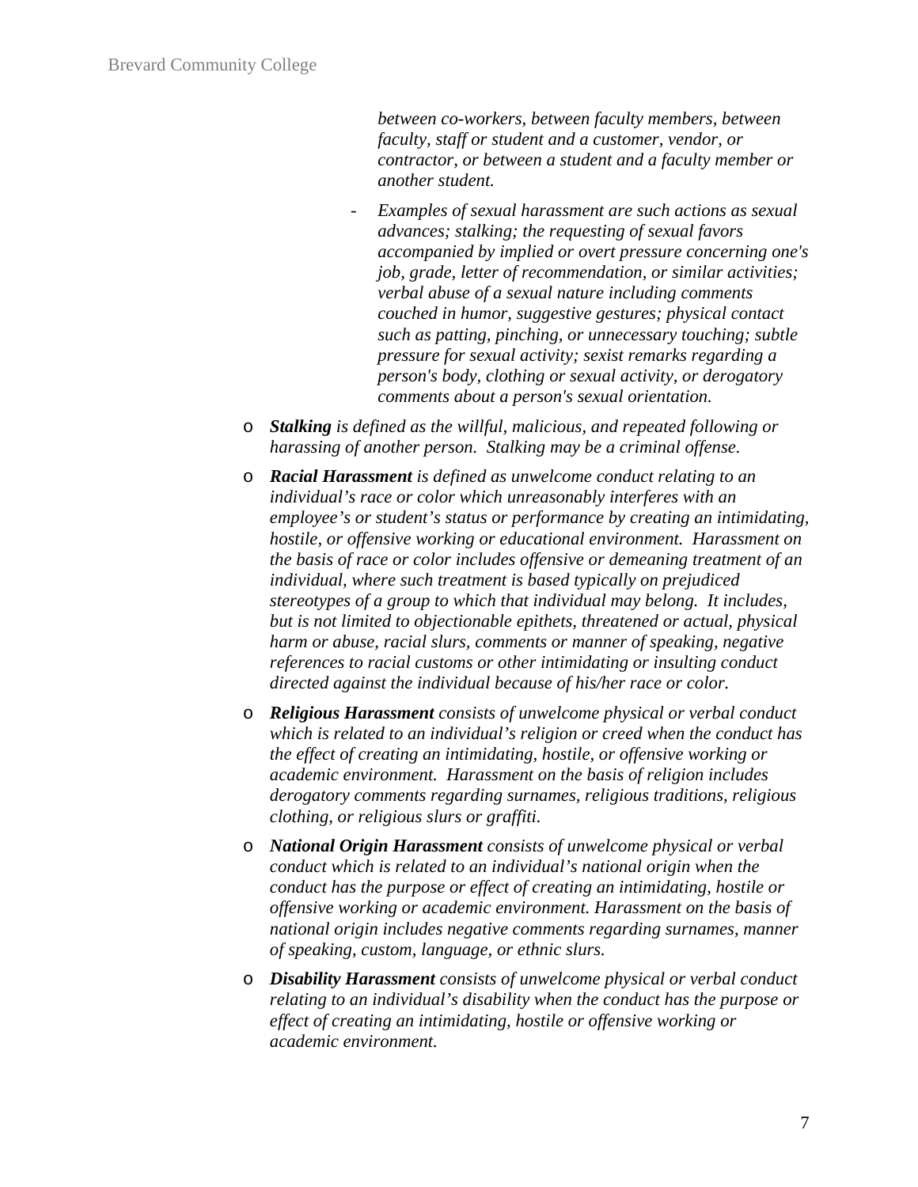*between co-workers, between faculty members, between faculty, staff or student and a customer, vendor, or contractor, or between a student and a faculty member or another student.*

  - *Examples of sexual harassment are such actions as sexual advances; stalking; the requesting of sexual favors accompanied by implied or overt pressure concerning one's job, grade, letter of recommendation, or similar activities; verbal abuse of a sexual nature including comments couched in humor, suggestive gestures; physical contact such as patting, pinching, or unnecessary touching; subtle pressure for sexual activity; sexist remarks regarding a person's body, clothing or sexual activity, or derogatory comments about a person's sexual orientation.*

- ***Stalking*** *is defined as the willful, malicious, and repeated following or harassing of another person. Stalking may be a criminal offense.*
- ***Racial Harassment*** *is defined as unwelcome conduct relating to an individual's race or color which unreasonably interferes with an employee's or student's status or performance by creating an intimidating, hostile, or offensive working or educational environment. Harassment on the basis of race or color includes offensive or demeaning treatment of an individual, where such treatment is based typically on prejudiced stereotypes of a group to which that individual may belong. It includes, but is not limited to objectionable epithets, threatened or actual, physical harm or abuse, racial slurs, comments or manner of speaking, negative references to racial customs or other intimidating or insulting conduct directed against the individual because of his/her race or color.*
- ***Religious Harassment*** *consists of unwelcome physical or verbal conduct which is related to an individual's religion or creed when the conduct has the effect of creating an intimidating, hostile, or offensive working or academic environment. Harassment on the basis of religion includes derogatory comments regarding surnames, religious traditions, religious clothing, or religious slurs or graffiti.*
- ***National Origin Harassment*** *consists of unwelcome physical or verbal conduct which is related to an individual's national origin when the conduct has the purpose or effect of creating an intimidating, hostile or offensive working or academic environment. Harassment on the basis of national origin includes negative comments regarding surnames, manner of speaking, custom, language, or ethnic slurs.*
- ***Disability Harassment*** *consists of unwelcome physical or verbal conduct relating to an individual's disability when the conduct has the purpose or effect of creating an intimidating, hostile or offensive working or academic environment.*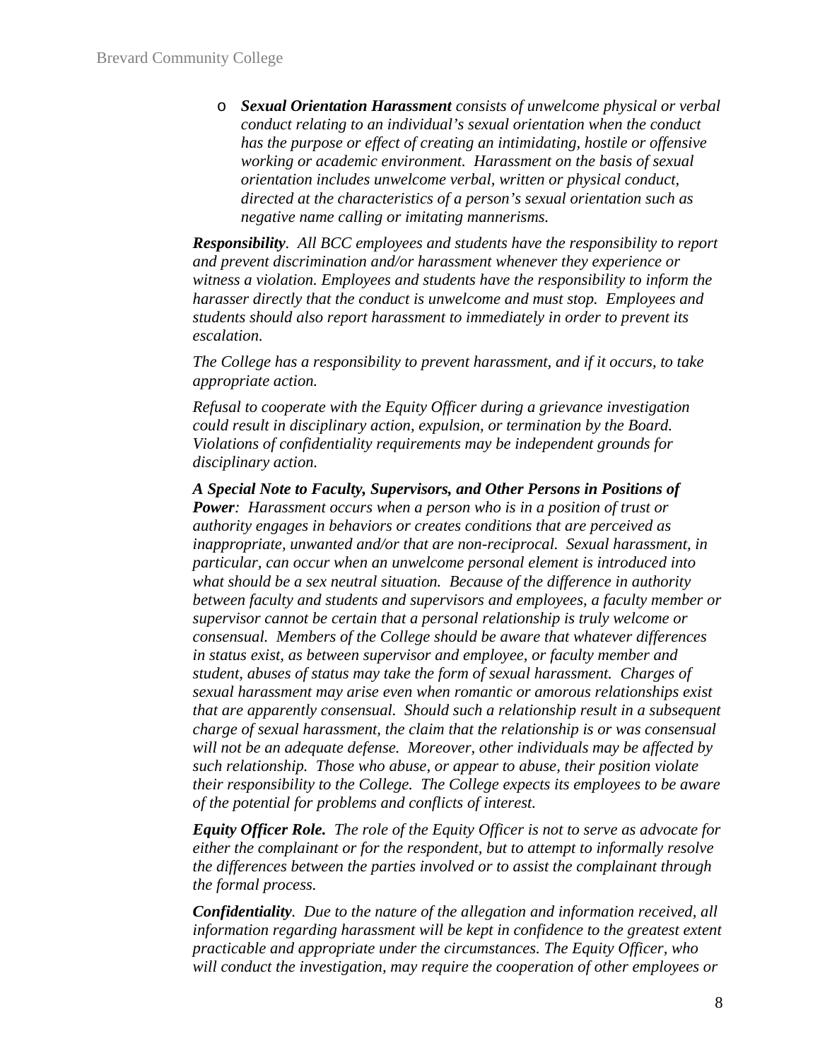- ***Sexual Orientation Harassment*** *consists of unwelcome physical or verbal conduct relating to an individual's sexual orientation when the conduct has the purpose or effect of creating an intimidating, hostile or offensive working or academic environment. Harassment on the basis of sexual orientation includes unwelcome verbal, written or physical conduct, directed at the characteristics of a person's sexual orientation such as negative name calling or imitating mannerisms.*

***Responsibility****. All BCC employees and students have the responsibility to report and prevent discrimination and/or harassment whenever they experience or witness a violation. Employees and students have the responsibility to inform the harasser directly that the conduct is unwelcome and must stop. Employees and students should also report harassment to immediately in order to prevent its escalation.*

*The College has a responsibility to prevent harassment, and if it occurs, to take appropriate action.*

*Refusal to cooperate with the Equity Officer during a grievance investigation could result in disciplinary action, expulsion, or termination by the Board. Violations of confidentiality requirements may be independent grounds for disciplinary action.*

***A Special Note to Faculty, Supervisors, and Other Persons in Positions of Power****: Harassment occurs when a person who is in a position of trust or authority engages in behaviors or creates conditions that are perceived as inappropriate, unwanted and/or that are non-reciprocal. Sexual harassment, in particular, can occur when an unwelcome personal element is introduced into what should be a sex neutral situation. Because of the difference in authority between faculty and students and supervisors and employees, a faculty member or supervisor cannot be certain that a personal relationship is truly welcome or consensual. Members of the College should be aware that whatever differences in status exist, as between supervisor and employee, or faculty member and student, abuses of status may take the form of sexual harassment. Charges of sexual harassment may arise even when romantic or amorous relationships exist that are apparently consensual. Should such a relationship result in a subsequent charge of sexual harassment, the claim that the relationship is or was consensual will not be an adequate defense. Moreover, other individuals may be affected by such relationship. Those who abuse, or appear to abuse, their position violate their responsibility to the College. The College expects its employees to be aware of the potential for problems and conflicts of interest.*

***Equity Officer Role.*** *The role of the Equity Officer is not to serve as advocate for either the complainant or for the respondent, but to attempt to informally resolve the differences between the parties involved or to assist the complainant through the formal process.*

***Confidentiality****. Due to the nature of the allegation and information received, all information regarding harassment will be kept in confidence to the greatest extent practicable and appropriate under the circumstances. The Equity Officer, who will conduct the investigation, may require the cooperation of other employees or*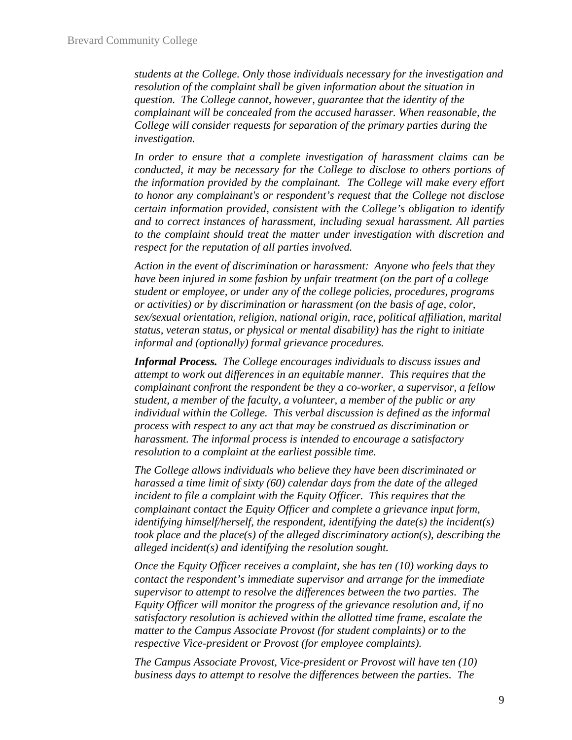*students at the College. Only those individuals necessary for the investigation and resolution of the complaint shall be given information about the situation in question. The College cannot, however, guarantee that the identity of the complainant will be concealed from the accused harasser. When reasonable, the College will consider requests for separation of the primary parties during the investigation.*

*In order to ensure that a complete investigation of harassment claims can be conducted, it may be necessary for the College to disclose to others portions of the information provided by the complainant. The College will make every effort to honor any complainant's or respondent's request that the College not disclose certain information provided, consistent with the College's obligation to identify and to correct instances of harassment, including sexual harassment. All parties to the complaint should treat the matter under investigation with discretion and respect for the reputation of all parties involved.*

*Action in the event of discrimination or harassment: Anyone who feels that they have been injured in some fashion by unfair treatment (on the part of a college student or employee, or under any of the college policies, procedures, programs or activities) or by discrimination or harassment (on the basis of age, color, sex/sexual orientation, religion, national origin, race, political affiliation, marital status, veteran status, or physical or mental disability) has the right to initiate informal and (optionally) formal grievance procedures.*

***Informal Process.*** *The College encourages individuals to discuss issues and attempt to work out differences in an equitable manner. This requires that the complainant confront the respondent be they a co-worker, a supervisor, a fellow student, a member of the faculty, a volunteer, a member of the public or any individual within the College. This verbal discussion is defined as the informal process with respect to any act that may be construed as discrimination or harassment. The informal process is intended to encourage a satisfactory resolution to a complaint at the earliest possible time.*

*The College allows individuals who believe they have been discriminated or harassed a time limit of sixty (60) calendar days from the date of the alleged incident to file a complaint with the Equity Officer. This requires that the complainant contact the Equity Officer and complete a grievance input form, identifying himself/herself, the respondent, identifying the date(s) the incident(s) took place and the place(s) of the alleged discriminatory action(s), describing the alleged incident(s) and identifying the resolution sought.*

*Once the Equity Officer receives a complaint, she has ten (10) working days to contact the respondent's immediate supervisor and arrange for the immediate supervisor to attempt to resolve the differences between the two parties. The Equity Officer will monitor the progress of the grievance resolution and, if no satisfactory resolution is achieved within the allotted time frame, escalate the matter to the Campus Associate Provost (for student complaints) or to the respective Vice-president or Provost (for employee complaints).*

*The Campus Associate Provost, Vice-president or Provost will have ten (10) business days to attempt to resolve the differences between the parties. The*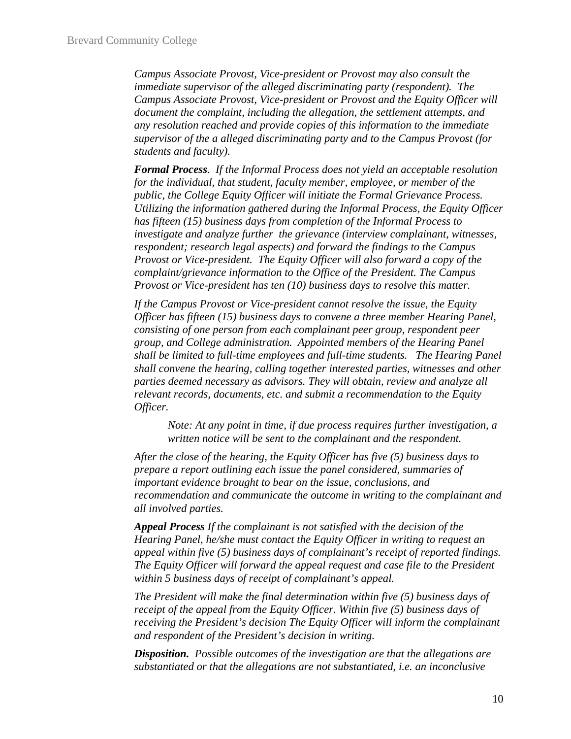*Campus Associate Provost, Vice-president or Provost may also consult the immediate supervisor of the alleged discriminating party (respondent). The Campus Associate Provost, Vice-president or Provost and the Equity Officer will document the complaint, including the allegation, the settlement attempts, and any resolution reached and provide copies of this information to the immediate supervisor of the a alleged discriminating party and to the Campus Provost (for students and faculty).*

***Formal Process**. If the Informal Process does not yield an acceptable resolution for the individual, that student, faculty member, employee, or member of the public, the College Equity Officer will initiate the Formal Grievance Process. Utilizing the information gathered during the Informal Process, the Equity Officer has fifteen (15) business days from completion of the Informal Process to investigate and analyze further the grievance (interview complainant, witnesses, respondent; research legal aspects) and forward the findings to the Campus Provost or Vice-president. The Equity Officer will also forward a copy of the complaint/grievance information to the Office of the President. The Campus Provost or Vice-president has ten (10) business days to resolve this matter.*

*If the Campus Provost or Vice-president cannot resolve the issue, the Equity Officer has fifteen (15) business days to convene a three member Hearing Panel, consisting of one person from each complainant peer group, respondent peer group, and College administration. Appointed members of the Hearing Panel shall be limited to full-time employees and full-time students. The Hearing Panel shall convene the hearing, calling together interested parties, witnesses and other parties deemed necessary as advisors. They will obtain, review and analyze all relevant records, documents, etc. and submit a recommendation to the Equity Officer.*

> *Note: At any point in time, if due process requires further investigation, a written notice will be sent to the complainant and the respondent.*

*After the close of the hearing, the Equity Officer has five (5) business days to prepare a report outlining each issue the panel considered, summaries of important evidence brought to bear on the issue, conclusions, and recommendation and communicate the outcome in writing to the complainant and all involved parties.*

***Appeal Process** If the complainant is not satisfied with the decision of the Hearing Panel, he/she must contact the Equity Officer in writing to request an appeal within five (5) business days of complainant's receipt of reported findings. The Equity Officer will forward the appeal request and case file to the President within 5 business days of receipt of complainant's appeal.*

*The President will make the final determination within five (5) business days of receipt of the appeal from the Equity Officer. Within five (5) business days of receiving the President's decision The Equity Officer will inform the complainant and respondent of the President's decision in writing.*

***Disposition.** Possible outcomes of the investigation are that the allegations are substantiated or that the allegations are not substantiated, i.e. an inconclusive*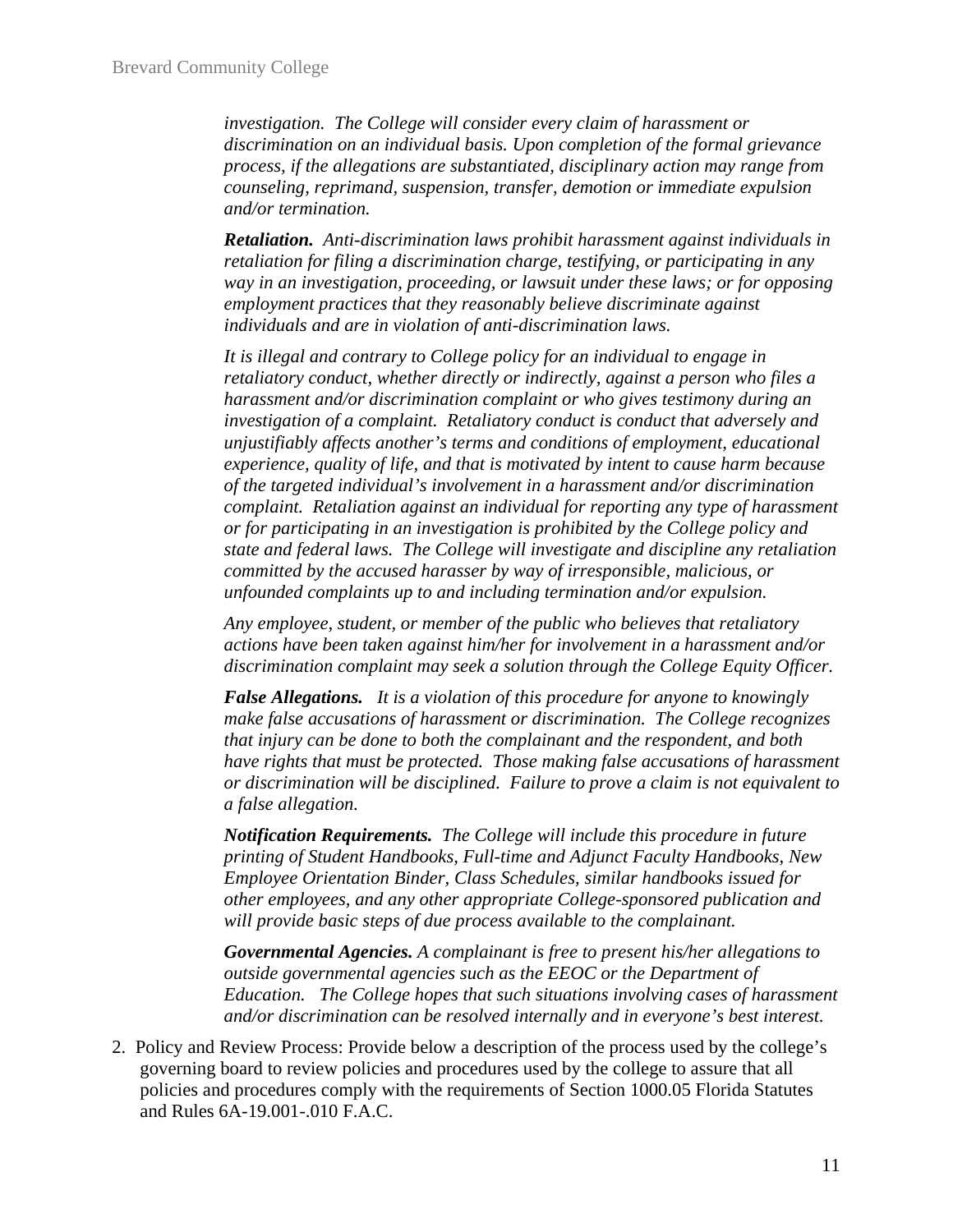*investigation. The College will consider every claim of harassment or discrimination on an individual basis. Upon completion of the formal grievance process, if the allegations are substantiated, disciplinary action may range from counseling, reprimand, suspension, transfer, demotion or immediate expulsion and/or termination.*

***Retaliation.*** *Anti-discrimination laws prohibit harassment against individuals in retaliation for filing a discrimination charge, testifying, or participating in any way in an investigation, proceeding, or lawsuit under these laws; or for opposing employment practices that they reasonably believe discriminate against individuals and are in violation of anti-discrimination laws.*

*It is illegal and contrary to College policy for an individual to engage in retaliatory conduct, whether directly or indirectly, against a person who files a harassment and/or discrimination complaint or who gives testimony during an investigation of a complaint. Retaliatory conduct is conduct that adversely and unjustifiably affects another's terms and conditions of employment, educational experience, quality of life, and that is motivated by intent to cause harm because of the targeted individual's involvement in a harassment and/or discrimination complaint. Retaliation against an individual for reporting any type of harassment or for participating in an investigation is prohibited by the College policy and state and federal laws. The College will investigate and discipline any retaliation committed by the accused harasser by way of irresponsible, malicious, or unfounded complaints up to and including termination and/or expulsion.*

*Any employee, student, or member of the public who believes that retaliatory actions have been taken against him/her for involvement in a harassment and/or discrimination complaint may seek a solution through the College Equity Officer.*

***False Allegations.*** *It is a violation of this procedure for anyone to knowingly make false accusations of harassment or discrimination. The College recognizes that injury can be done to both the complainant and the respondent, and both have rights that must be protected. Those making false accusations of harassment or discrimination will be disciplined. Failure to prove a claim is not equivalent to a false allegation.*

***Notification Requirements.*** *The College will include this procedure in future printing of Student Handbooks, Full-time and Adjunct Faculty Handbooks, New Employee Orientation Binder, Class Schedules, similar handbooks issued for other employees, and any other appropriate College-sponsored publication and will provide basic steps of due process available to the complainant.*

***Governmental Agencies.*** *A complainant is free to present his/her allegations to outside governmental agencies such as the EEOC or the Department of Education. The College hopes that such situations involving cases of harassment and/or discrimination can be resolved internally and in everyone's best interest.*

2. Policy and Review Process: Provide below a description of the process used by the college's governing board to review policies and procedures used by the college to assure that all policies and procedures comply with the requirements of Section 1000.05 Florida Statutes and Rules 6A-19.001-.010 F.A.C.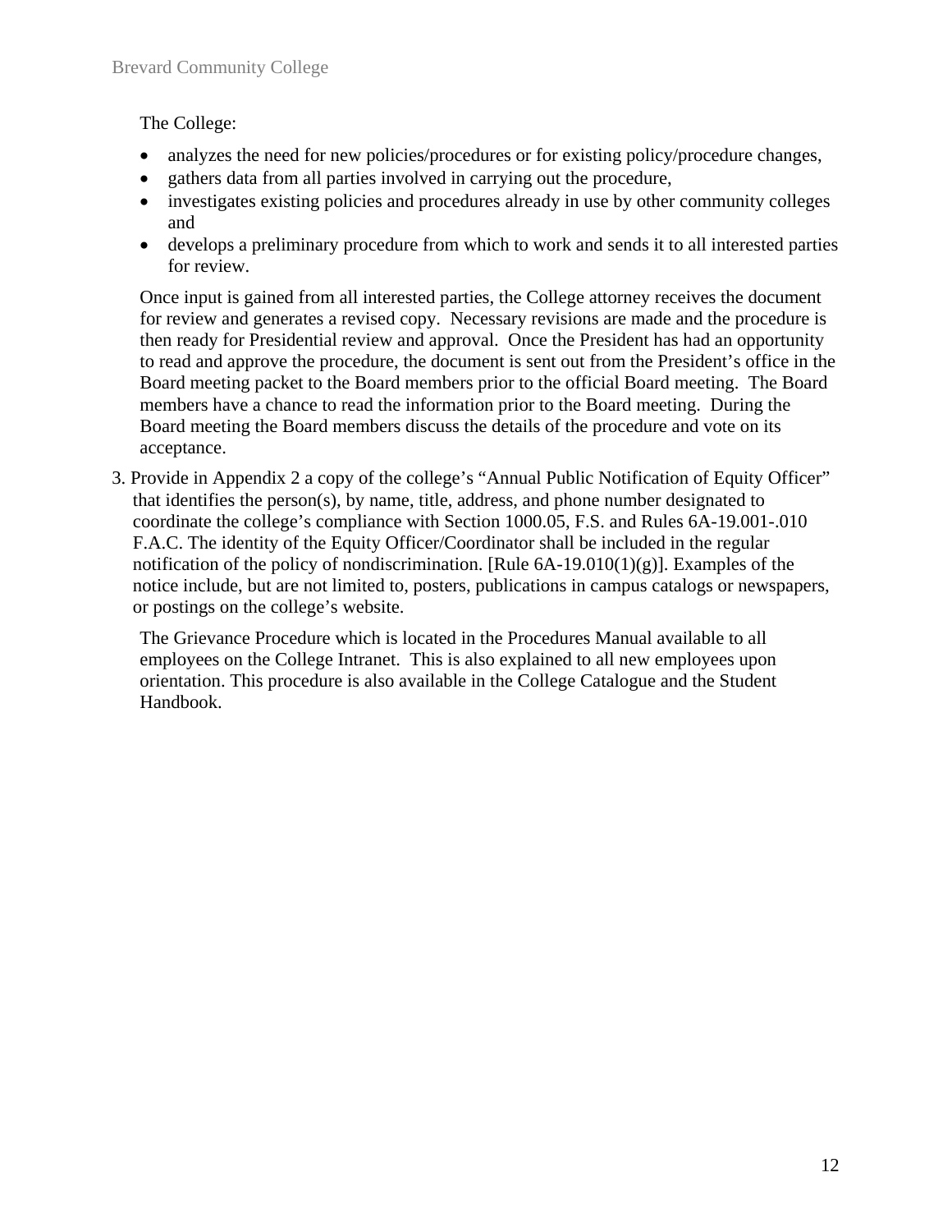The College:

- analyzes the need for new policies/procedures or for existing policy/procedure changes,
- gathers data from all parties involved in carrying out the procedure,
- investigates existing policies and procedures already in use by other community colleges and
- develops a preliminary procedure from which to work and sends it to all interested parties for review.

Once input is gained from all interested parties, the College attorney receives the document for review and generates a revised copy. Necessary revisions are made and the procedure is then ready for Presidential review and approval. Once the President has had an opportunity to read and approve the procedure, the document is sent out from the President's office in the Board meeting packet to the Board members prior to the official Board meeting. The Board members have a chance to read the information prior to the Board meeting. During the Board meeting the Board members discuss the details of the procedure and vote on its acceptance.

3. Provide in Appendix 2 a copy of the college's "Annual Public Notification of Equity Officer" that identifies the person(s), by name, title, address, and phone number designated to coordinate the college's compliance with Section 1000.05, F.S. and Rules 6A-19.001-.010 F.A.C. The identity of the Equity Officer/Coordinator shall be included in the regular notification of the policy of nondiscrimination. [Rule 6A-19.010(1)(g)]. Examples of the notice include, but are not limited to, posters, publications in campus catalogs or newspapers, or postings on the college's website.

   The Grievance Procedure which is located in the Procedures Manual available to all employees on the College Intranet. This is also explained to all new employees upon orientation. This procedure is also available in the College Catalogue and the Student Handbook.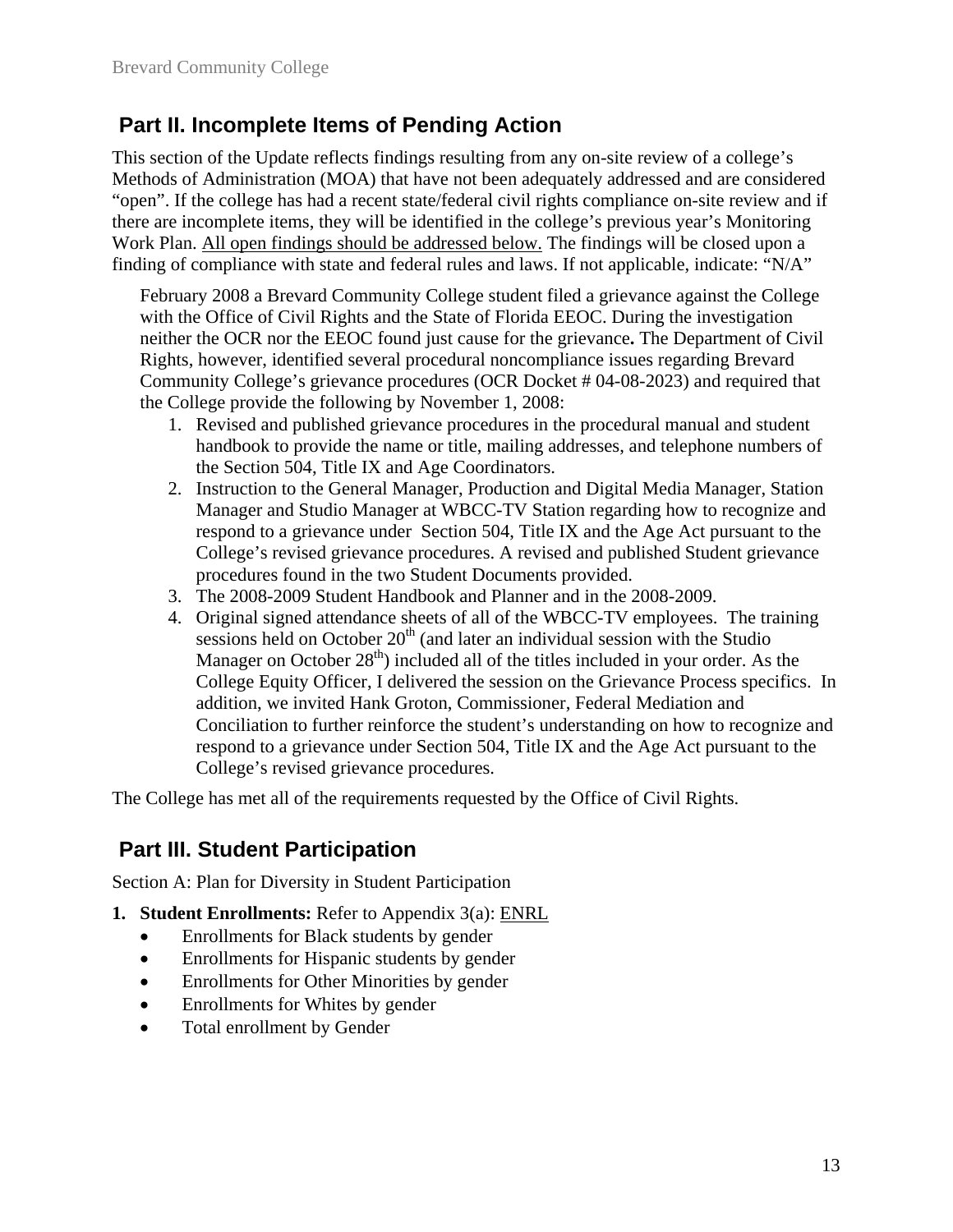## Part II. Incomplete Items of Pending Action

This section of the Update reflects findings resulting from any on-site review of a college's Methods of Administration (MOA) that have not been adequately addressed and are considered "open". If the college has had a recent state/federal civil rights compliance on-site review and if there are incomplete items, they will be identified in the college's previous year's Monitoring Work Plan. <u>All open findings should be addressed below.</u> The findings will be closed upon a finding of compliance with state and federal rules and laws. If not applicable, indicate: "N/A"

February 2008 a Brevard Community College student filed a grievance against the College with the Office of Civil Rights and the State of Florida EEOC. During the investigation neither the OCR nor the EEOC found just cause for the grievance**.** The Department of Civil Rights, however, identified several procedural noncompliance issues regarding Brevard Community College's grievance procedures (OCR Docket # 04-08-2023) and required that the College provide the following by November 1, 2008:

1. Revised and published grievance procedures in the procedural manual and student handbook to provide the name or title, mailing addresses, and telephone numbers of the Section 504, Title IX and Age Coordinators.
2. Instruction to the General Manager, Production and Digital Media Manager, Station Manager and Studio Manager at WBCC-TV Station regarding how to recognize and respond to a grievance under Section 504, Title IX and the Age Act pursuant to the College's revised grievance procedures. A revised and published Student grievance procedures found in the two Student Documents provided.
3. The 2008-2009 Student Handbook and Planner and in the 2008-2009.
4. Original signed attendance sheets of all of the WBCC-TV employees. The training sessions held on October 20th (and later an individual session with the Studio Manager on October 28th) included all of the titles included in your order. As the College Equity Officer, I delivered the session on the Grievance Process specifics. In addition, we invited Hank Groton, Commissioner, Federal Mediation and Conciliation to further reinforce the student's understanding on how to recognize and respond to a grievance under Section 504, Title IX and the Age Act pursuant to the College's revised grievance procedures.

The College has met all of the requirements requested by the Office of Civil Rights.

## Part III. Student Participation

Section A: Plan for Diversity in Student Participation

1. **Student Enrollments:** Refer to Appendix 3(a): <u>ENRL</u>
   - Enrollments for Black students by gender
   - Enrollments for Hispanic students by gender
   - Enrollments for Other Minorities by gender
   - Enrollments for Whites by gender
   - Total enrollment by Gender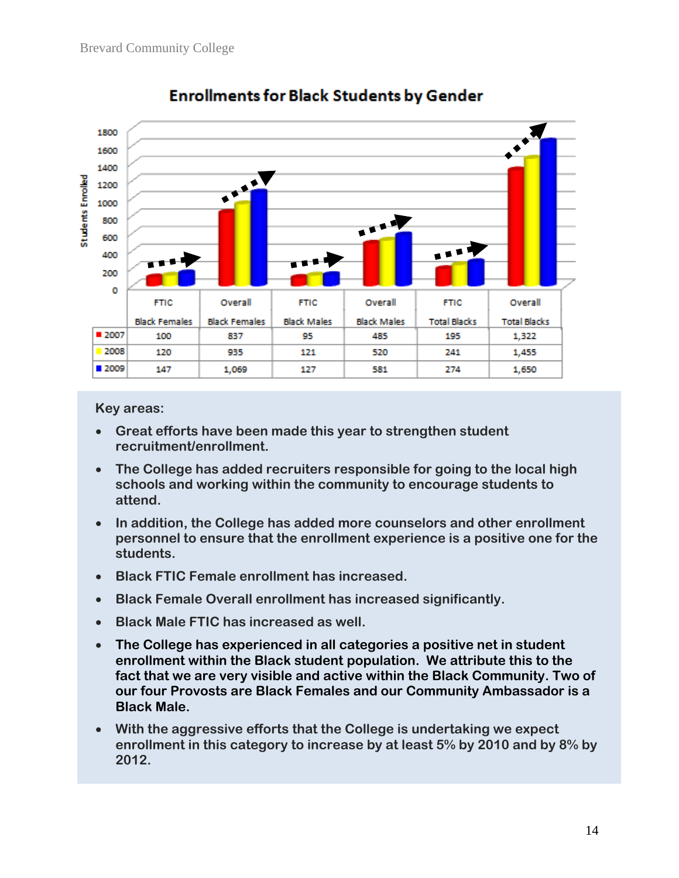## Enrollments for Black Students by Gender

| | FTIC Black Females | Overall Black Females | FTIC Black Males | Overall Black Males | FTIC Total Blacks | Overall Total Blacks |
|---|---|---|---|---|---|---|
| 2007 | 100 | 837 | 95 | 485 | 195 | 1,322 |
| 2008 | 120 | 935 | 121 | 520 | 241 | 1,455 |
| 2009 | 147 | 1,069 | 127 | 581 | 274 | 1,650 |

**Key areas:**

- **Great efforts have been made this year to strengthen student recruitment/enrollment.**
- **The College has added recruiters responsible for going to the local high schools and working within the community to encourage students to attend.**
- **In addition, the College has added more counselors and other enrollment personnel to ensure that the enrollment experience is a positive one for the students.**
- **Black FTIC Female enrollment has increased.**
- **Black Female Overall enrollment has increased significantly.**
- **Black Male FTIC has increased as well.**
- **The College has experienced in all categories a positive net in student enrollment within the Black student population. We attribute this to the fact that we are very visible and active within the Black Community. Two of our four Provosts are Black Females and our Community Ambassador is a Black Male.**
- **With the aggressive efforts that the College is undertaking we expect enrollment in this category to increase by at least 5% by 2010 and by 8% by 2012.**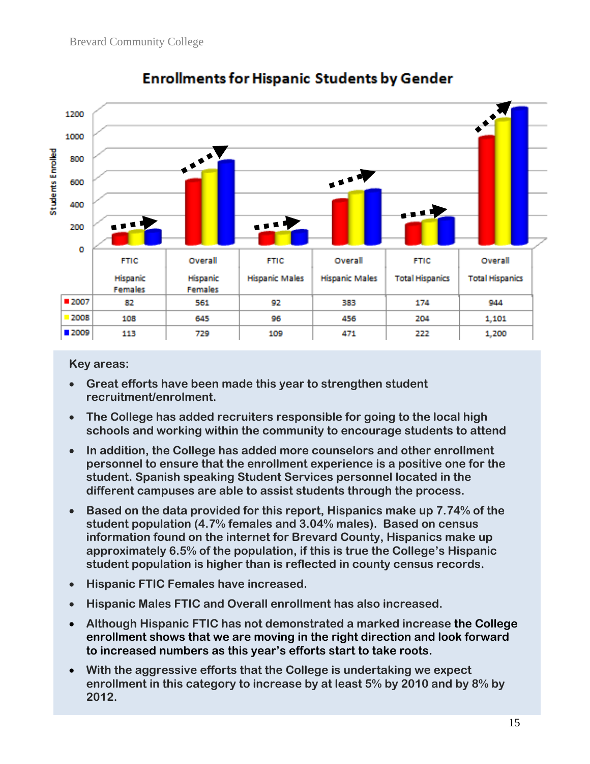## Enrollments for Hispanic Students by Gender

| | FTIC Hispanic Females | Overall Hispanic Females | FTIC Hispanic Males | Overall Hispanic Males | FTIC Total Hispanics | Overall Total Hispanics |
|---|---|---|---|---|---|---|
| 2007 | 82 | 561 | 92 | 383 | 174 | 944 |
| 2008 | 108 | 645 | 96 | 456 | 204 | 1,101 |
| 2009 | 113 | 729 | 109 | 471 | 222 | 1,200 |

**Key areas:**

- **Great efforts have been made this year to strengthen student recruitment/enrolment.**
- **The College has added recruiters responsible for going to the local high schools and working within the community to encourage students to attend**
- **In addition, the College has added more counselors and other enrollment personnel to ensure that the enrollment experience is a positive one for the student. Spanish speaking Student Services personnel located in the different campuses are able to assist students through the process.**
- **Based on the data provided for this report, Hispanics make up 7.74% of the student population (4.7% females and 3.04% males). Based on census information found on the internet for Brevard County, Hispanics make up approximately 6.5% of the population, if this is true the College's Hispanic student population is higher than is reflected in county census records.**
- **Hispanic FTIC Females have increased.**
- **Hispanic Males FTIC and Overall enrollment has also increased.**
- **Although Hispanic FTIC has not demonstrated a marked increase the College enrollment shows that we are moving in the right direction and look forward to increased numbers as this year's efforts start to take roots.**
- **With the aggressive efforts that the College is undertaking we expect enrollment in this category to increase by at least 5% by 2010 and by 8% by 2012.**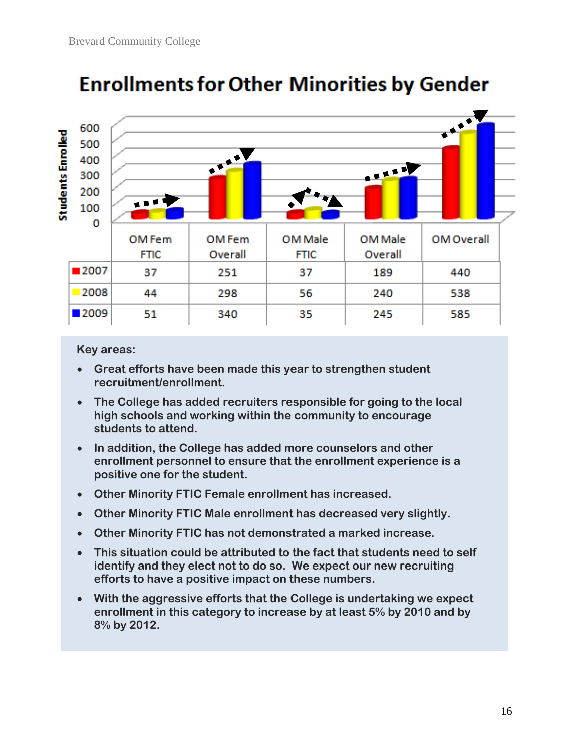## Enrollments for Other Minorities by Gender

| | OM Fem FTIC | OM Fem Overall | OM Male FTIC | OM Male Overall | OM Overall |
|---|---|---|---|---|---|
| 2007 | 37 | 251 | 37 | 189 | 440 |
| 2008 | 44 | 298 | 56 | 240 | 538 |
| 2009 | 51 | 340 | 35 | 245 | 585 |

**Key areas:**

- **Great efforts have been made this year to strengthen student recruitment/enrollment.**
- **The College has added recruiters responsible for going to the local high schools and working within the community to encourage students to attend.**
- **In addition, the College has added more counselors and other enrollment personnel to ensure that the enrollment experience is a positive one for the student.**
- **Other Minority FTIC Female enrollment has increased.**
- **Other Minority FTIC Male enrollment has decreased very slightly.**
- **Other Minority FTIC has not demonstrated a marked increase.**
- **This situation could be attributed to the fact that students need to self identify and they elect not to do so. We expect our new recruiting efforts to have a positive impact on these numbers.**
- **With the aggressive efforts that the College is undertaking we expect enrollment in this category to increase by at least 5% by 2010 and by 8% by 2012.**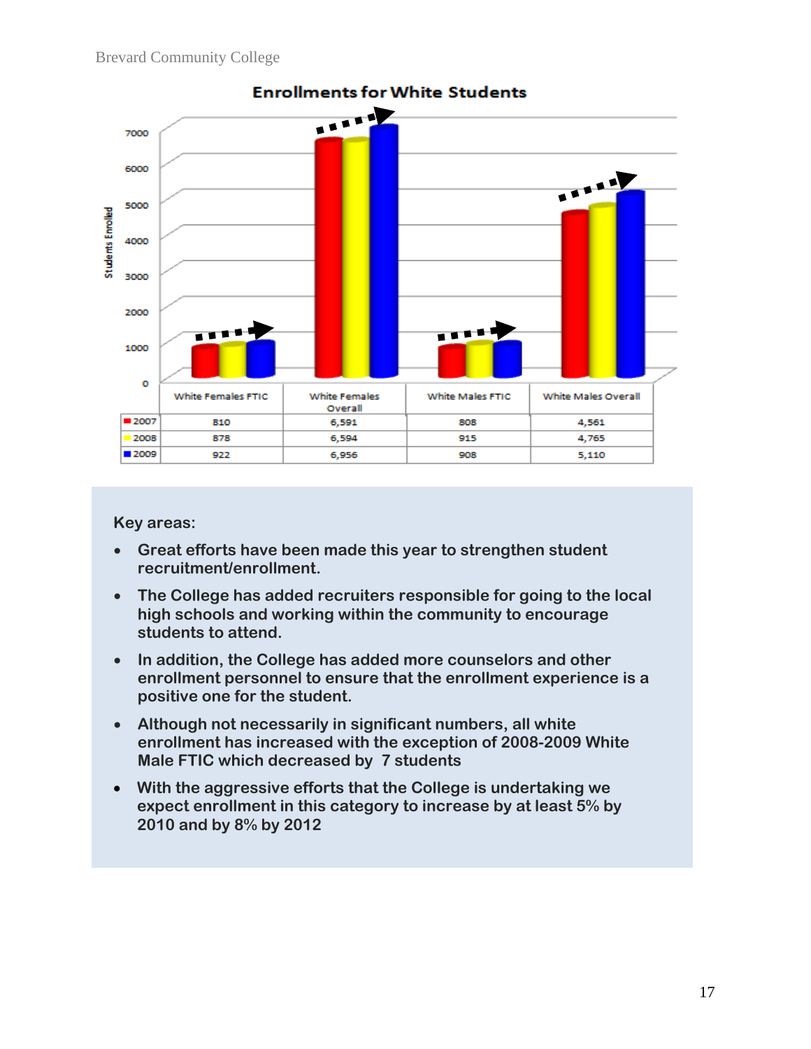## Enrollments for White Students

| | White Females FTIC | White Females Overall | White Males FTIC | White Males Overall |
|---|---|---|---|---|
| 2007 | 810 | 6,591 | 808 | 4,561 |
| 2008 | 878 | 6,594 | 915 | 4,765 |
| 2009 | 922 | 6,956 | 908 | 5,110 |

Key areas:

- Great efforts have been made this year to strengthen student recruitment/enrollment.
- The College has added recruiters responsible for going to the local high schools and working within the community to encourage students to attend.
- In addition, the College has added more counselors and other enrollment personnel to ensure that the enrollment experience is a positive one for the student.
- Although not necessarily in significant numbers, all white enrollment has increased with the exception of 2008-2009 White Male FTIC which decreased by 7 students
- With the aggressive efforts that the College is undertaking we expect enrollment in this category to increase by at least 5% by 2010 and by 8% by 2012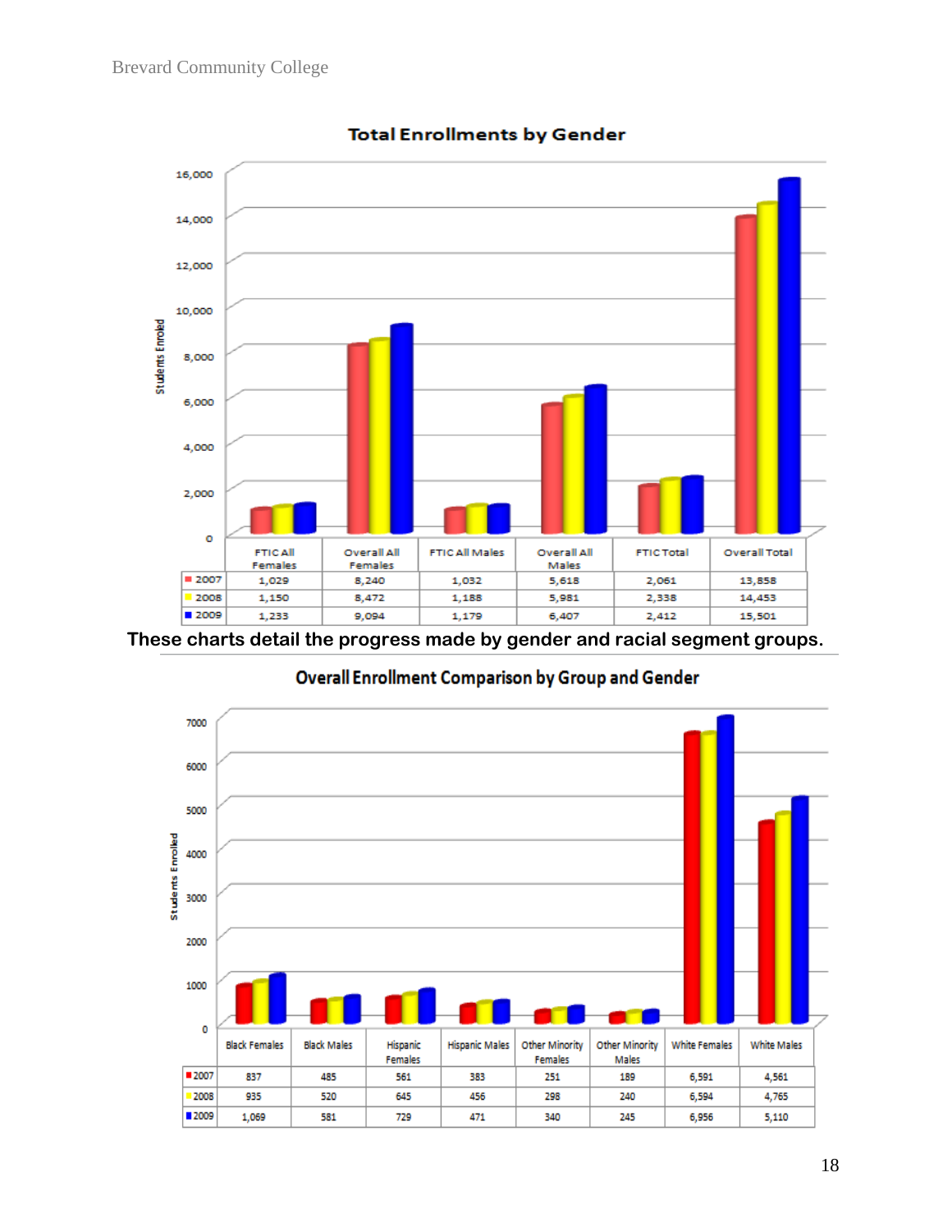## Total Enrollments by Gender

| | FTIC All Females | Overall All Females | FTIC All Males | Overall All Males | FTIC Total | Overall Total |
|---|---|---|---|---|---|---|
| 2007 | 1,029 | 8,240 | 1,032 | 5,618 | 2,061 | 13,858 |
| 2008 | 1,150 | 8,472 | 1,188 | 5,981 | 2,338 | 14,453 |
| 2009 | 1,233 | 9,094 | 1,179 | 6,407 | 2,412 | 15,501 |

**These charts detail the progress made by gender and racial segment groups.**

## Overall Enrollment Comparison by Group and Gender

| | Black Females | Black Males | Hispanic Females | Hispanic Males | Other Minority Females | Other Minority Males | White Females | White Males |
|---|---|---|---|---|---|---|---|---|
| 2007 | 837 | 485 | 561 | 383 | 251 | 189 | 6,591 | 4,561 |
| 2008 | 935 | 520 | 645 | 456 | 298 | 240 | 6,594 | 4,765 |
| 2009 | 1,069 | 581 | 729 | 471 | 340 | 245 | 6,956 | 5,110 |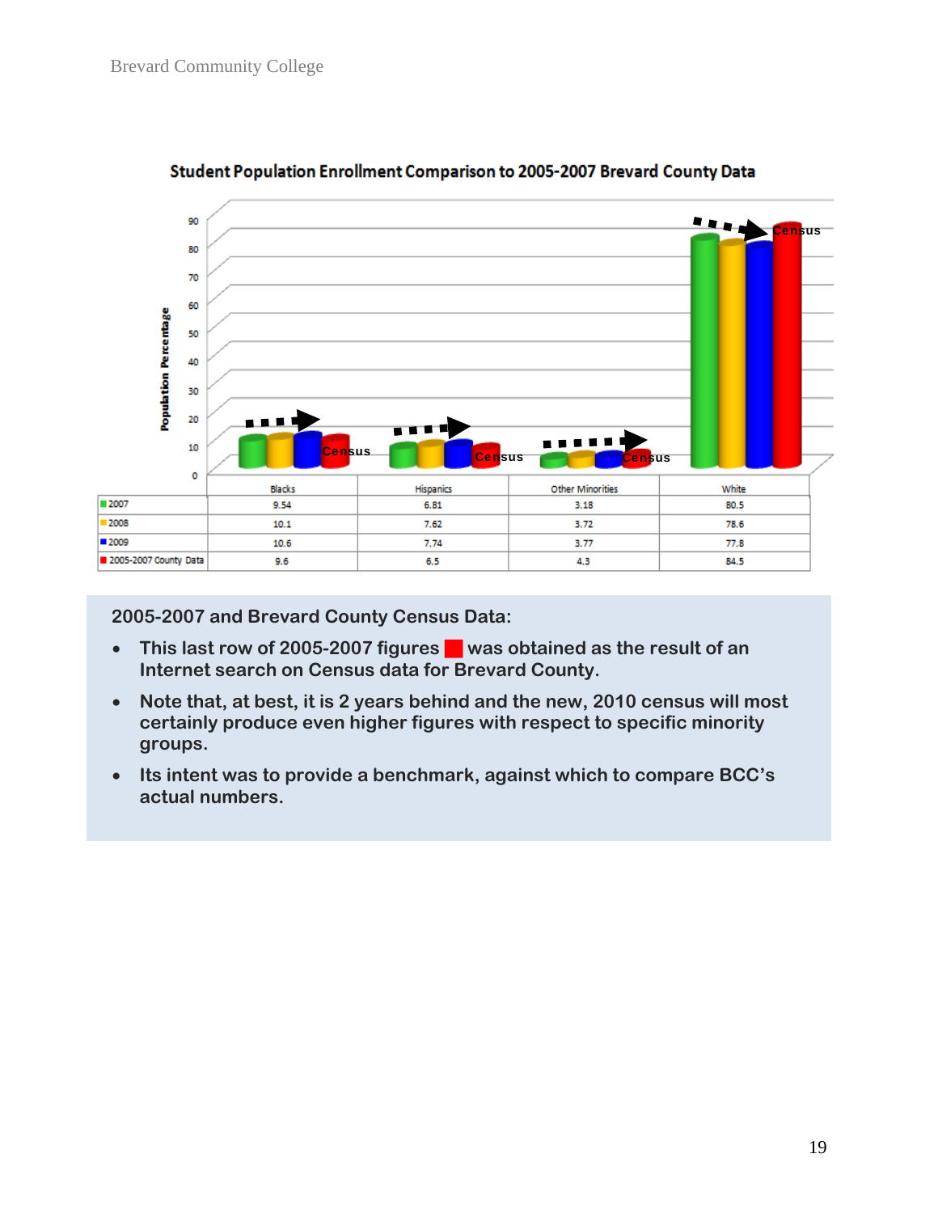**Student Population Enrollment Comparison to 2005-2007 Brevard County Data**

| | Blacks | Hispanics | Other Minorities | White |
|---|---|---|---|---|
| 2007 | 9.54 | 6.81 | 3.18 | 80.5 |
| 2008 | 10.1 | 7.62 | 3.72 | 78.6 |
| 2009 | 10.6 | 7.74 | 3.77 | 77.8 |
| 2005-2007 County Data | 9.6 | 6.5 | 4.3 | 84.5 |

**2005-2007 and Brevard County Census Data:**

- **This last row of 2005-2007 figures ■ was obtained as the result of an Internet search on Census data for Brevard County.**
- **Note that, at best, it is 2 years behind and the new, 2010 census will most certainly produce even higher figures with respect to specific minority groups.**
- **Its intent was to provide a benchmark, against which to compare BCC's actual numbers.**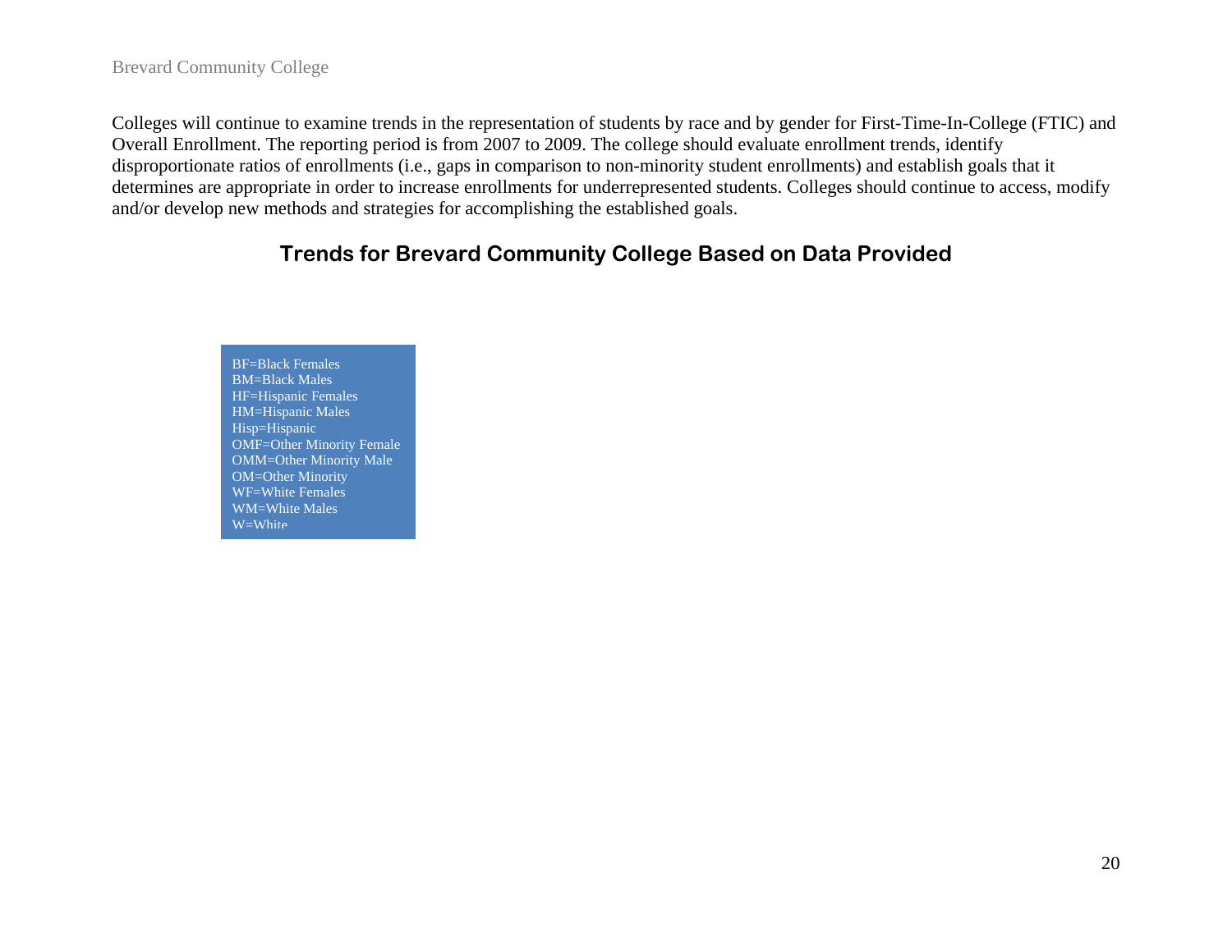Colleges will continue to examine trends in the representation of students by race and by gender for First-Time-In-College (FTIC) and Overall Enrollment. The reporting period is from 2007 to 2009. The college should evaluate enrollment trends, identify disproportionate ratios of enrollments (i.e., gaps in comparison to non-minority student enrollments) and establish goals that it determines are appropriate in order to increase enrollments for underrepresented students. Colleges should continue to access, modify and/or develop new methods and strategies for accomplishing the established goals.

## Trends for Brevard Community College Based on Data Provided

BF=Black Females
BM=Black Males
HF=Hispanic Females
HM=Hispanic Males
Hisp=Hispanic
OMF=Other Minority Female
OMM=Other Minority Male
OM=Other Minority
WF=White Females
WM=White Males
W=White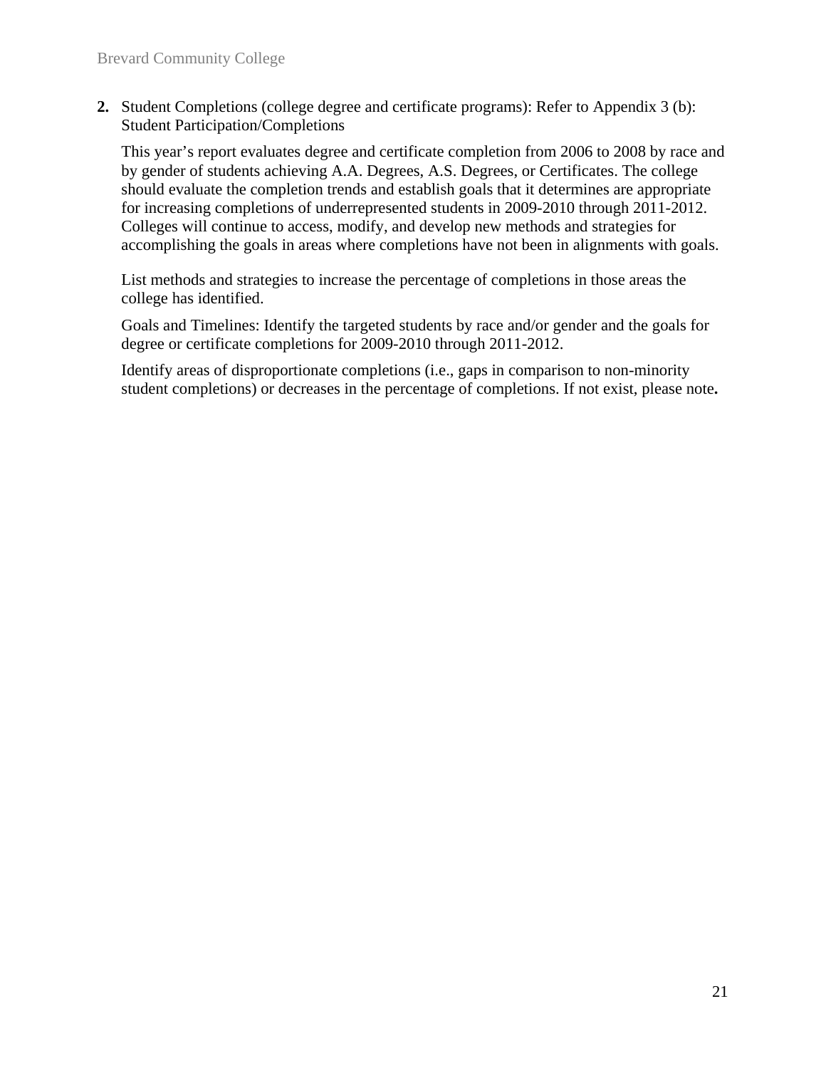**2.** Student Completions (college degree and certificate programs): Refer to Appendix 3 (b): Student Participation/Completions

This year's report evaluates degree and certificate completion from 2006 to 2008 by race and by gender of students achieving A.A. Degrees, A.S. Degrees, or Certificates. The college should evaluate the completion trends and establish goals that it determines are appropriate for increasing completions of underrepresented students in 2009-2010 through 2011-2012. Colleges will continue to access, modify, and develop new methods and strategies for accomplishing the goals in areas where completions have not been in alignments with goals.

List methods and strategies to increase the percentage of completions in those areas the college has identified.

Goals and Timelines: Identify the targeted students by race and/or gender and the goals for degree or certificate completions for 2009-2010 through 2011-2012.

Identify areas of disproportionate completions (i.e., gaps in comparison to non-minority student completions) or decreases in the percentage of completions. If not exist, please note**.**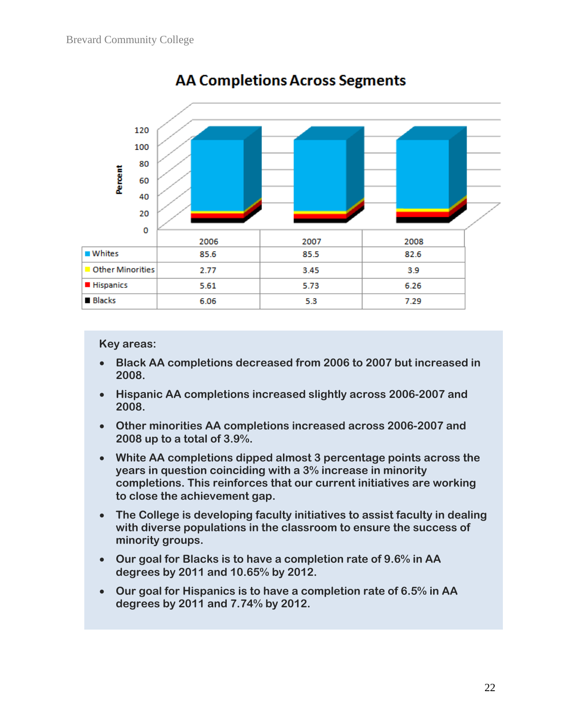## AA Completions Across Segments

| | 2006 | 2007 | 2008 |
|---|---|---|---|
| Whites | 85.6 | 85.5 | 82.6 |
| Other Minorities | 2.77 | 3.45 | 3.9 |
| Hispanics | 5.61 | 5.73 | 6.26 |
| Blacks | 6.06 | 5.3 | 7.29 |

**Key areas:**

- **Black AA completions decreased from 2006 to 2007 but increased in 2008.**
- **Hispanic AA completions increased slightly across 2006-2007 and 2008.**
- **Other minorities AA completions increased across 2006-2007 and 2008 up to a total of 3.9%.**
- **White AA completions dipped almost 3 percentage points across the years in question coinciding with a 3% increase in minority completions. This reinforces that our current initiatives are working to close the achievement gap.**
- **The College is developing faculty initiatives to assist faculty in dealing with diverse populations in the classroom to ensure the success of minority groups.**
- **Our goal for Blacks is to have a completion rate of 9.6% in AA degrees by 2011 and 10.65% by 2012.**
- **Our goal for Hispanics is to have a completion rate of 6.5% in AA degrees by 2011 and 7.74% by 2012.**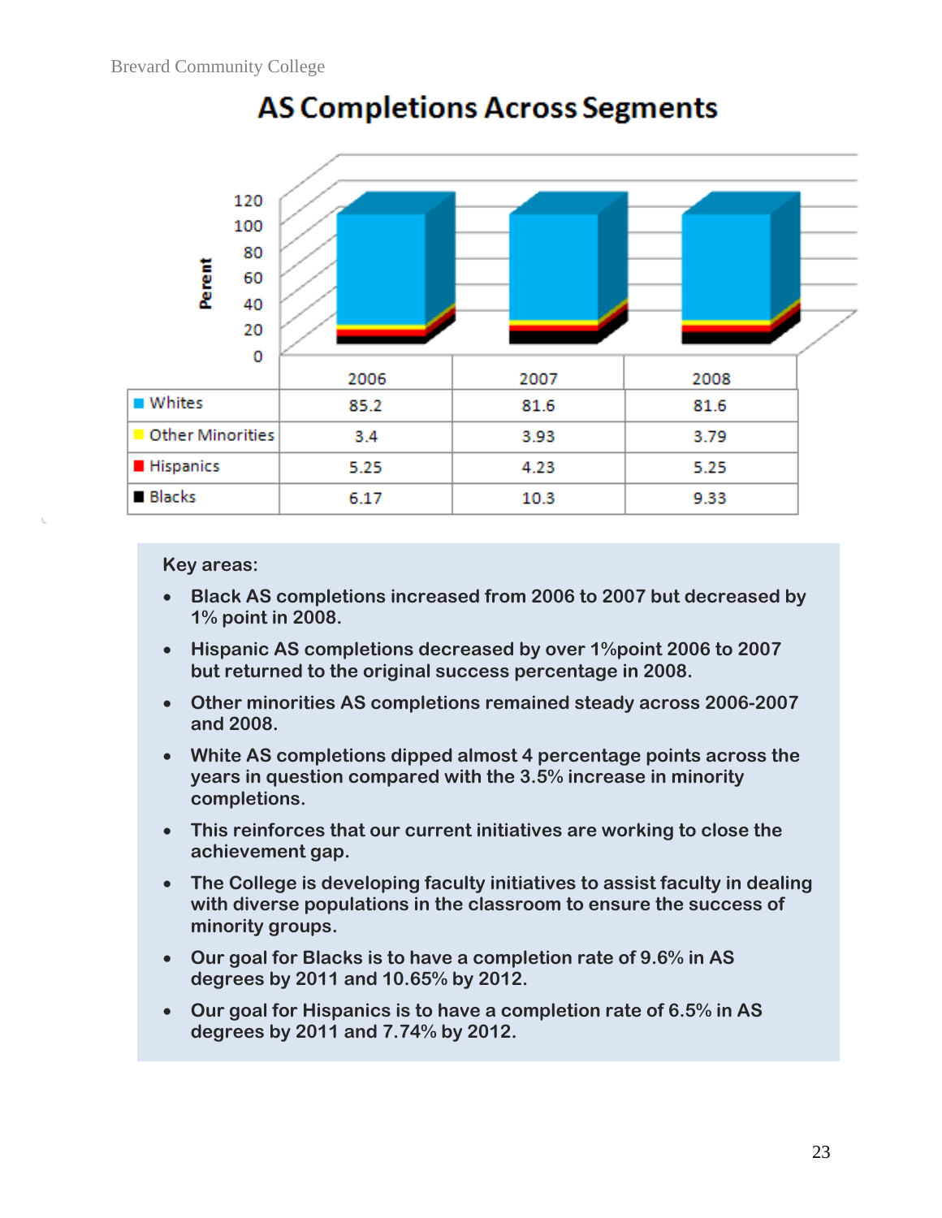# AS Completions Across Segments

| | 2006 | 2007 | 2008 |
|---|---|---|---|
| Whites | 85.2 | 81.6 | 81.6 |
| Other Minorities | 3.4 | 3.93 | 3.79 |
| Hispanics | 5.25 | 4.23 | 5.25 |
| Blacks | 6.17 | 10.3 | 9.33 |

**Key areas:**

- **Black AS completions increased from 2006 to 2007 but decreased by 1% point in 2008.**
- **Hispanic AS completions decreased by over 1%point 2006 to 2007 but returned to the original success percentage in 2008.**
- **Other minorities AS completions remained steady across 2006-2007 and 2008.**
- **White AS completions dipped almost 4 percentage points across the years in question compared with the 3.5% increase in minority completions.**
- **This reinforces that our current initiatives are working to close the achievement gap.**
- **The College is developing faculty initiatives to assist faculty in dealing with diverse populations in the classroom to ensure the success of minority groups.**
- **Our goal for Blacks is to have a completion rate of 9.6% in AS degrees by 2011 and 10.65% by 2012.**
- **Our goal for Hispanics is to have a completion rate of 6.5% in AS degrees by 2011 and 7.74% by 2012.**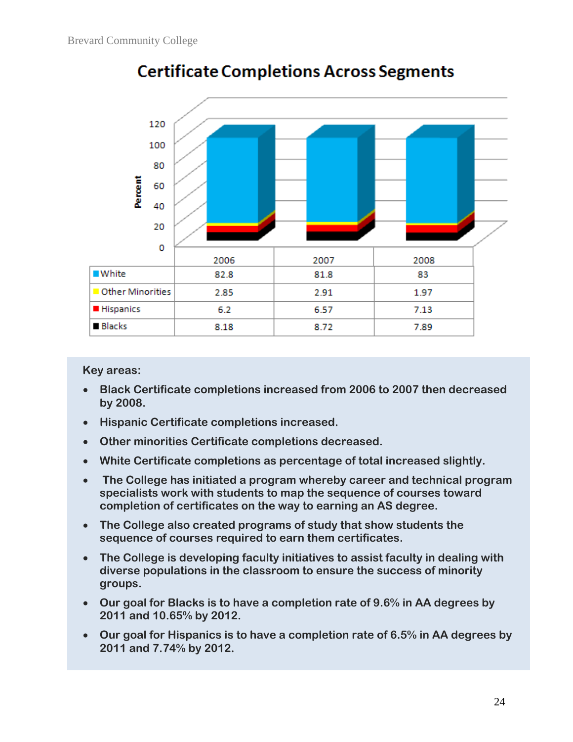## Certificate Completions Across Segments

| | 2006 | 2007 | 2008 |
|---|---|---|---|
| White | 82.8 | 81.8 | 83 |
| Other Minorities | 2.85 | 2.91 | 1.97 |
| Hispanics | 6.2 | 6.57 | 7.13 |
| Blacks | 8.18 | 8.72 | 7.89 |

**Key areas:**

- **Black Certificate completions increased from 2006 to 2007 then decreased by 2008.**
- **Hispanic Certificate completions increased.**
- **Other minorities Certificate completions decreased.**
- **White Certificate completions as percentage of total increased slightly.**
- **The College has initiated a program whereby career and technical program specialists work with students to map the sequence of courses toward completion of certificates on the way to earning an AS degree.**
- **The College also created programs of study that show students the sequence of courses required to earn them certificates.**
- **The College is developing faculty initiatives to assist faculty in dealing with diverse populations in the classroom to ensure the success of minority groups.**
- **Our goal for Blacks is to have a completion rate of 9.6% in AA degrees by 2011 and 10.65% by 2012.**
- **Our goal for Hispanics is to have a completion rate of 6.5% in AA degrees by 2011 and 7.74% by 2012.**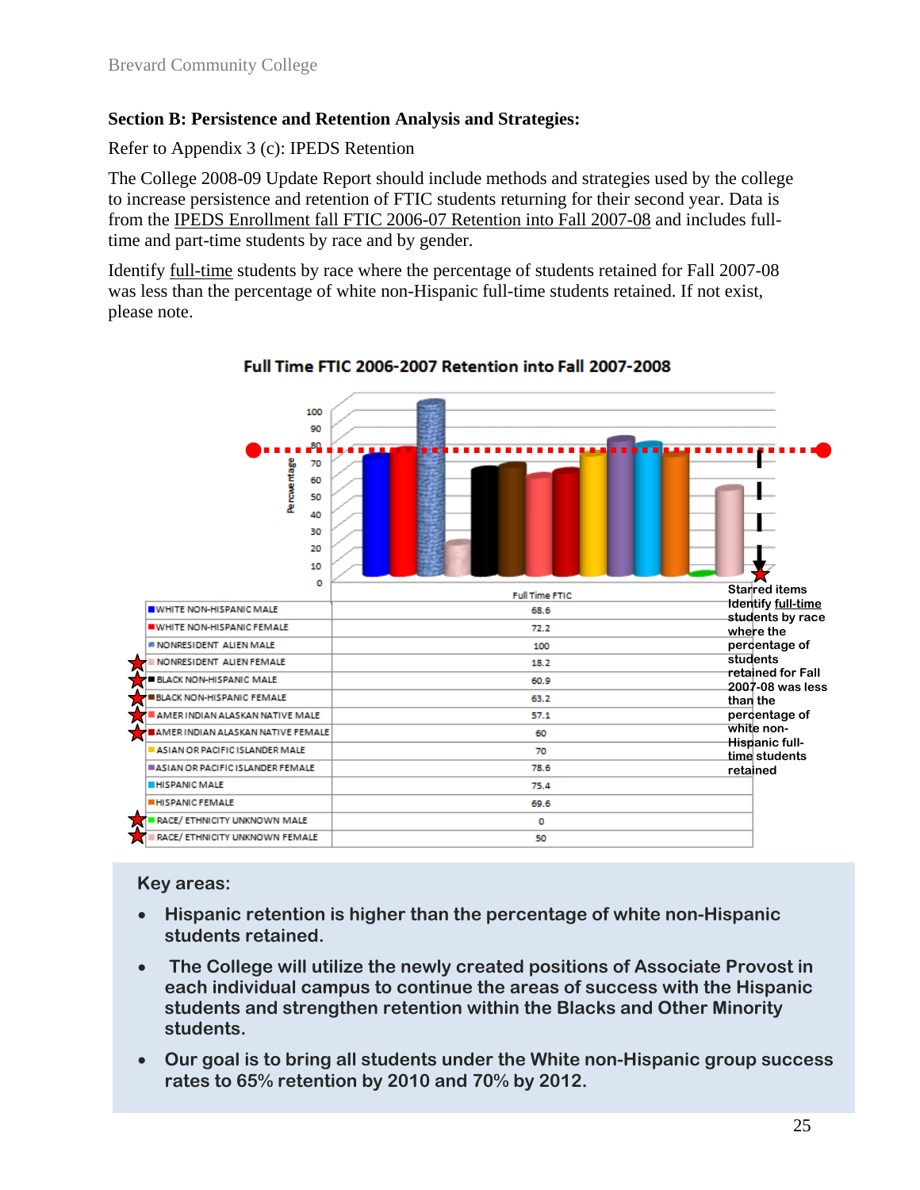**Section B: Persistence and Retention Analysis and Strategies:**

Refer to Appendix 3 (c): IPEDS Retention

The College 2008-09 Update Report should include methods and strategies used by the college to increase persistence and retention of FTIC students returning for their second year. Data is from the IPEDS Enrollment fall FTIC 2006-07 Retention into Fall 2007-08 and includes full-time and part-time students by race and by gender.

Identify full-time students by race where the percentage of students retained for Fall 2007-08 was less than the percentage of white non-Hispanic full-time students retained. If not exist, please note.

**Full Time FTIC 2006-2007 Retention into Fall 2007-2008**

| | Full Time FTIC |
|---|---|
| WHITE NON-HISPANIC MALE | 68.6 |
| WHITE NON-HISPANIC FEMALE | 72.2 |
| NONRESIDENT ALIEN MALE | 100 |
| ★ NONRESIDENT ALIEN FEMALE | 18.2 |
| ★ BLACK NON-HISPANIC MALE | 60.9 |
| ★ BLACK NON-HISPANIC FEMALE | 63.2 |
| ★ AMER INDIAN ALASKAN NATIVE MALE | 57.1 |
| ★ AMER INDIAN ALASKAN NATIVE FEMALE | 60 |
| ASIAN OR PACIFIC ISLANDER MALE | 70 |
| ASIAN OR PACIFIC ISLANDER FEMALE | 78.6 |
| HISPANIC MALE | 75.4 |
| HISPANIC FEMALE | 69.6 |
| ★ RACE/ ETHNICITY UNKNOWN MALE | 0 |
| ★ RACE/ ETHNICITY UNKNOWN FEMALE | 50 |

Starred items Identify full-time students by race where the percentage of students retained for Fall 2007-08 was less than the percentage of white non-Hispanic full-time students retained

**Key areas:**

- **Hispanic retention is higher than the percentage of white non-Hispanic students retained.**
- **The College will utilize the newly created positions of Associate Provost in each individual campus to continue the areas of success with the Hispanic students and strengthen retention within the Blacks and Other Minority students.**
- **Our goal is to bring all students under the White non-Hispanic group success rates to 65% retention by 2010 and 70% by 2012.**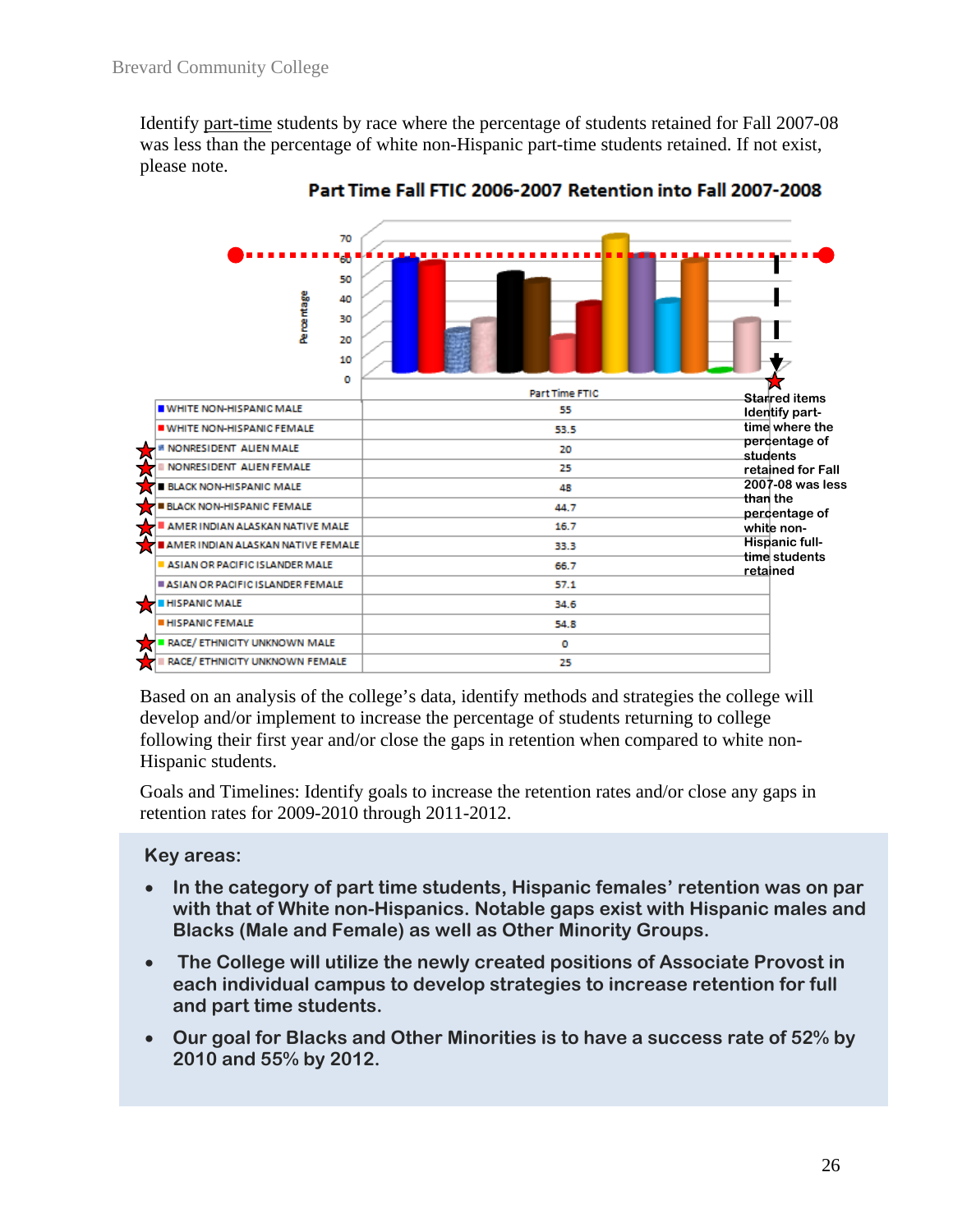Identify part-time students by race where the percentage of students retained for Fall 2007-08 was less than the percentage of white non-Hispanic part-time students retained. If not exist, please note.

**Part Time Fall FTIC 2006-2007 Retention into Fall 2007-2008**

| | Part Time FTIC |
|---|---|
| WHITE NON-HISPANIC MALE | 55 |
| WHITE NON-HISPANIC FEMALE | 53.5 |
| ★ NONRESIDENT ALIEN MALE | 20 |
| ★ NONRESIDENT ALIEN FEMALE | 25 |
| ★ BLACK NON-HISPANIC MALE | 48 |
| ★ BLACK NON-HISPANIC FEMALE | 44.7 |
| ★ AMER INDIAN ALASKAN NATIVE MALE | 16.7 |
| ★ AMER INDIAN ALASKAN NATIVE FEMALE | 33.3 |
| ASIAN OR PACIFIC ISLANDER MALE | 66.7 |
| ASIAN OR PACIFIC ISLANDER FEMALE | 57.1 |
| ★ HISPANIC MALE | 34.6 |
| HISPANIC FEMALE | 54.8 |
| ★ RACE/ ETHNICITY UNKNOWN MALE | 0 |
| ★ RACE/ ETHNICITY UNKNOWN FEMALE | 25 |

Starred items Identify part-time where the percentage of students retained for Fall 2007-08 was less than the percentage of white non-Hispanic full-time students retained

Based on an analysis of the college's data, identify methods and strategies the college will develop and/or implement to increase the percentage of students returning to college following their first year and/or close the gaps in retention when compared to white non-Hispanic students.

Goals and Timelines: Identify goals to increase the retention rates and/or close any gaps in retention rates for 2009-2010 through 2011-2012.

**Key areas:**

- **In the category of part time students, Hispanic females' retention was on par with that of White non-Hispanics. Notable gaps exist with Hispanic males and Blacks (Male and Female) as well as Other Minority Groups.**
- **The College will utilize the newly created positions of Associate Provost in each individual campus to develop strategies to increase retention for full and part time students.**
- **Our goal for Blacks and Other Minorities is to have a success rate of 52% by 2010 and 55% by 2012.**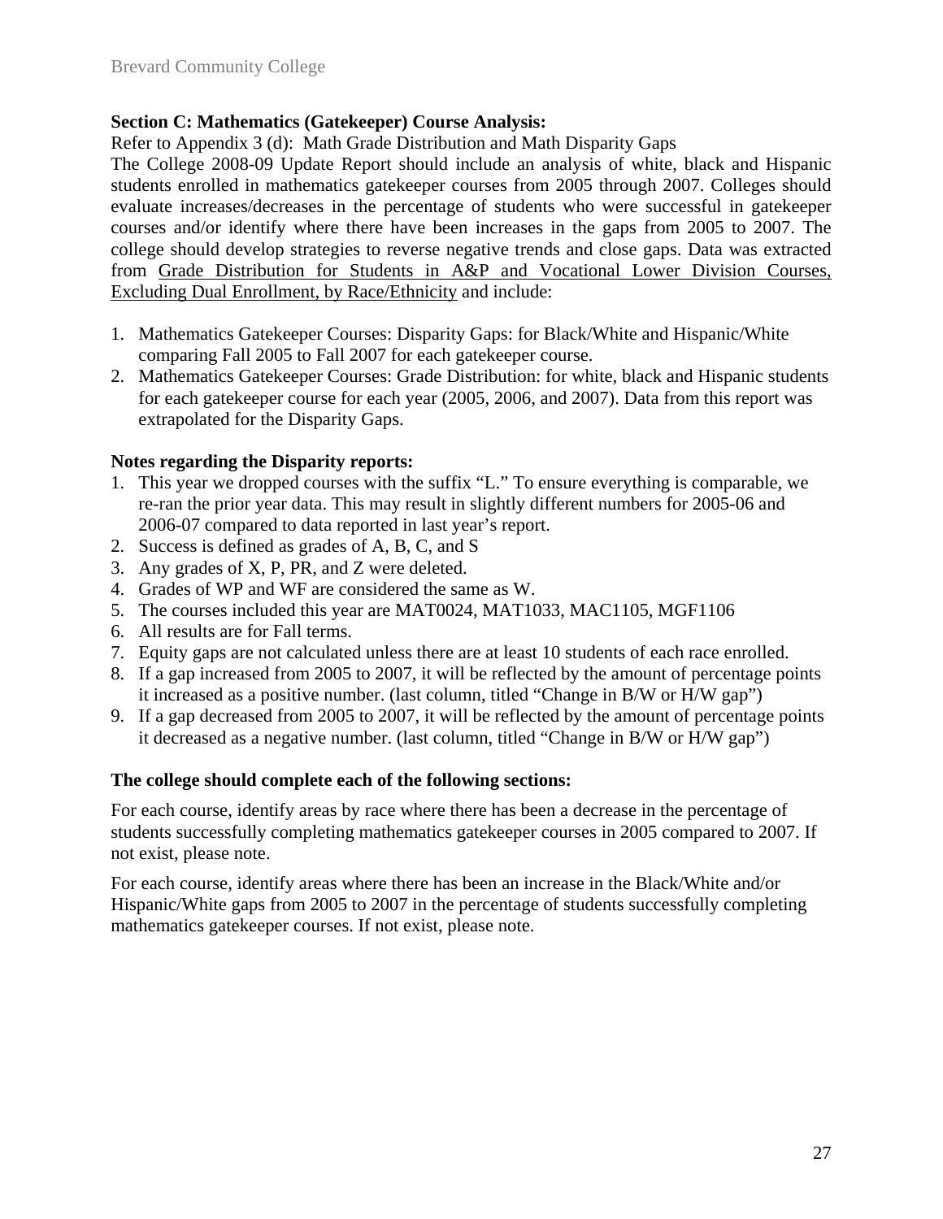**Section C: Mathematics (Gatekeeper) Course Analysis:**

Refer to Appendix 3 (d): Math Grade Distribution and Math Disparity Gaps

The College 2008-09 Update Report should include an analysis of white, black and Hispanic students enrolled in mathematics gatekeeper courses from 2005 through 2007. Colleges should evaluate increases/decreases in the percentage of students who were successful in gatekeeper courses and/or identify where there have been increases in the gaps from 2005 to 2007. The college should develop strategies to reverse negative trends and close gaps. Data was extracted from Grade Distribution for Students in A&P and Vocational Lower Division Courses, Excluding Dual Enrollment, by Race/Ethnicity and include:

1. Mathematics Gatekeeper Courses: Disparity Gaps: for Black/White and Hispanic/White comparing Fall 2005 to Fall 2007 for each gatekeeper course.
2. Mathematics Gatekeeper Courses: Grade Distribution: for white, black and Hispanic students for each gatekeeper course for each year (2005, 2006, and 2007). Data from this report was extrapolated for the Disparity Gaps.

**Notes regarding the Disparity reports:**

1. This year we dropped courses with the suffix "L." To ensure everything is comparable, we re-ran the prior year data. This may result in slightly different numbers for 2005-06 and 2006-07 compared to data reported in last year's report.
2. Success is defined as grades of A, B, C, and S
3. Any grades of X, P, PR, and Z were deleted.
4. Grades of WP and WF are considered the same as W.
5. The courses included this year are MAT0024, MAT1033, MAC1105, MGF1106
6. All results are for Fall terms.
7. Equity gaps are not calculated unless there are at least 10 students of each race enrolled.
8. If a gap increased from 2005 to 2007, it will be reflected by the amount of percentage points it increased as a positive number. (last column, titled "Change in B/W or H/W gap")
9. If a gap decreased from 2005 to 2007, it will be reflected by the amount of percentage points it decreased as a negative number. (last column, titled "Change in B/W or H/W gap")

**The college should complete each of the following sections:**

For each course, identify areas by race where there has been a decrease in the percentage of students successfully completing mathematics gatekeeper courses in 2005 compared to 2007. If not exist, please note.

For each course, identify areas where there has been an increase in the Black/White and/or Hispanic/White gaps from 2005 to 2007 in the percentage of students successfully completing mathematics gatekeeper courses. If not exist, please note.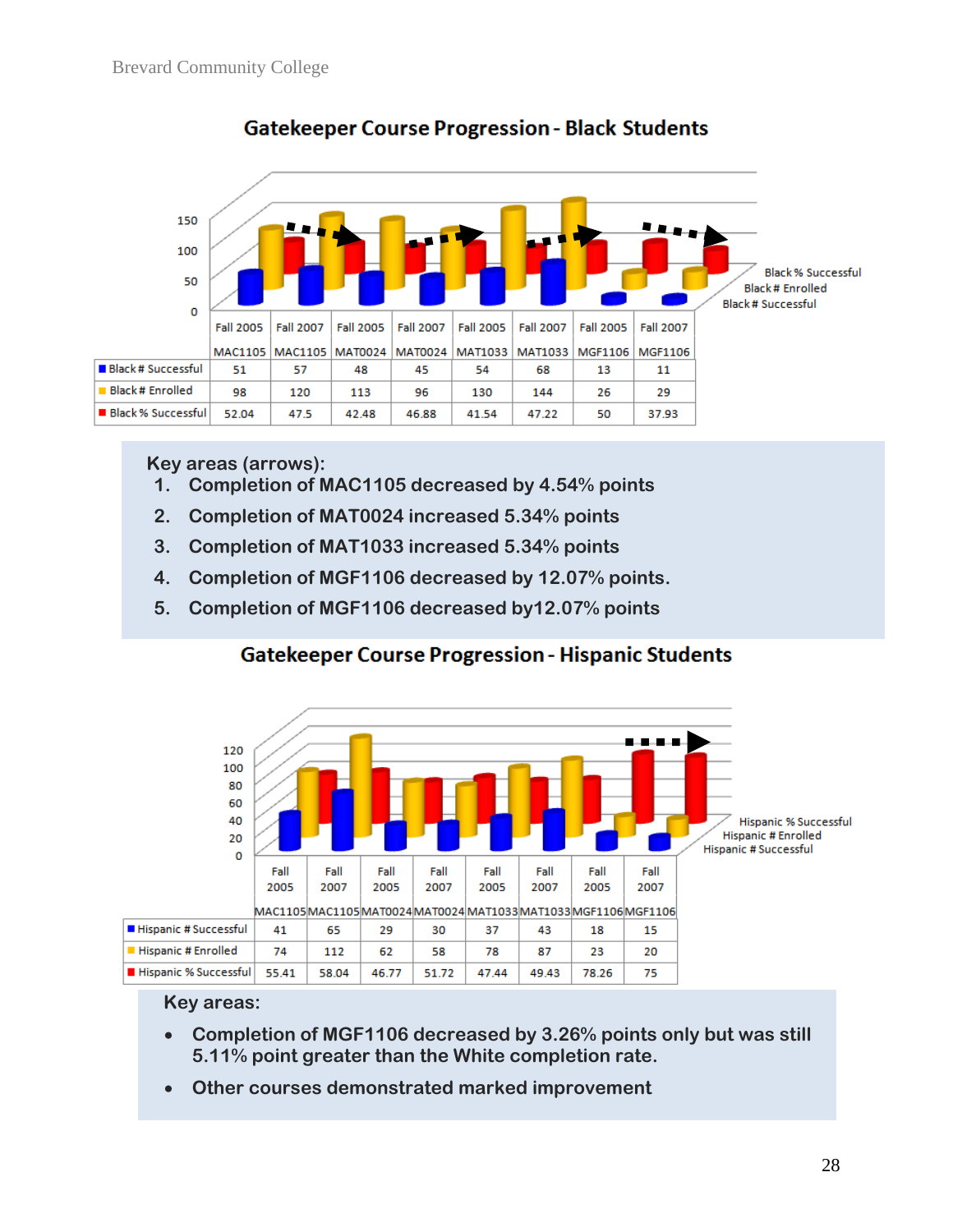## Gatekeeper Course Progression - Black Students

| | Fall 2005 MAC1105 | Fall 2007 MAC1105 | Fall 2005 MAT0024 | Fall 2007 MAT0024 | Fall 2005 MAT1033 | Fall 2007 MAT1033 | Fall 2005 MGF1106 | Fall 2007 MGF1106 |
|---|---|---|---|---|---|---|---|---|
| Black # Successful | 51 | 57 | 48 | 45 | 54 | 68 | 13 | 11 |
| Black # Enrolled | 98 | 120 | 113 | 96 | 130 | 144 | 26 | 29 |
| Black % Successful | 52.04 | 47.5 | 42.48 | 46.88 | 41.54 | 47.22 | 50 | 37.93 |

Key areas (arrows):

1. Completion of MAC1105 decreased by 4.54% points
2. Completion of MAT0024 increased 5.34% points
3. Completion of MAT1033 increased 5.34% points
4. Completion of MGF1106 decreased by 12.07% points.
5. Completion of MGF1106 decreased by12.07% points

## Gatekeeper Course Progression - Hispanic Students

| | Fall 2005 MAC1105 | Fall 2007 MAC1105 | Fall 2005 MAT0024 | Fall 2007 MAT0024 | Fall 2005 MAT1033 | Fall 2007 MAT1033 | Fall 2005 MGF1106 | Fall 2007 MGF1106 |
|---|---|---|---|---|---|---|---|---|
| Hispanic # Successful | 41 | 65 | 29 | 30 | 37 | 43 | 18 | 15 |
| Hispanic # Enrolled | 74 | 112 | 62 | 58 | 78 | 87 | 23 | 20 |
| Hispanic % Successful | 55.41 | 58.04 | 46.77 | 51.72 | 47.44 | 49.43 | 78.26 | 75 |

Key areas:

- Completion of MGF1106 decreased by 3.26% points only but was still 5.11% point greater than the White completion rate.
- Other courses demonstrated marked improvement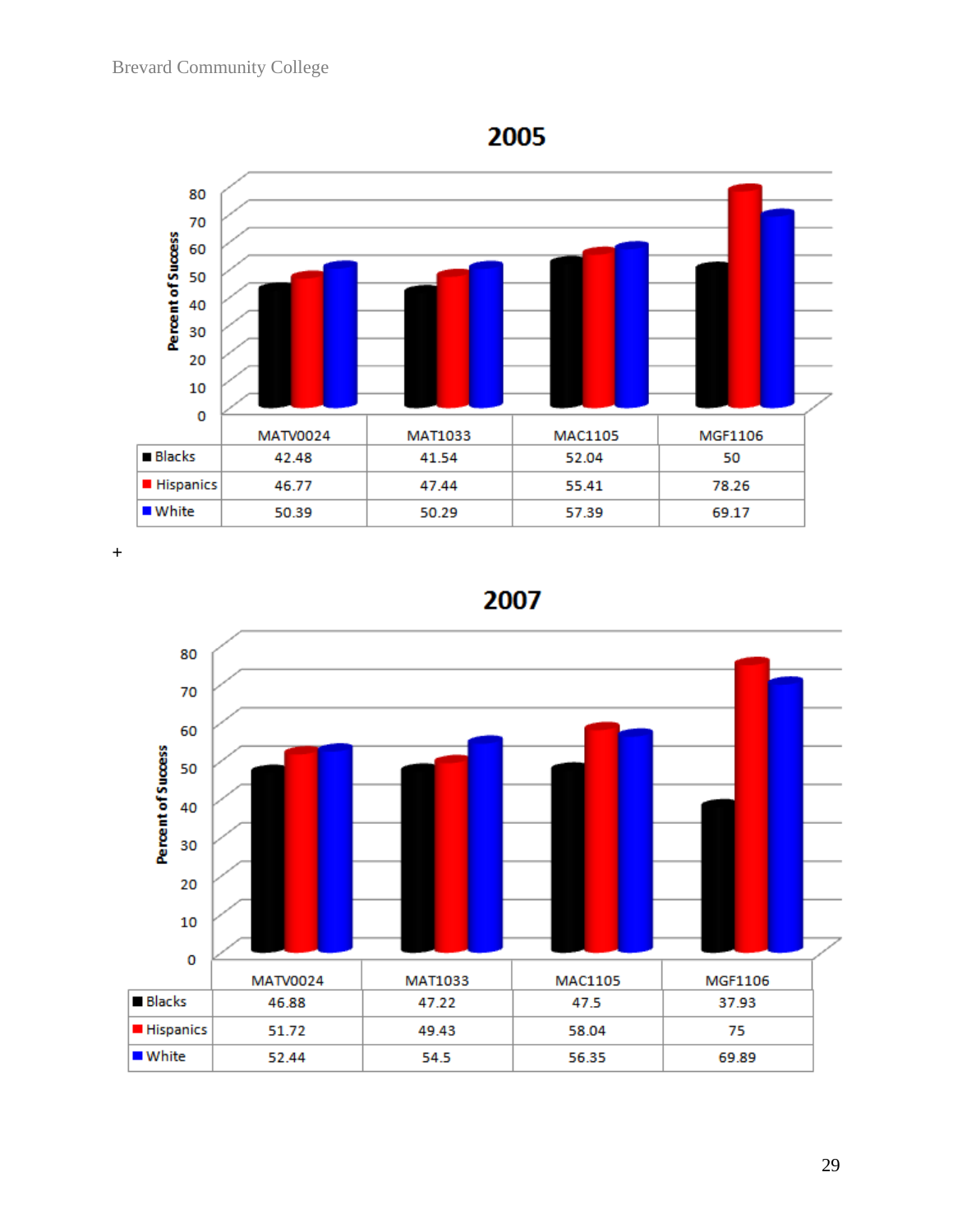## 2005

Percent of Success

| | MATV0024 | MAT1033 | MAC1105 | MGF1106 |
|---|---|---|---|---|
| Blacks | 42.48 | 41.54 | 52.04 | 50 |
| Hispanics | 46.77 | 47.44 | 55.41 | 78.26 |
| White | 50.39 | 50.29 | 57.39 | 69.17 |

+

## 2007

Percent of Success

| | MATV0024 | MAT1033 | MAC1105 | MGF1106 |
|---|---|---|---|---|
| Blacks | 46.88 | 47.22 | 47.5 | 37.93 |
| Hispanics | 51.72 | 49.43 | 58.04 | 75 |
| White | 52.44 | 54.5 | 56.35 | 69.89 |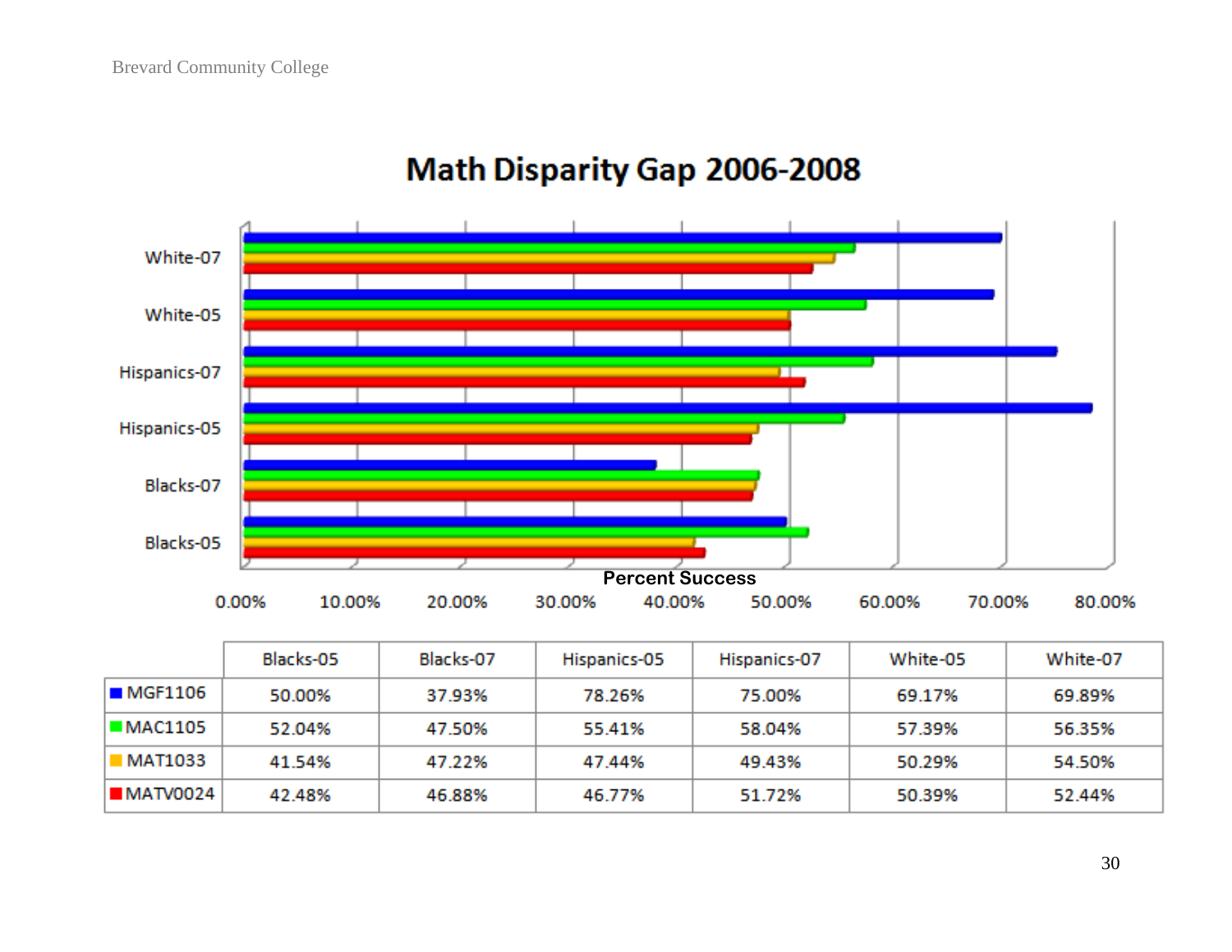## Math Disparity Gap 2006-2008

Percent Success

|  | Blacks-05 | Blacks-07 | Hispanics-05 | Hispanics-07 | White-05 | White-07 |
|---|---|---|---|---|---|---|
| MGF1106 | 50.00% | 37.93% | 78.26% | 75.00% | 69.17% | 69.89% |
| MAC1105 | 52.04% | 47.50% | 55.41% | 58.04% | 57.39% | 56.35% |
| MAT1033 | 41.54% | 47.22% | 47.44% | 49.43% | 50.29% | 54.50% |
| MATV0024 | 42.48% | 46.88% | 46.77% | 51.72% | 50.39% | 52.44% |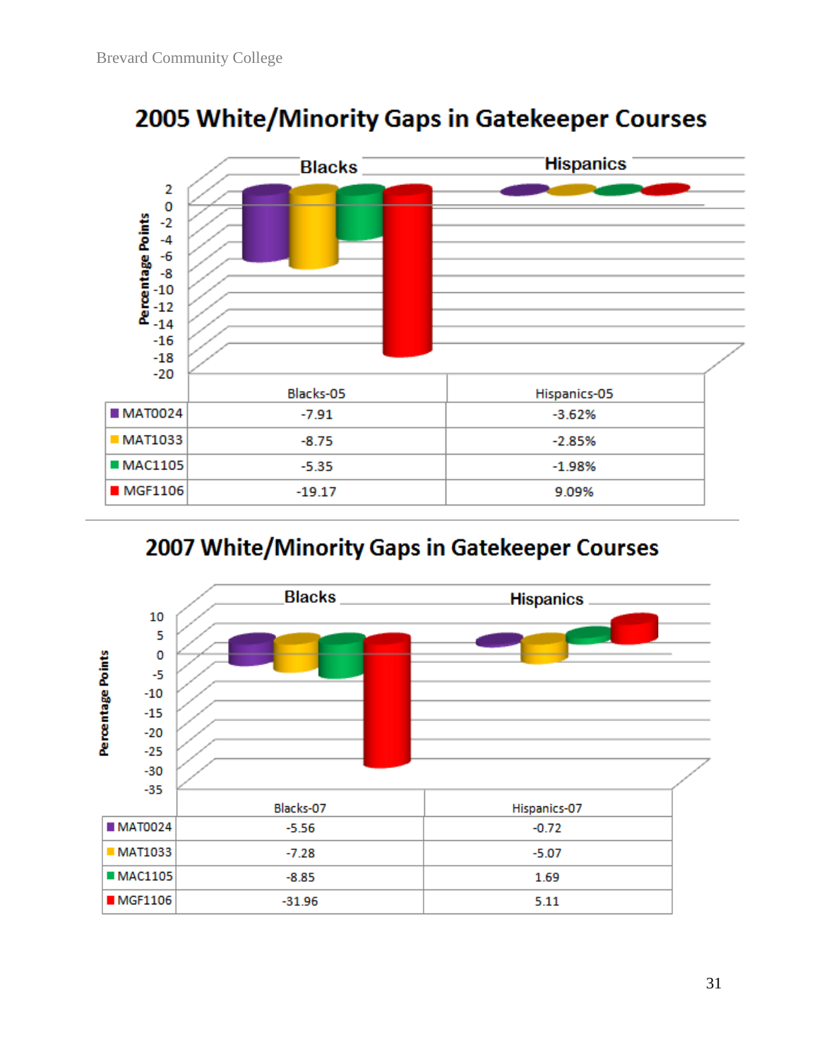## 2005 White/Minority Gaps in Gatekeeper Courses

| | Blacks-05 | Hispanics-05 |
|---|---|---|
| MAT0024 | -7.91 | -3.62% |
| MAT1033 | -8.75 | -2.85% |
| MAC1105 | -5.35 | -1.98% |
| MGF1106 | -19.17 | 9.09% |

## 2007 White/Minority Gaps in Gatekeeper Courses

| | Blacks-07 | Hispanics-07 |
|---|---|---|
| MAT0024 | -5.56 | -0.72 |
| MAT1033 | -7.28 | -5.07 |
| MAC1105 | -8.85 | 1.69 |
| MGF1106 | -31.96 | 5.11 |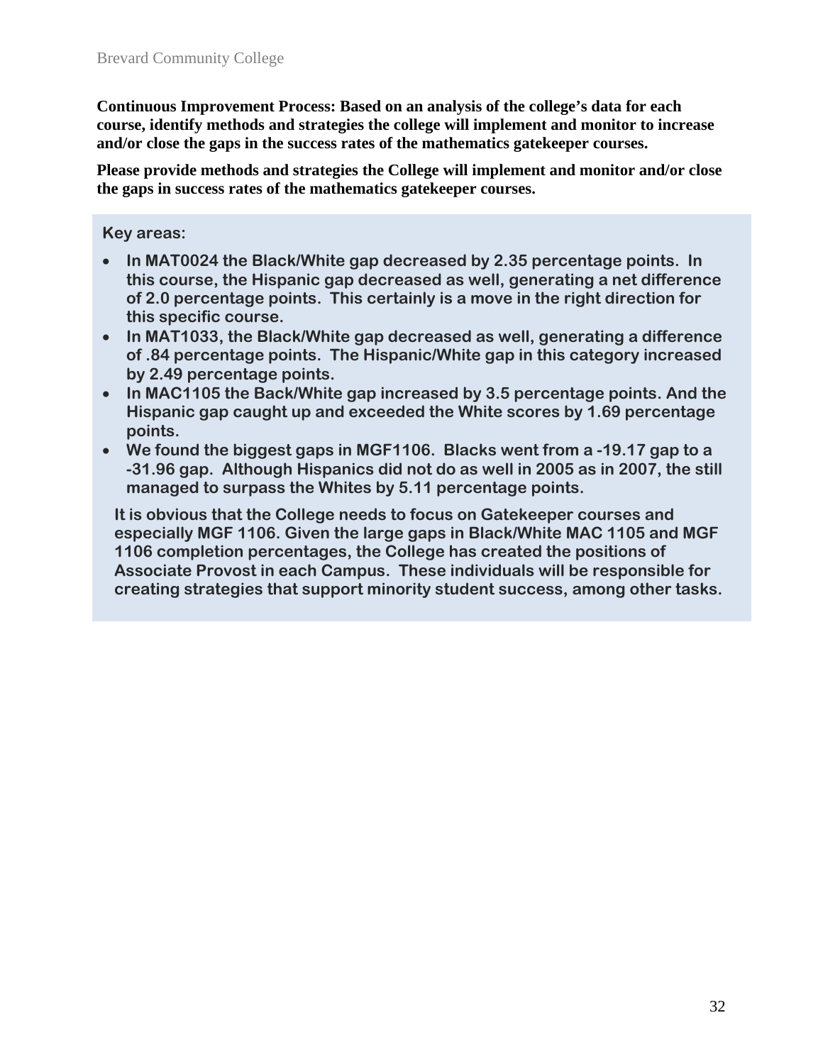**Continuous Improvement Process: Based on an analysis of the college's data for each course, identify methods and strategies the college will implement and monitor to increase and/or close the gaps in the success rates of the mathematics gatekeeper courses.**

**Please provide methods and strategies the College will implement and monitor and/or close the gaps in success rates of the mathematics gatekeeper courses.**

**Key areas:**

- **In MAT0024 the Black/White gap decreased by 2.35 percentage points. In this course, the Hispanic gap decreased as well, generating a net difference of 2.0 percentage points. This certainly is a move in the right direction for this specific course.**
- **In MAT1033, the Black/White gap decreased as well, generating a difference of .84 percentage points. The Hispanic/White gap in this category increased by 2.49 percentage points.**
- **In MAC1105 the Back/White gap increased by 3.5 percentage points. And the Hispanic gap caught up and exceeded the White scores by 1.69 percentage points.**
- **We found the biggest gaps in MGF1106. Blacks went from a -19.17 gap to a -31.96 gap. Although Hispanics did not do as well in 2005 as in 2007, the still managed to surpass the Whites by 5.11 percentage points.**

**It is obvious that the College needs to focus on Gatekeeper courses and especially MGF 1106. Given the large gaps in Black/White MAC 1105 and MGF 1106 completion percentages, the College has created the positions of Associate Provost in each Campus. These individuals will be responsible for creating strategies that support minority student success, among other tasks.**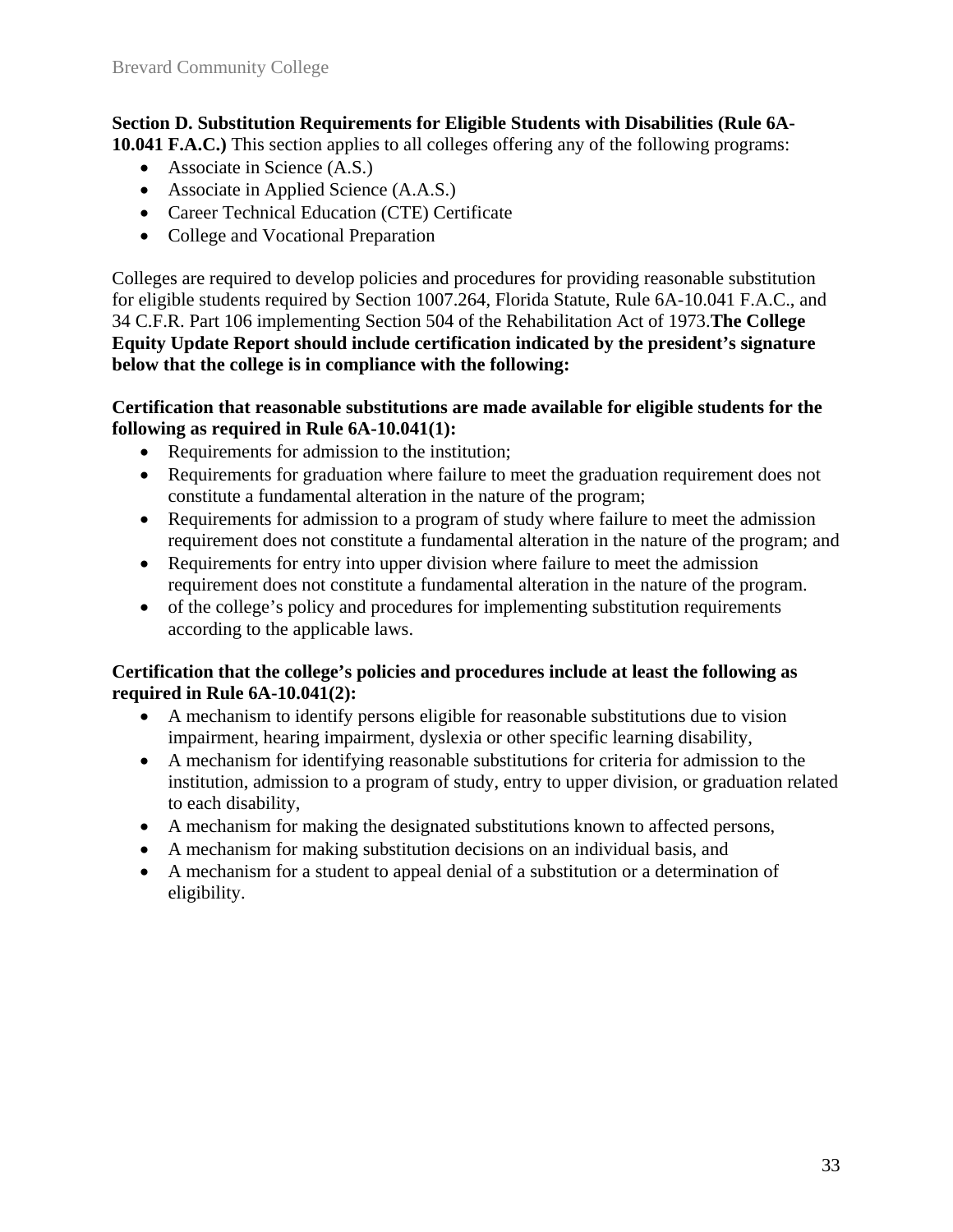**Section D. Substitution Requirements for Eligible Students with Disabilities (Rule 6A-10.041 F.A.C.)** This section applies to all colleges offering any of the following programs:

- Associate in Science (A.S.)
- Associate in Applied Science (A.A.S.)
- Career Technical Education (CTE) Certificate
- College and Vocational Preparation

Colleges are required to develop policies and procedures for providing reasonable substitution for eligible students required by Section 1007.264, Florida Statute, Rule 6A-10.041 F.A.C., and 34 C.F.R. Part 106 implementing Section 504 of the Rehabilitation Act of 1973.**The College Equity Update Report should include certification indicated by the president's signature below that the college is in compliance with the following:**

**Certification that reasonable substitutions are made available for eligible students for the following as required in Rule 6A-10.041(1):**

- Requirements for admission to the institution;
- Requirements for graduation where failure to meet the graduation requirement does not constitute a fundamental alteration in the nature of the program;
- Requirements for admission to a program of study where failure to meet the admission requirement does not constitute a fundamental alteration in the nature of the program; and
- Requirements for entry into upper division where failure to meet the admission requirement does not constitute a fundamental alteration in the nature of the program.
- of the college's policy and procedures for implementing substitution requirements according to the applicable laws.

**Certification that the college's policies and procedures include at least the following as required in Rule 6A-10.041(2):**

- A mechanism to identify persons eligible for reasonable substitutions due to vision impairment, hearing impairment, dyslexia or other specific learning disability,
- A mechanism for identifying reasonable substitutions for criteria for admission to the institution, admission to a program of study, entry to upper division, or graduation related to each disability,
- A mechanism for making the designated substitutions known to affected persons,
- A mechanism for making substitution decisions on an individual basis, and
- A mechanism for a student to appeal denial of a substitution or a determination of eligibility.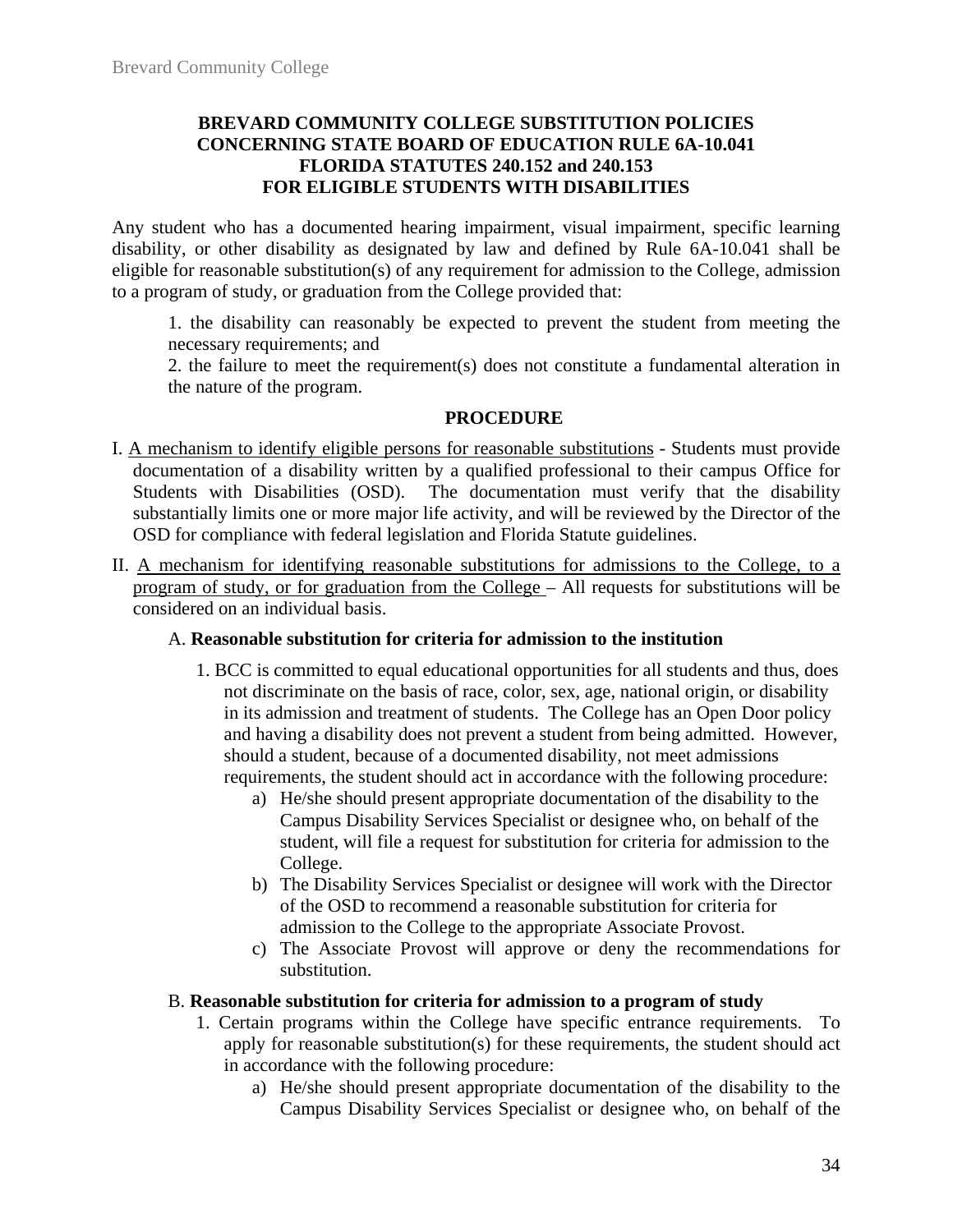## BREVARD COMMUNITY COLLEGE SUBSTITUTION POLICIES CONCERNING STATE BOARD OF EDUCATION RULE 6A-10.041 FLORIDA STATUTES 240.152 and 240.153 FOR ELIGIBLE STUDENTS WITH DISABILITIES

Any student who has a documented hearing impairment, visual impairment, specific learning disability, or other disability as designated by law and defined by Rule 6A-10.041 shall be eligible for reasonable substitution(s) of any requirement for admission to the College, admission to a program of study, or graduation from the College provided that:

1. the disability can reasonably be expected to prevent the student from meeting the necessary requirements; and
2. the failure to meet the requirement(s) does not constitute a fundamental alteration in the nature of the program.

### PROCEDURE

I. <u>A mechanism to identify eligible persons for reasonable substitutions</u> - Students must provide documentation of a disability written by a qualified professional to their campus Office for Students with Disabilities (OSD). The documentation must verify that the disability substantially limits one or more major life activity, and will be reviewed by the Director of the OSD for compliance with federal legislation and Florida Statute guidelines.

II. <u>A mechanism for identifying reasonable substitutions for admissions to the College, to a program of study, or for graduation from the College</u> – All requests for substitutions will be considered on an individual basis.

A. **Reasonable substitution for criteria for admission to the institution**

1. BCC is committed to equal educational opportunities for all students and thus, does not discriminate on the basis of race, color, sex, age, national origin, or disability in its admission and treatment of students. The College has an Open Door policy and having a disability does not prevent a student from being admitted. However, should a student, because of a documented disability, not meet admissions requirements, the student should act in accordance with the following procedure:
   a) He/she should present appropriate documentation of the disability to the Campus Disability Services Specialist or designee who, on behalf of the student, will file a request for substitution for criteria for admission to the College.
   b) The Disability Services Specialist or designee will work with the Director of the OSD to recommend a reasonable substitution for criteria for admission to the College to the appropriate Associate Provost.
   c) The Associate Provost will approve or deny the recommendations for substitution.

B. **Reasonable substitution for criteria for admission to a program of study**

1. Certain programs within the College have specific entrance requirements. To apply for reasonable substitution(s) for these requirements, the student should act in accordance with the following procedure:
   a) He/she should present appropriate documentation of the disability to the Campus Disability Services Specialist or designee who, on behalf of the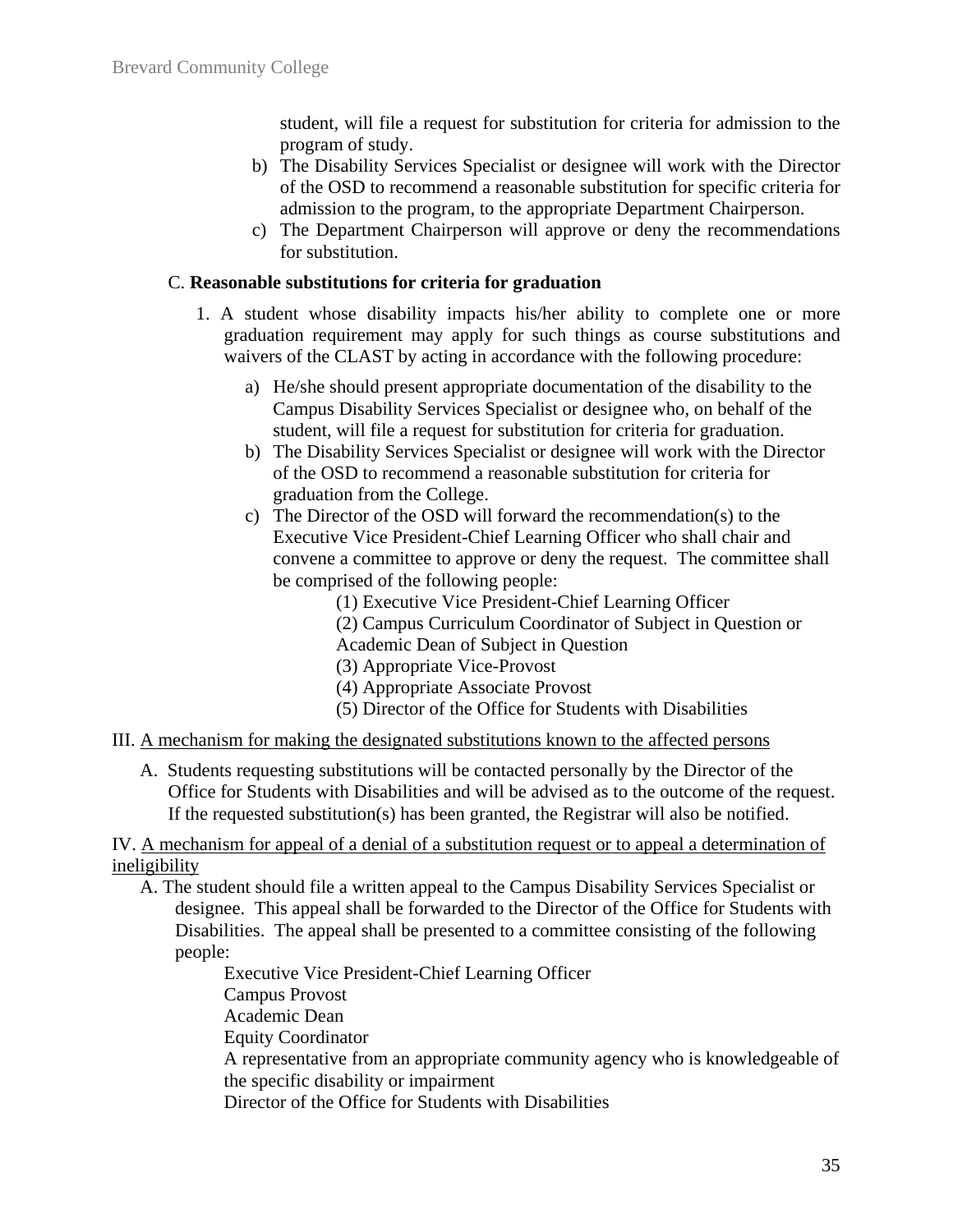student, will file a request for substitution for criteria for admission to the program of study.

b) The Disability Services Specialist or designee will work with the Director of the OSD to recommend a reasonable substitution for specific criteria for admission to the program, to the appropriate Department Chairperson.

c) The Department Chairperson will approve or deny the recommendations for substitution.

C. **Reasonable substitutions for criteria for graduation**

1. A student whose disability impacts his/her ability to complete one or more graduation requirement may apply for such things as course substitutions and waivers of the CLAST by acting in accordance with the following procedure:

   a) He/she should present appropriate documentation of the disability to the Campus Disability Services Specialist or designee who, on behalf of the student, will file a request for substitution for criteria for graduation.

   b) The Disability Services Specialist or designee will work with the Director of the OSD to recommend a reasonable substitution for criteria for graduation from the College.

   c) The Director of the OSD will forward the recommendation(s) to the Executive Vice President-Chief Learning Officer who shall chair and convene a committee to approve or deny the request. The committee shall be comprised of the following people:

      (1) Executive Vice President-Chief Learning Officer
      (2) Campus Curriculum Coordinator of Subject in Question or Academic Dean of Subject in Question
      (3) Appropriate Vice-Provost
      (4) Appropriate Associate Provost
      (5) Director of the Office for Students with Disabilities

III. <u>A mechanism for making the designated substitutions known to the affected persons</u>

A. Students requesting substitutions will be contacted personally by the Director of the Office for Students with Disabilities and will be advised as to the outcome of the request. If the requested substitution(s) has been granted, the Registrar will also be notified.

IV. <u>A mechanism for appeal of a denial of a substitution request or to appeal a determination of ineligibility</u>

A. The student should file a written appeal to the Campus Disability Services Specialist or designee. This appeal shall be forwarded to the Director of the Office for Students with Disabilities. The appeal shall be presented to a committee consisting of the following people:

   Executive Vice President-Chief Learning Officer
   Campus Provost
   Academic Dean
   Equity Coordinator
   A representative from an appropriate community agency who is knowledgeable of the specific disability or impairment
   Director of the Office for Students with Disabilities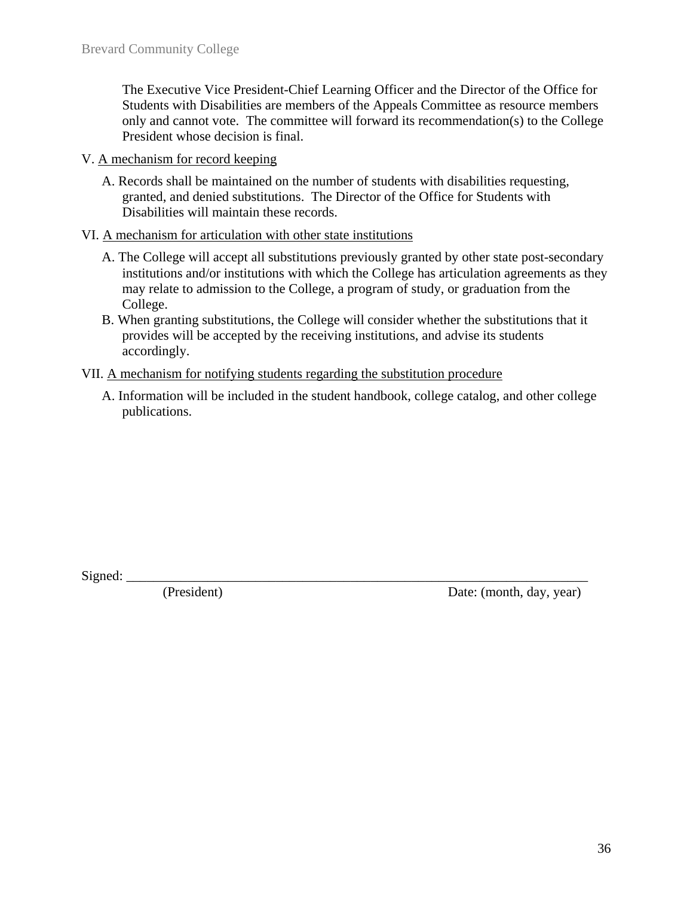The Executive Vice President-Chief Learning Officer and the Director of the Office for Students with Disabilities are members of the Appeals Committee as resource members only and cannot vote. The committee will forward its recommendation(s) to the College President whose decision is final.

V. <u>A mechanism for record keeping</u>

A. Records shall be maintained on the number of students with disabilities requesting, granted, and denied substitutions. The Director of the Office for Students with Disabilities will maintain these records.

VI. <u>A mechanism for articulation with other state institutions</u>

A. The College will accept all substitutions previously granted by other state post-secondary institutions and/or institutions with which the College has articulation agreements as they may relate to admission to the College, a program of study, or graduation from the College.

B. When granting substitutions, the College will consider whether the substitutions that it provides will be accepted by the receiving institutions, and advise its students accordingly.

VII. <u>A mechanism for notifying students regarding the substitution procedure</u>

A. Information will be included in the student handbook, college catalog, and other college publications.

Signed: ______________________________________________________________________

(President) Date: (month, day, year)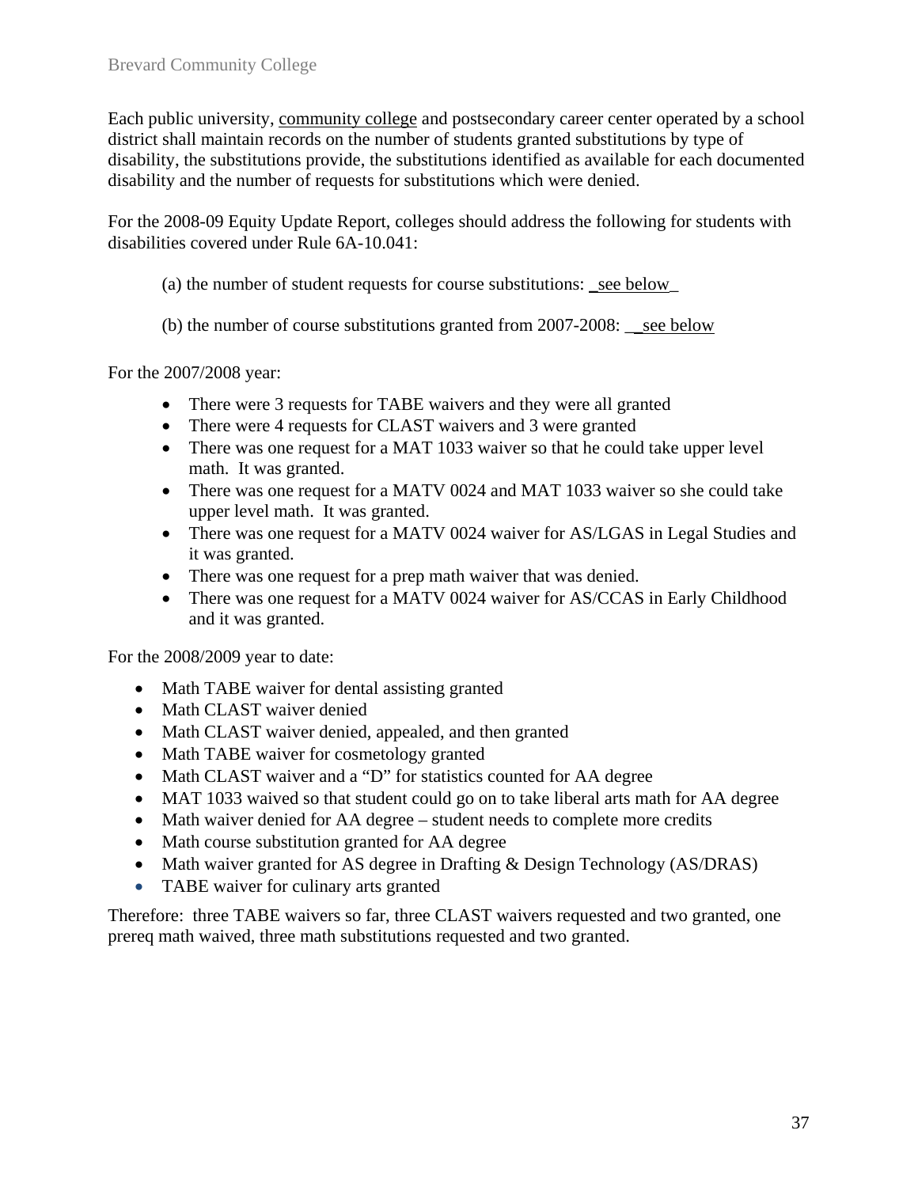Each public university, community college and postsecondary career center operated by a school district shall maintain records on the number of students granted substitutions by type of disability, the substitutions provide, the substitutions identified as available for each documented disability and the number of requests for substitutions which were denied.

For the 2008-09 Equity Update Report, colleges should address the following for students with disabilities covered under Rule 6A-10.041:

(a) the number of student requests for course substitutions: _see below_

(b) the number of course substitutions granted from 2007-2008: __see below

For the 2007/2008 year:

- There were 3 requests for TABE waivers and they were all granted
- There were 4 requests for CLAST waivers and 3 were granted
- There was one request for a MAT 1033 waiver so that he could take upper level math. It was granted.
- There was one request for a MATV 0024 and MAT 1033 waiver so she could take upper level math. It was granted.
- There was one request for a MATV 0024 waiver for AS/LGAS in Legal Studies and it was granted.
- There was one request for a prep math waiver that was denied.
- There was one request for a MATV 0024 waiver for AS/CCAS in Early Childhood and it was granted.

For the 2008/2009 year to date:

- Math TABE waiver for dental assisting granted
- Math CLAST waiver denied
- Math CLAST waiver denied, appealed, and then granted
- Math TABE waiver for cosmetology granted
- Math CLAST waiver and a "D" for statistics counted for AA degree
- MAT 1033 waived so that student could go on to take liberal arts math for AA degree
- Math waiver denied for AA degree – student needs to complete more credits
- Math course substitution granted for AA degree
- Math waiver granted for AS degree in Drafting & Design Technology (AS/DRAS)
- TABE waiver for culinary arts granted

Therefore: three TABE waivers so far, three CLAST waivers requested and two granted, one prereq math waived, three math substitutions requested and two granted.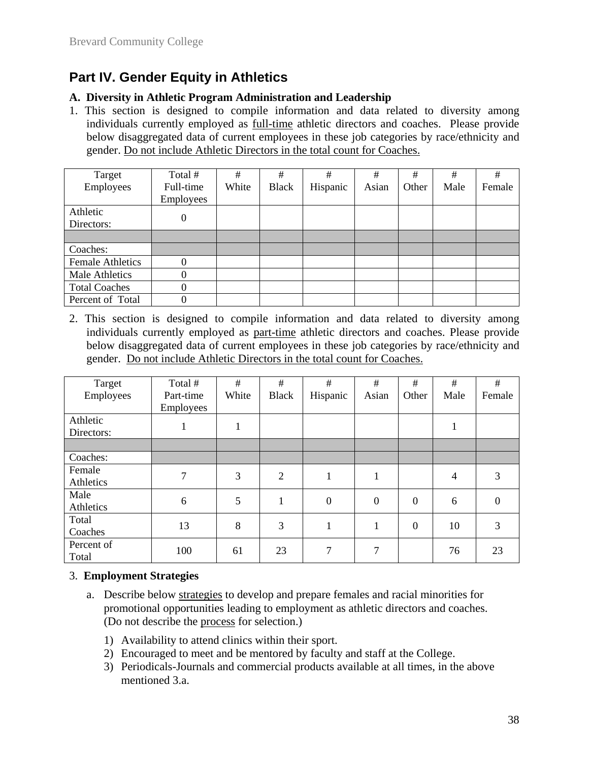## Part IV. Gender Equity in Athletics

**A. Diversity in Athletic Program Administration and Leadership**

1. This section is designed to compile information and data related to diversity among individuals currently employed as full-time athletic directors and coaches. Please provide below disaggregated data of current employees in these job categories by race/ethnicity and gender. Do not include Athletic Directors in the total count for Coaches.

| Target Employees | Total # Full-time Employees | # White | # Black | # Hispanic | # Asian | # Other | # Male | # Female |
|---|---|---|---|---|---|---|---|---|
| Athletic Directors: | 0 | | | | | | | |
| | | | | | | | | |
| Coaches: | | | | | | | | |
| Female Athletics | 0 | | | | | | | |
| Male Athletics | 0 | | | | | | | |
| Total Coaches | 0 | | | | | | | |
| Percent of Total | 0 | | | | | | | |

2. This section is designed to compile information and data related to diversity among individuals currently employed as part-time athletic directors and coaches. Please provide below disaggregated data of current employees in these job categories by race/ethnicity and gender. Do not include Athletic Directors in the total count for Coaches.

| Target Employees | Total # Part-time Employees | # White | # Black | # Hispanic | # Asian | # Other | # Male | # Female |
|---|---|---|---|---|---|---|---|---|
| Athletic Directors: | 1 | 1 | | | | | 1 | |
| | | | | | | | | |
| Coaches: | | | | | | | | |
| Female Athletics | 7 | 3 | 2 | 1 | 1 | | 4 | 3 |
| Male Athletics | 6 | 5 | 1 | 0 | 0 | 0 | 6 | 0 |
| Total Coaches | 13 | 8 | 3 | 1 | 1 | 0 | 10 | 3 |
| Percent of Total | 100 | 61 | 23 | 7 | 7 | | 76 | 23 |

3. **Employment Strategies**

   a. Describe below strategies to develop and prepare females and racial minorities for promotional opportunities leading to employment as athletic directors and coaches. (Do not describe the process for selection.)

      1) Availability to attend clinics within their sport.
      2) Encouraged to meet and be mentored by faculty and staff at the College.
      3) Periodicals-Journals and commercial products available at all times, in the above mentioned 3.a.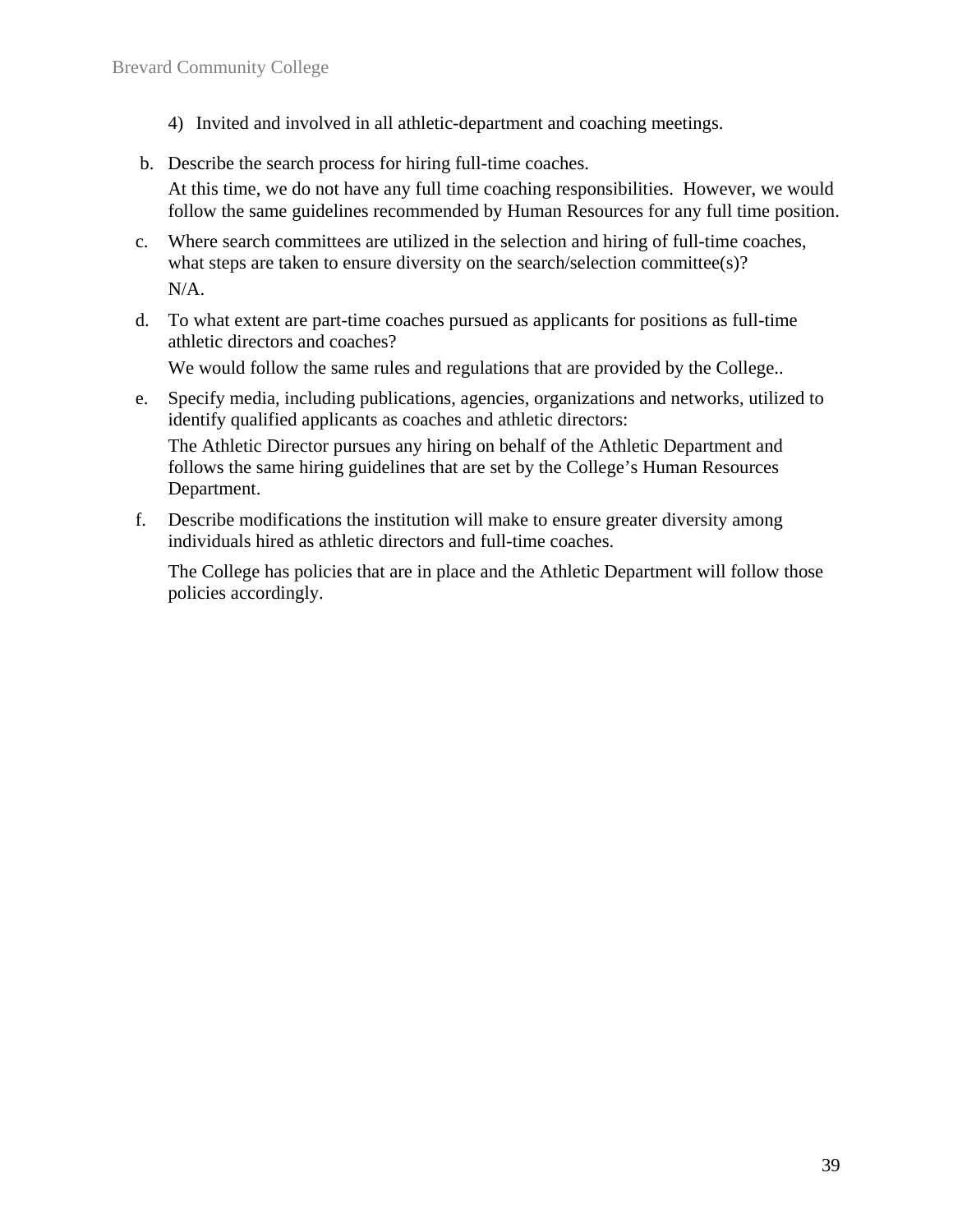4) Invited and involved in all athletic-department and coaching meetings.

b. Describe the search process for hiring full-time coaches.

   At this time, we do not have any full time coaching responsibilities. However, we would follow the same guidelines recommended by Human Resources for any full time position.

c. Where search committees are utilized in the selection and hiring of full-time coaches, what steps are taken to ensure diversity on the search/selection committee(s)?

   N/A.

d. To what extent are part-time coaches pursued as applicants for positions as full-time athletic directors and coaches?

   We would follow the same rules and regulations that are provided by the College..

e. Specify media, including publications, agencies, organizations and networks, utilized to identify qualified applicants as coaches and athletic directors:

   The Athletic Director pursues any hiring on behalf of the Athletic Department and follows the same hiring guidelines that are set by the College's Human Resources Department.

f. Describe modifications the institution will make to ensure greater diversity among individuals hired as athletic directors and full-time coaches.

   The College has policies that are in place and the Athletic Department will follow those policies accordingly.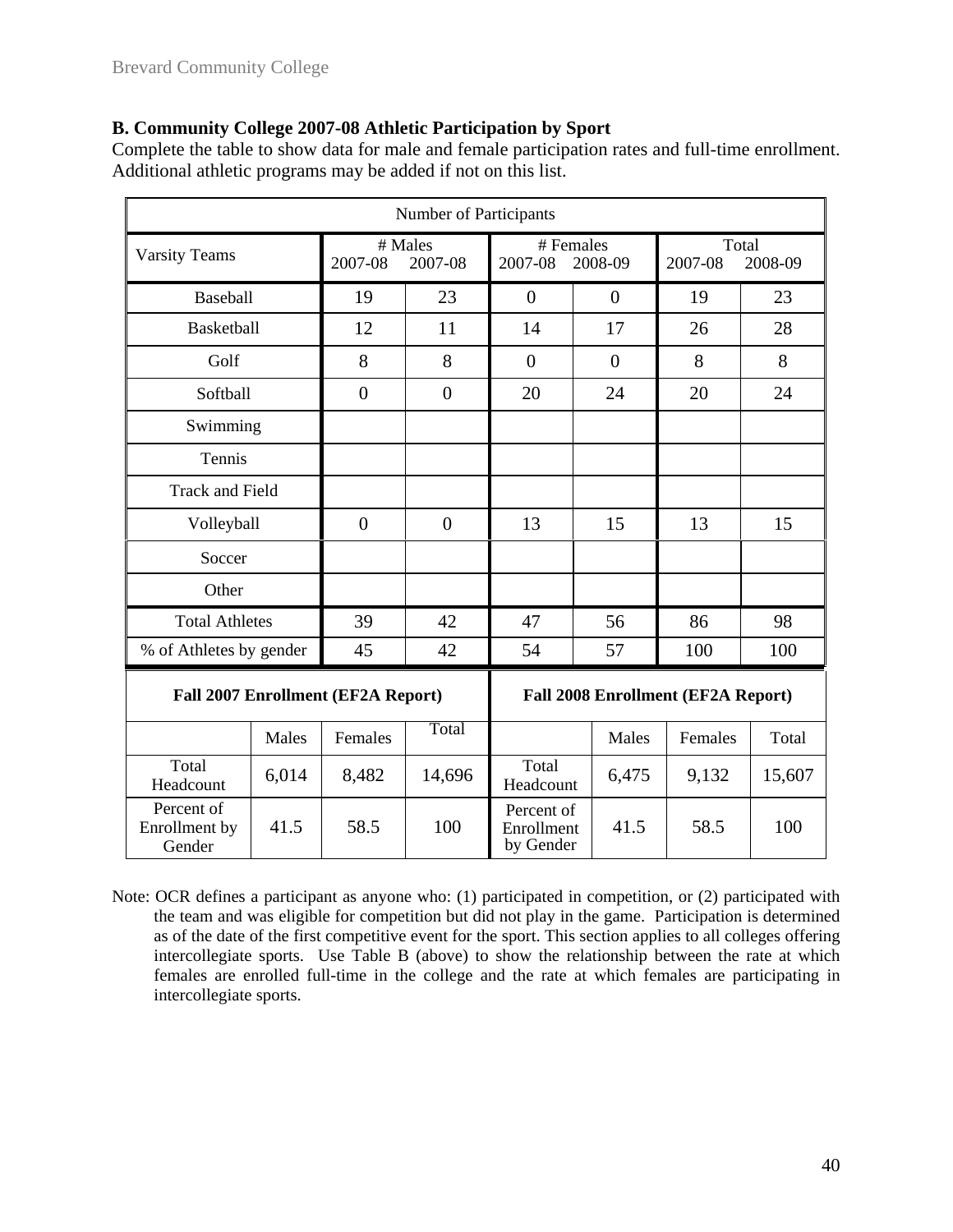B. Community College 2007-08 Athletic Participation by Sport

Complete the table to show data for male and female participation rates and full-time enrollment. Additional athletic programs may be added if not on this list.

| Number of Participants | | | | | | |
|---|---|---|---|---|---|---|
| Varsity Teams | # Males 2007-08 | 2007-08 | # Females 2007-08 | 2008-09 | Total 2007-08 | 2008-09 |
| Baseball | 19 | 23 | 0 | 0 | 19 | 23 |
| Basketball | 12 | 11 | 14 | 17 | 26 | 28 |
| Golf | 8 | 8 | 0 | 0 | 8 | 8 |
| Softball | 0 | 0 | 20 | 24 | 20 | 24 |
| Swimming | | | | | | |
| Tennis | | | | | | |
| Track and Field | | | | | | |
| Volleyball | 0 | 0 | 13 | 15 | 13 | 15 |
| Soccer | | | | | | |
| Other | | | | | | |
| Total Athletes | 39 | 42 | 47 | 56 | 86 | 98 |
| % of Athletes by gender | 45 | 42 | 54 | 57 | 100 | 100 |

| Fall 2007 Enrollment (EF2A Report) | | | | Fall 2008 Enrollment (EF2A Report) | | | |
|---|---|---|---|---|---|---|---|
| | Males | Females | Total | | Males | Females | Total |
| Total Headcount | 6,014 | 8,482 | 14,696 | Total Headcount | 6,475 | 9,132 | 15,607 |
| Percent of Enrollment by Gender | 41.5 | 58.5 | 100 | Percent of Enrollment by Gender | 41.5 | 58.5 | 100 |

Note: OCR defines a participant as anyone who: (1) participated in competition, or (2) participated with the team and was eligible for competition but did not play in the game. Participation is determined as of the date of the first competitive event for the sport. This section applies to all colleges offering intercollegiate sports. Use Table B (above) to show the relationship between the rate at which females are enrolled full-time in the college and the rate at which females are participating in intercollegiate sports.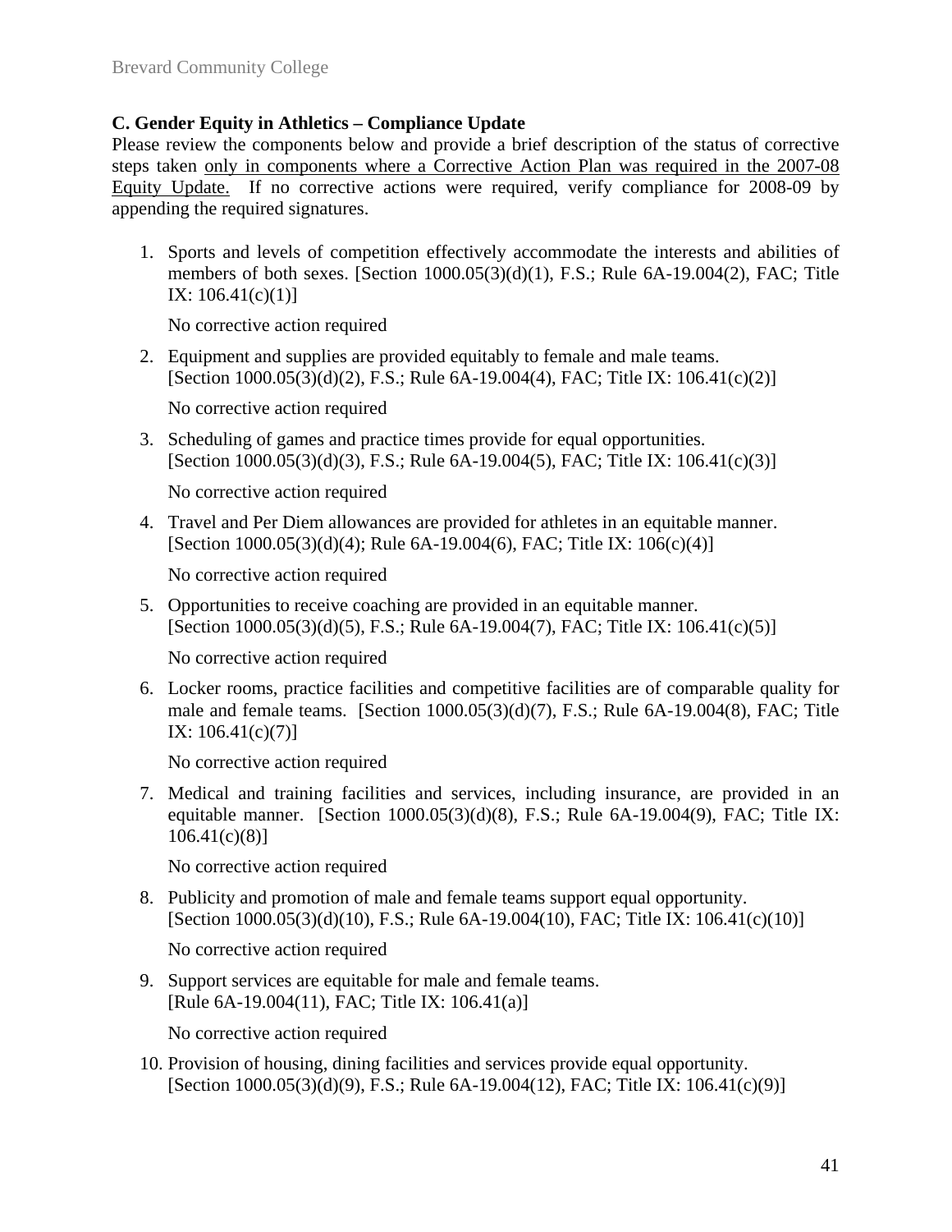### C. Gender Equity in Athletics – Compliance Update

Please review the components below and provide a brief description of the status of corrective steps taken <u>only in components where a Corrective Action Plan was required in the 2007-08 Equity Update.</u> If no corrective actions were required, verify compliance for 2008-09 by appending the required signatures.

1. Sports and levels of competition effectively accommodate the interests and abilities of members of both sexes. [Section 1000.05(3)(d)(1), F.S.; Rule 6A-19.004(2), FAC; Title IX: 106.41(c)(1)]

   No corrective action required

2. Equipment and supplies are provided equitably to female and male teams. [Section 1000.05(3)(d)(2), F.S.; Rule 6A-19.004(4), FAC; Title IX: 106.41(c)(2)]

   No corrective action required

3. Scheduling of games and practice times provide for equal opportunities. [Section 1000.05(3)(d)(3), F.S.; Rule 6A-19.004(5), FAC; Title IX: 106.41(c)(3)]

   No corrective action required

4. Travel and Per Diem allowances are provided for athletes in an equitable manner. [Section 1000.05(3)(d)(4); Rule 6A-19.004(6), FAC; Title IX: 106(c)(4)]

   No corrective action required

5. Opportunities to receive coaching are provided in an equitable manner. [Section 1000.05(3)(d)(5), F.S.; Rule 6A-19.004(7), FAC; Title IX: 106.41(c)(5)]

   No corrective action required

6. Locker rooms, practice facilities and competitive facilities are of comparable quality for male and female teams. [Section 1000.05(3)(d)(7), F.S.; Rule 6A-19.004(8), FAC; Title IX: 106.41(c)(7)]

   No corrective action required

7. Medical and training facilities and services, including insurance, are provided in an equitable manner. [Section 1000.05(3)(d)(8), F.S.; Rule 6A-19.004(9), FAC; Title IX: 106.41(c)(8)]

   No corrective action required

8. Publicity and promotion of male and female teams support equal opportunity. [Section 1000.05(3)(d)(10), F.S.; Rule 6A-19.004(10), FAC; Title IX: 106.41(c)(10)]

   No corrective action required

9. Support services are equitable for male and female teams. [Rule 6A-19.004(11), FAC; Title IX: 106.41(a)]

   No corrective action required

10. Provision of housing, dining facilities and services provide equal opportunity. [Section 1000.05(3)(d)(9), F.S.; Rule 6A-19.004(12), FAC; Title IX: 106.41(c)(9)]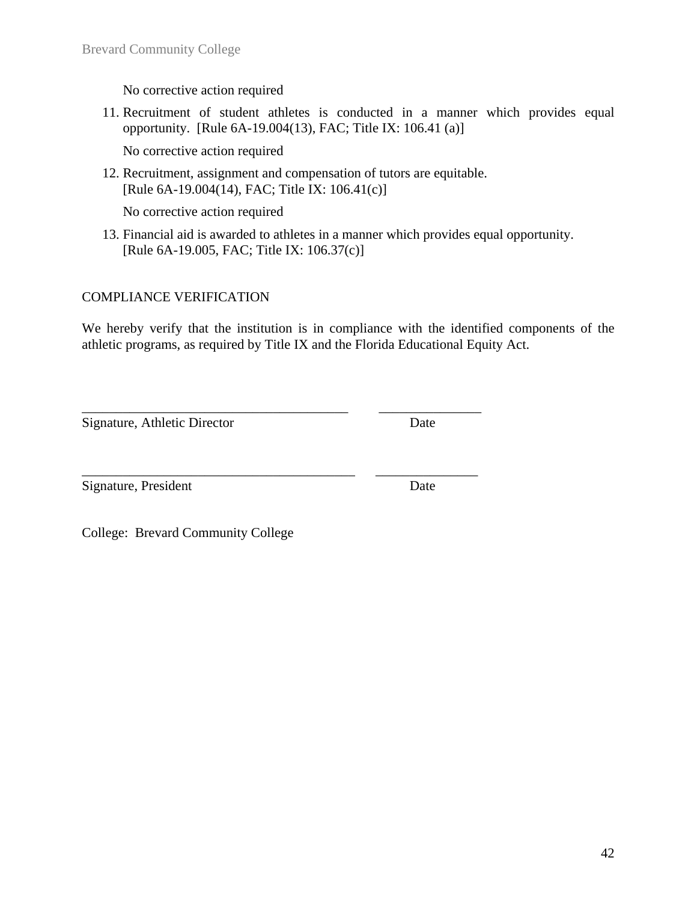No corrective action required

11. Recruitment of student athletes is conducted in a manner which provides equal opportunity. [Rule 6A-19.004(13), FAC; Title IX: 106.41 (a)]

    No corrective action required

12. Recruitment, assignment and compensation of tutors are equitable.
    [Rule 6A-19.004(14), FAC; Title IX: 106.41(c)]

    No corrective action required

13. Financial aid is awarded to athletes in a manner which provides equal opportunity.
    [Rule 6A-19.005, FAC; Title IX: 106.37(c)]

COMPLIANCE VERIFICATION

We hereby verify that the institution is in compliance with the identified components of the athletic programs, as required by Title IX and the Florida Educational Equity Act.

_______________________________________ _______________
Signature, Athletic Director Date

_______________________________________ _______________
Signature, President Date

College: Brevard Community College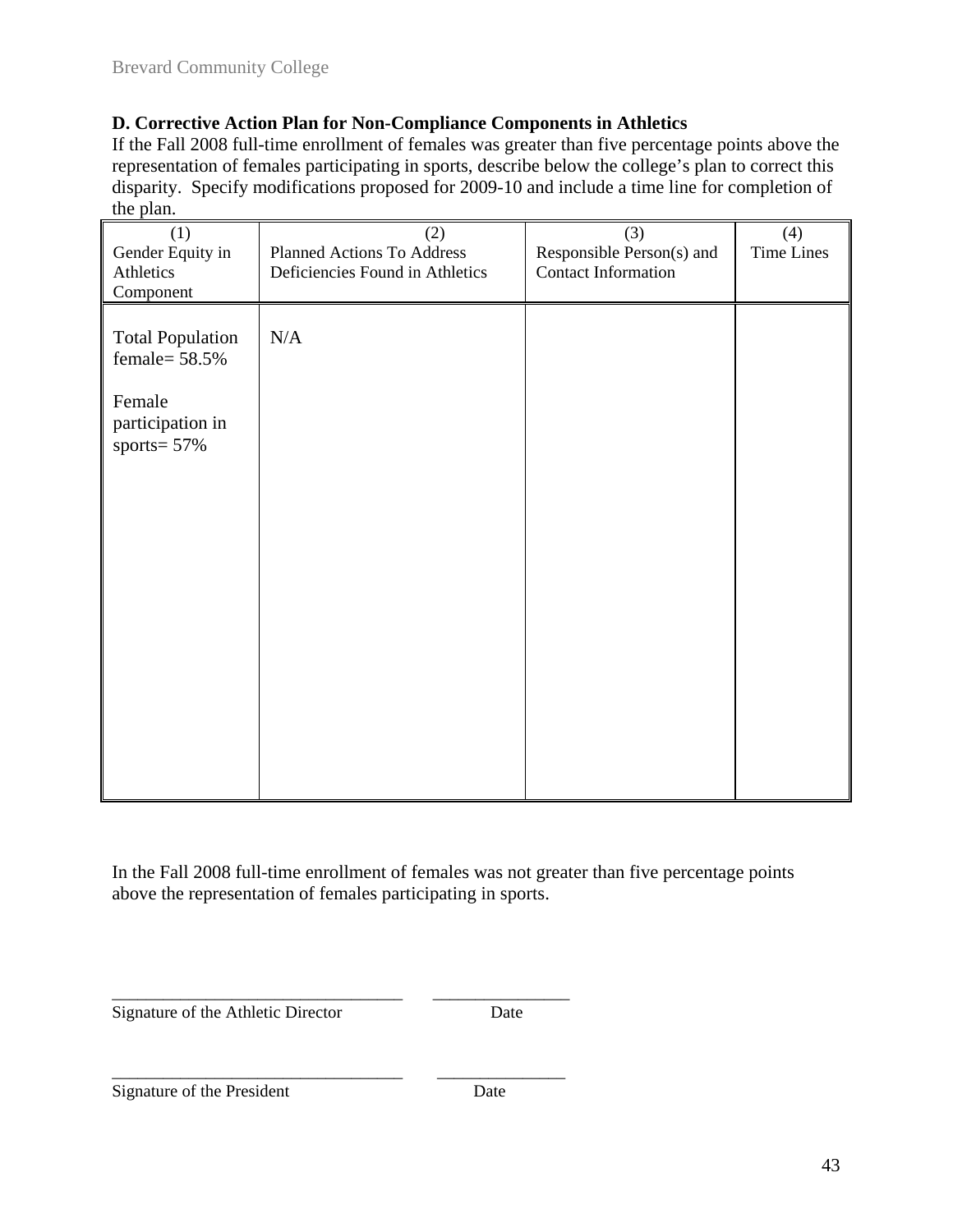### D. Corrective Action Plan for Non-Compliance Components in Athletics

If the Fall 2008 full-time enrollment of females was greater than five percentage points above the representation of females participating in sports, describe below the college's plan to correct this disparity. Specify modifications proposed for 2009-10 and include a time line for completion of the plan.

| (1) Gender Equity in Athletics Component | (2) Planned Actions To Address Deficiencies Found in Athletics | (3) Responsible Person(s) and Contact Information | (4) Time Lines |
|---|---|---|---|
| Total Population female= 58.5%<br><br>Female participation in sports= 57% | N/A | | |

In the Fall 2008 full-time enrollment of females was not greater than five percentage points above the representation of females participating in sports.

_________________________________ _______________
Signature of the Athletic Director Date

_________________________________ _______________
Signature of the President Date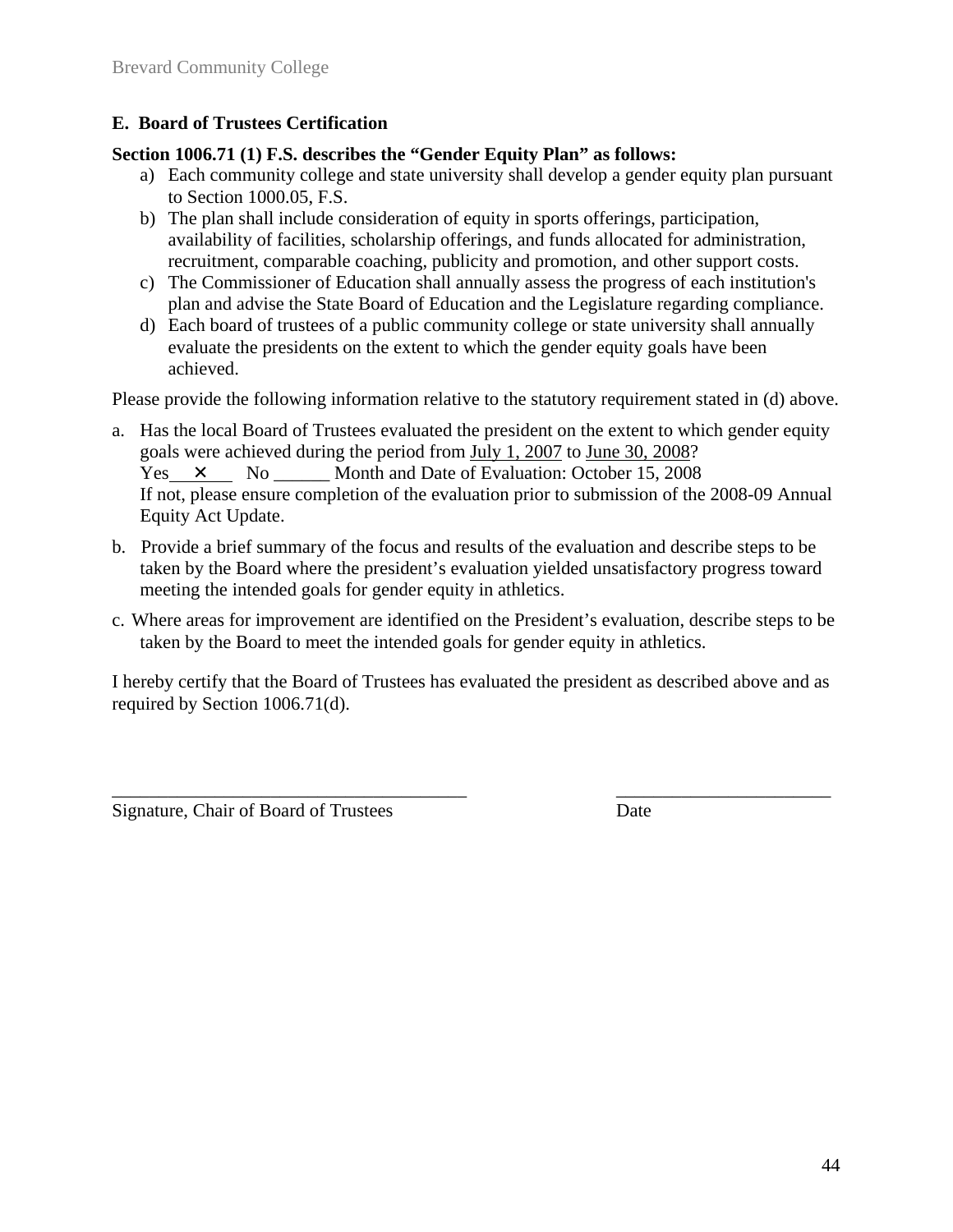## E. Board of Trustees Certification

**Section 1006.71 (1) F.S. describes the "Gender Equity Plan" as follows:**

a) Each community college and state university shall develop a gender equity plan pursuant to Section 1000.05, F.S.
b) The plan shall include consideration of equity in sports offerings, participation, availability of facilities, scholarship offerings, and funds allocated for administration, recruitment, comparable coaching, publicity and promotion, and other support costs.
c) The Commissioner of Education shall annually assess the progress of each institution's plan and advise the State Board of Education and the Legislature regarding compliance.
d) Each board of trustees of a public community college or state university shall annually evaluate the presidents on the extent to which the gender equity goals have been achieved.

Please provide the following information relative to the statutory requirement stated in (d) above.

a. Has the local Board of Trustees evaluated the president on the extent to which gender equity goals were achieved during the period from July 1, 2007 to June 30, 2008?
   Yes\_\_✕\_\_ No \_\_\_\_\_\_ Month and Date of Evaluation: October 15, 2008
   If not, please ensure completion of the evaluation prior to submission of the 2008-09 Annual Equity Act Update.

b. Provide a brief summary of the focus and results of the evaluation and describe steps to be taken by the Board where the president's evaluation yielded unsatisfactory progress toward meeting the intended goals for gender equity in athletics.

c. Where areas for improvement are identified on the President's evaluation, describe steps to be taken by the Board to meet the intended goals for gender equity in athletics.

I hereby certify that the Board of Trustees has evaluated the president as described above and as required by Section 1006.71(d).

\_\_\_\_\_\_\_\_\_\_\_\_\_\_\_\_\_\_\_\_\_\_\_\_\_\_\_\_\_\_\_\_\_\_\_\_\_\_ \_\_\_\_\_\_\_\_\_\_\_\_\_\_\_\_\_\_\_\_\_\_\_

Signature, Chair of Board of Trustees Date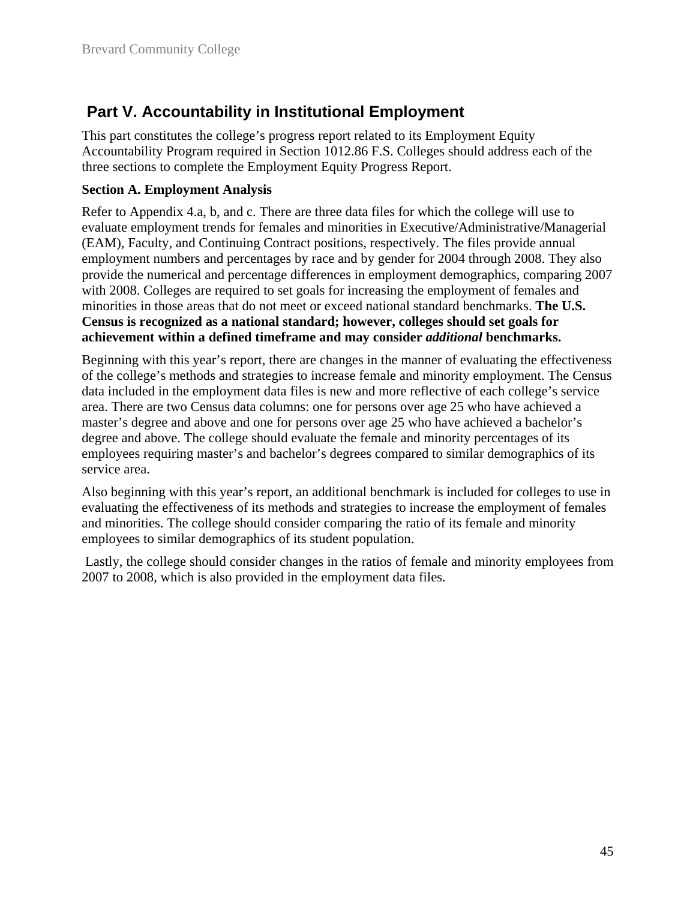## Part V. Accountability in Institutional Employment

This part constitutes the college's progress report related to its Employment Equity Accountability Program required in Section 1012.86 F.S. Colleges should address each of the three sections to complete the Employment Equity Progress Report.

**Section A. Employment Analysis**

Refer to Appendix 4.a, b, and c. There are three data files for which the college will use to evaluate employment trends for females and minorities in Executive/Administrative/Managerial (EAM), Faculty, and Continuing Contract positions, respectively. The files provide annual employment numbers and percentages by race and by gender for 2004 through 2008. They also provide the numerical and percentage differences in employment demographics, comparing 2007 with 2008. Colleges are required to set goals for increasing the employment of females and minorities in those areas that do not meet or exceed national standard benchmarks. **The U.S. Census is recognized as a national standard; however, colleges should set goals for achievement within a defined timeframe and may consider *additional* benchmarks.**

Beginning with this year's report, there are changes in the manner of evaluating the effectiveness of the college's methods and strategies to increase female and minority employment. The Census data included in the employment data files is new and more reflective of each college's service area. There are two Census data columns: one for persons over age 25 who have achieved a master's degree and above and one for persons over age 25 who have achieved a bachelor's degree and above. The college should evaluate the female and minority percentages of its employees requiring master's and bachelor's degrees compared to similar demographics of its service area.

Also beginning with this year's report, an additional benchmark is included for colleges to use in evaluating the effectiveness of its methods and strategies to increase the employment of females and minorities. The college should consider comparing the ratio of its female and minority employees to similar demographics of its student population.

Lastly, the college should consider changes in the ratios of female and minority employees from 2007 to 2008, which is also provided in the employment data files.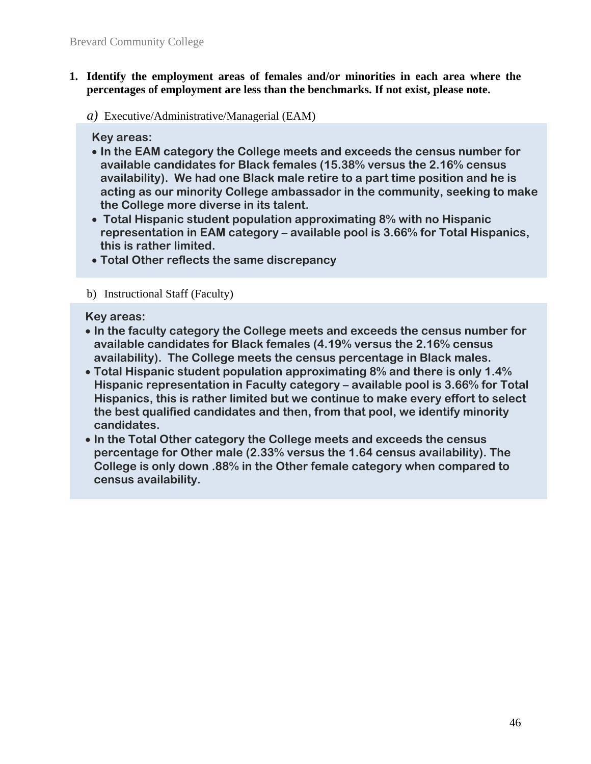**1. Identify the employment areas of females and/or minorities in each area where the percentages of employment are less than the benchmarks. If not exist, please note.**

*a)* Executive/Administrative/Managerial (EAM)

**Key areas:**

- **In the EAM category the College meets and exceeds the census number for available candidates for Black females (15.38% versus the 2.16% census availability). We had one Black male retire to a part time position and he is acting as our minority College ambassador in the community, seeking to make the College more diverse in its talent.**
- **Total Hispanic student population approximating 8% with no Hispanic representation in EAM category – available pool is 3.66% for Total Hispanics, this is rather limited.**
- **Total Other reflects the same discrepancy**

b) Instructional Staff (Faculty)

**Key areas:**

- **In the faculty category the College meets and exceeds the census number for available candidates for Black females (4.19% versus the 2.16% census availability). The College meets the census percentage in Black males.**
- **Total Hispanic student population approximating 8% and there is only 1.4% Hispanic representation in Faculty category – available pool is 3.66% for Total Hispanics, this is rather limited but we continue to make every effort to select the best qualified candidates and then, from that pool, we identify minority candidates.**
- **In the Total Other category the College meets and exceeds the census percentage for Other male (2.33% versus the 1.64 census availability). The College is only down .88% in the Other female category when compared to census availability.**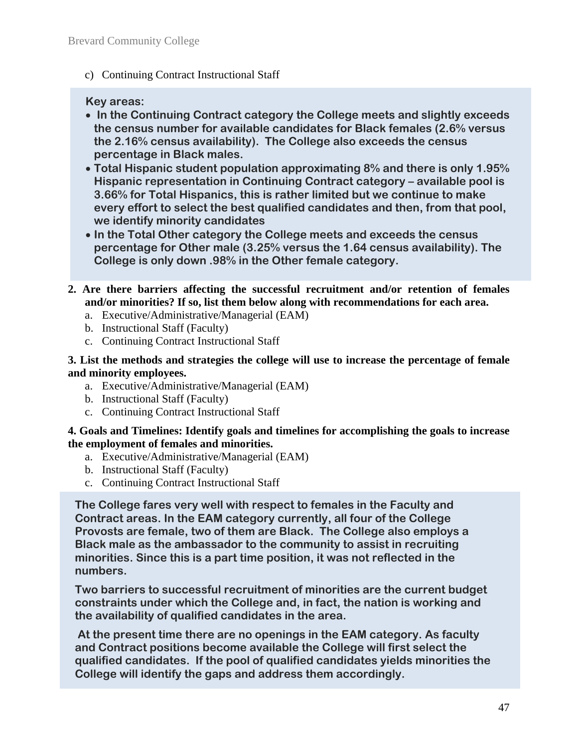c) Continuing Contract Instructional Staff

**Key areas:**

- **In the Continuing Contract category the College meets and slightly exceeds the census number for available candidates for Black females (2.6% versus the 2.16% census availability). The College also exceeds the census percentage in Black males.**
- **Total Hispanic student population approximating 8% and there is only 1.95% Hispanic representation in Continuing Contract category – available pool is 3.66% for Total Hispanics, this is rather limited but we continue to make every effort to select the best qualified candidates and then, from that pool, we identify minority candidates**
- **In the Total Other category the College meets and exceeds the census percentage for Other male (3.25% versus the 1.64 census availability). The College is only down .98% in the Other female category.**

**2. Are there barriers affecting the successful recruitment and/or retention of females and/or minorities? If so, list them below along with recommendations for each area.**

a. Executive/Administrative/Managerial (EAM)
b. Instructional Staff (Faculty)
c. Continuing Contract Instructional Staff

**3. List the methods and strategies the college will use to increase the percentage of female and minority employees.**

a. Executive/Administrative/Managerial (EAM)
b. Instructional Staff (Faculty)
c. Continuing Contract Instructional Staff

**4. Goals and Timelines: Identify goals and timelines for accomplishing the goals to increase the employment of females and minorities.**

a. Executive/Administrative/Managerial (EAM)
b. Instructional Staff (Faculty)
c. Continuing Contract Instructional Staff

**The College fares very well with respect to females in the Faculty and Contract areas. In the EAM category currently, all four of the College Provosts are female, two of them are Black. The College also employs a Black male as the ambassador to the community to assist in recruiting minorities. Since this is a part time position, it was not reflected in the numbers.**

**Two barriers to successful recruitment of minorities are the current budget constraints under which the College and, in fact, the nation is working and the availability of qualified candidates in the area.**

**At the present time there are no openings in the EAM category. As faculty and Contract positions become available the College will first select the qualified candidates. If the pool of qualified candidates yields minorities the College will identify the gaps and address them accordingly.**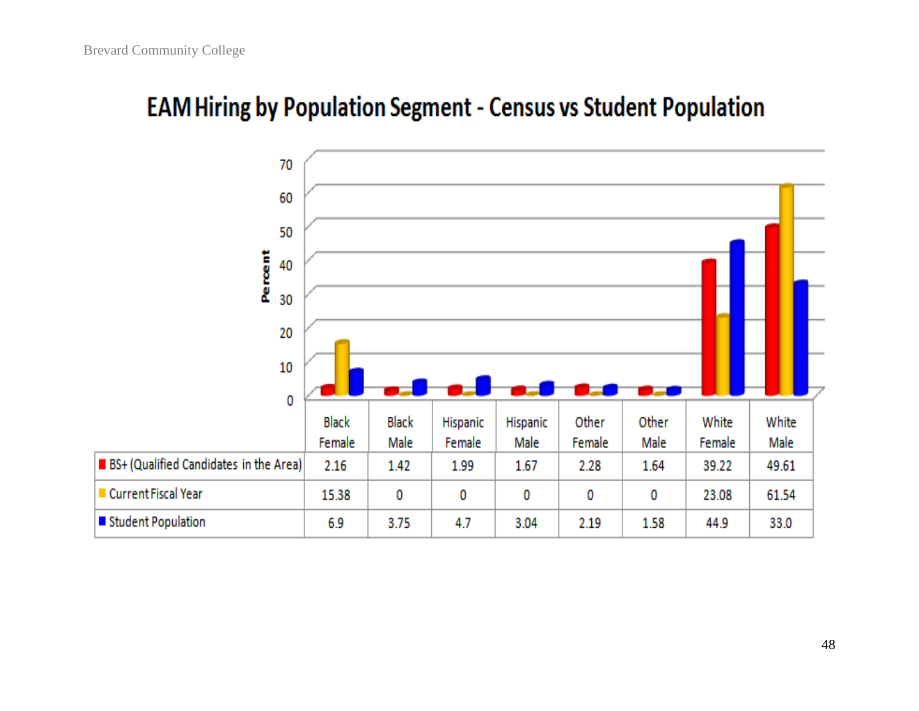# EAM Hiring by Population Segment - Census vs Student Population

| | Black Female | Black Male | Hispanic Female | Hispanic Male | Other Female | Other Male | White Female | White Male |
|---|---|---|---|---|---|---|---|---|
| BS+ (Qualified Candidates in the Area) | 2.16 | 1.42 | 1.99 | 1.67 | 2.28 | 1.64 | 39.22 | 49.61 |
| Current Fiscal Year | 15.38 | 0 | 0 | 0 | 0 | 0 | 23.08 | 61.54 |
| Student Population | 6.9 | 3.75 | 4.7 | 3.04 | 2.19 | 1.58 | 44.9 | 33.0 |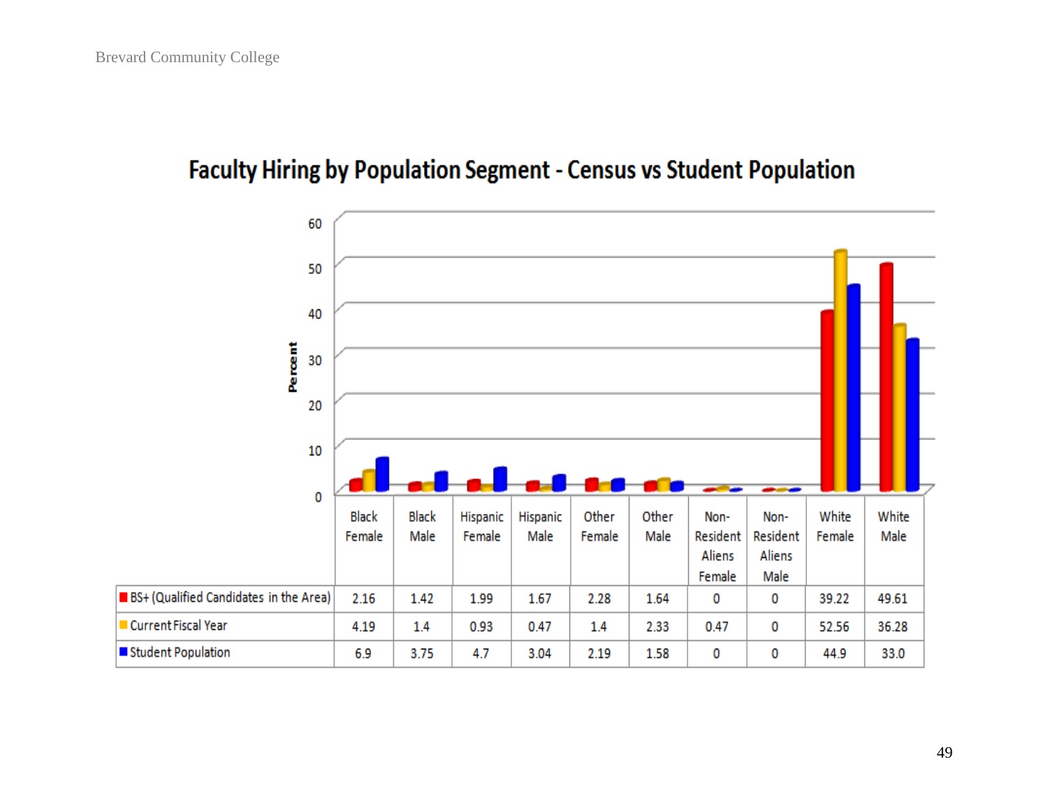# Faculty Hiring by Population Segment - Census vs Student Population

| | Black Female | Black Male | Hispanic Female | Hispanic Male | Other Female | Other Male | Non-Resident Aliens Female | Non-Resident Aliens Male | White Female | White Male |
|---|---|---|---|---|---|---|---|---|---|---|
| BS+ (Qualified Candidates in the Area) | 2.16 | 1.42 | 1.99 | 1.67 | 2.28 | 1.64 | 0 | 0 | 39.22 | 49.61 |
| Current Fiscal Year | 4.19 | 1.4 | 0.93 | 0.47 | 1.4 | 2.33 | 0.47 | 0 | 52.56 | 36.28 |
| Student Population | 6.9 | 3.75 | 4.7 | 3.04 | 2.19 | 1.58 | 0 | 0 | 44.9 | 33.0 |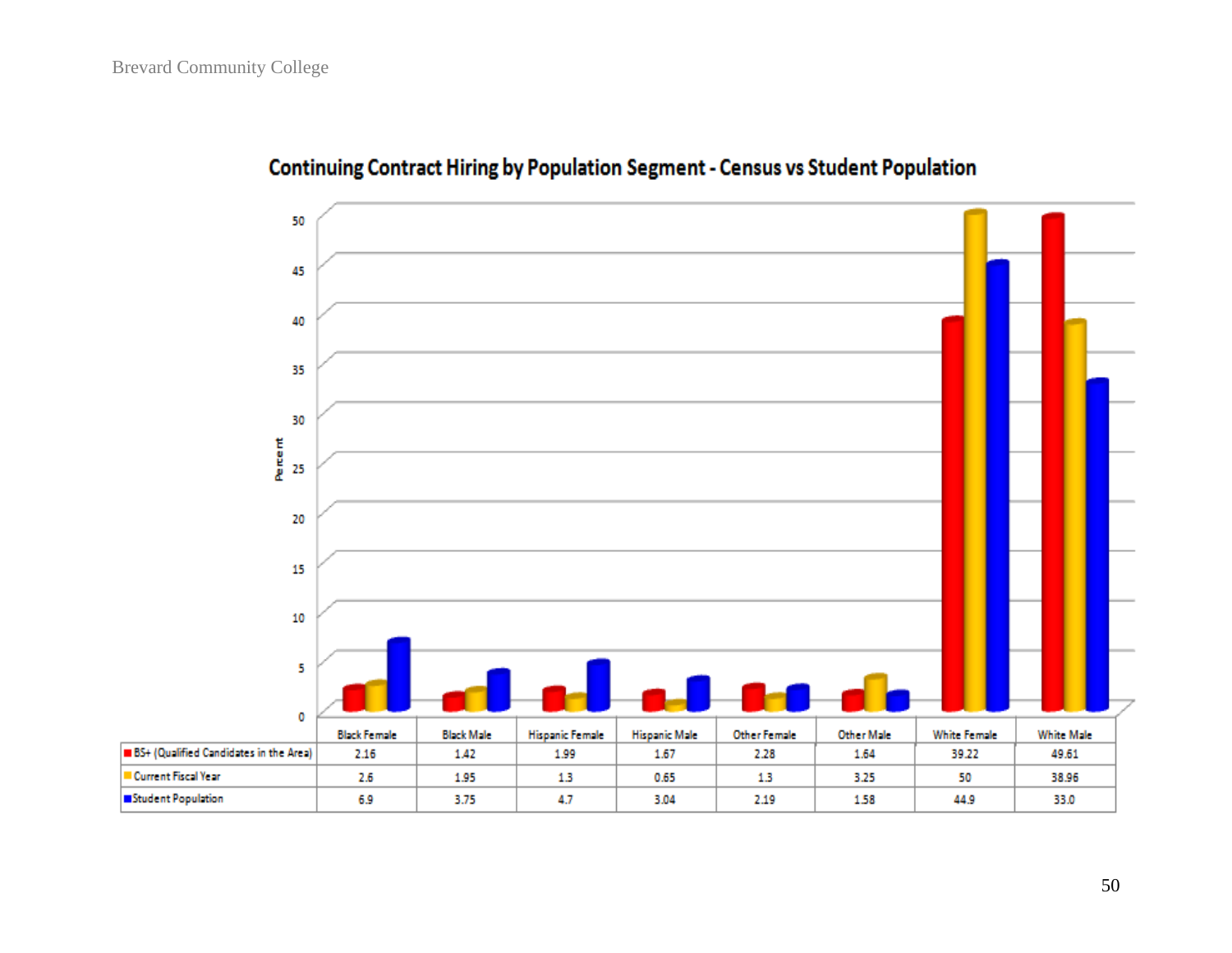## Continuing Contract Hiring by Population Segment - Census vs Student Population

| | Black Female | Black Male | Hispanic Female | Hispanic Male | Other Female | Other Male | White Female | White Male |
|---|---|---|---|---|---|---|---|---|
| BS+ (Qualified Candidates in the Area) | 2.16 | 1.42 | 1.99 | 1.67 | 2.28 | 1.64 | 39.22 | 49.61 |
| Current Fiscal Year | 2.6 | 1.95 | 1.3 | 0.65 | 1.3 | 3.25 | 50 | 38.96 |
| Student Population | 6.9 | 3.75 | 4.7 | 3.04 | 2.19 | 1.58 | 44.9 | 33.0 |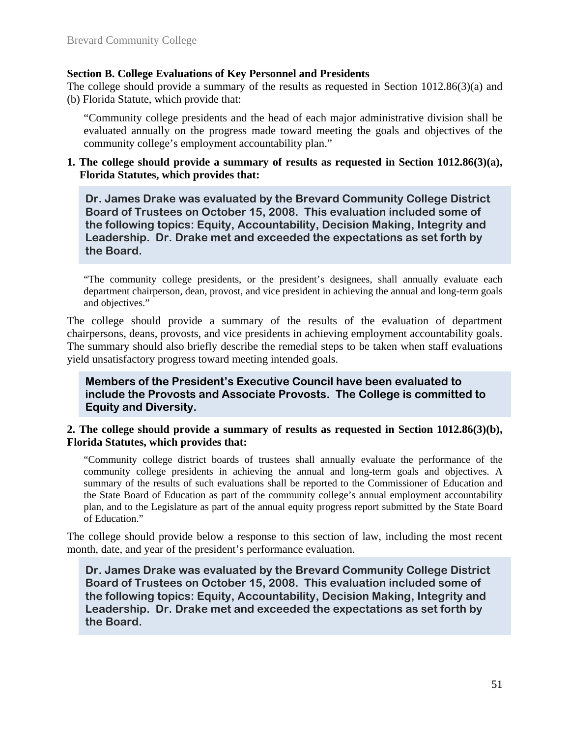**Section B. College Evaluations of Key Personnel and Presidents**

The college should provide a summary of the results as requested in Section 1012.86(3)(a) and (b) Florida Statute, which provide that:

> "Community college presidents and the head of each major administrative division shall be evaluated annually on the progress made toward meeting the goals and objectives of the community college's employment accountability plan."

**1. The college should provide a summary of results as requested in Section 1012.86(3)(a), Florida Statutes, which provides that:**

> **Dr. James Drake was evaluated by the Brevard Community College District Board of Trustees on October 15, 2008. This evaluation included some of the following topics: Equity, Accountability, Decision Making, Integrity and Leadership. Dr. Drake met and exceeded the expectations as set forth by the Board.**

> "The community college presidents, or the president's designees, shall annually evaluate each department chairperson, dean, provost, and vice president in achieving the annual and long-term goals and objectives."

The college should provide a summary of the results of the evaluation of department chairpersons, deans, provosts, and vice presidents in achieving employment accountability goals. The summary should also briefly describe the remedial steps to be taken when staff evaluations yield unsatisfactory progress toward meeting intended goals.

> **Members of the President's Executive Council have been evaluated to include the Provosts and Associate Provosts. The College is committed to Equity and Diversity.**

**2. The college should provide a summary of results as requested in Section 1012.86(3)(b), Florida Statutes, which provides that:**

> "Community college district boards of trustees shall annually evaluate the performance of the community college presidents in achieving the annual and long-term goals and objectives. A summary of the results of such evaluations shall be reported to the Commissioner of Education and the State Board of Education as part of the community college's annual employment accountability plan, and to the Legislature as part of the annual equity progress report submitted by the State Board of Education."

The college should provide below a response to this section of law, including the most recent month, date, and year of the president's performance evaluation.

> **Dr. James Drake was evaluated by the Brevard Community College District Board of Trustees on October 15, 2008. This evaluation included some of the following topics: Equity, Accountability, Decision Making, Integrity and Leadership. Dr. Drake met and exceeded the expectations as set forth by the Board.**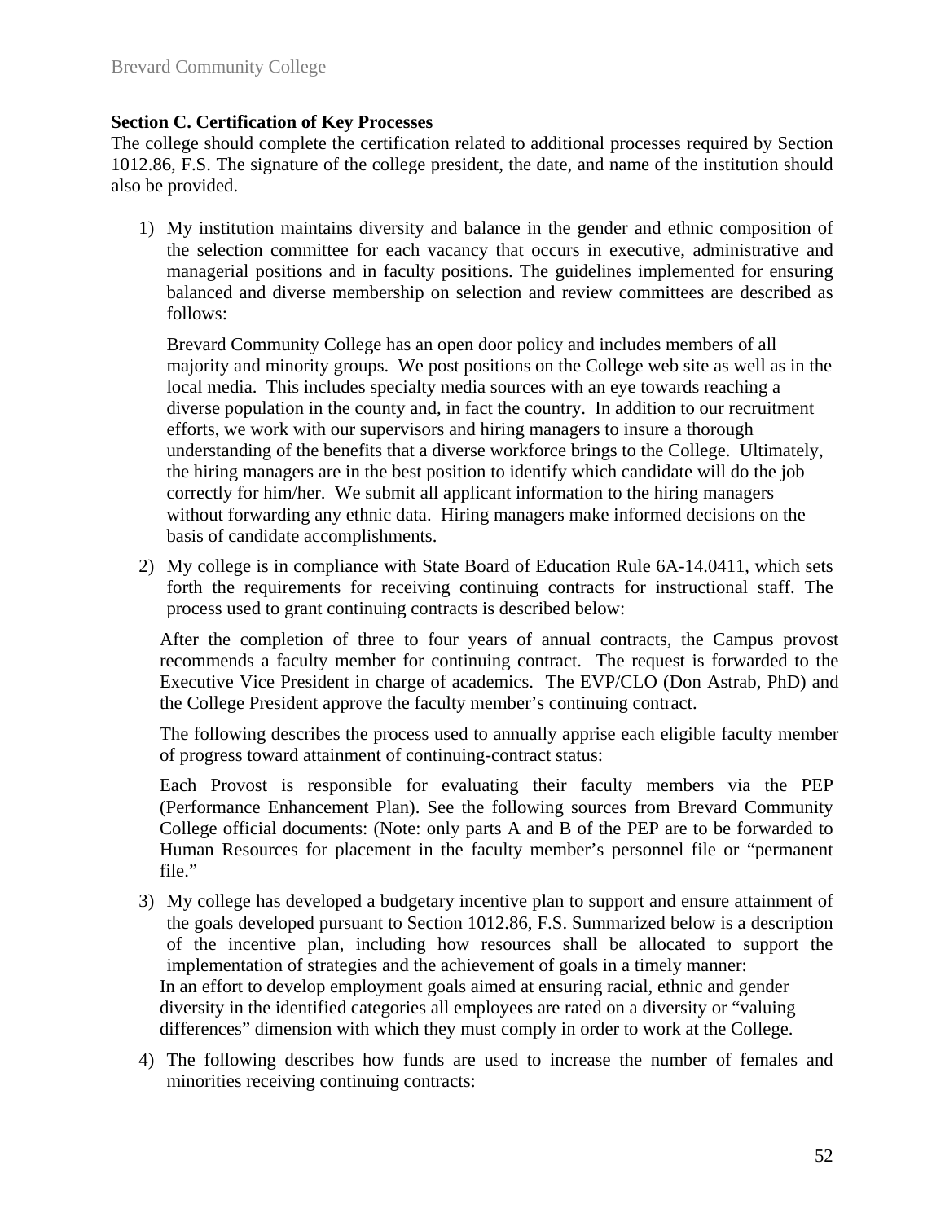**Section C. Certification of Key Processes**

The college should complete the certification related to additional processes required by Section 1012.86, F.S. The signature of the college president, the date, and name of the institution should also be provided.

1) My institution maintains diversity and balance in the gender and ethnic composition of the selection committee for each vacancy that occurs in executive, administrative and managerial positions and in faculty positions. The guidelines implemented for ensuring balanced and diverse membership on selection and review committees are described as follows:

   Brevard Community College has an open door policy and includes members of all majority and minority groups. We post positions on the College web site as well as in the local media. This includes specialty media sources with an eye towards reaching a diverse population in the county and, in fact the country. In addition to our recruitment efforts, we work with our supervisors and hiring managers to insure a thorough understanding of the benefits that a diverse workforce brings to the College. Ultimately, the hiring managers are in the best position to identify which candidate will do the job correctly for him/her. We submit all applicant information to the hiring managers without forwarding any ethnic data. Hiring managers make informed decisions on the basis of candidate accomplishments.

2) My college is in compliance with State Board of Education Rule 6A-14.0411, which sets forth the requirements for receiving continuing contracts for instructional staff. The process used to grant continuing contracts is described below:

   After the completion of three to four years of annual contracts, the Campus provost recommends a faculty member for continuing contract. The request is forwarded to the Executive Vice President in charge of academics. The EVP/CLO (Don Astrab, PhD) and the College President approve the faculty member's continuing contract.

   The following describes the process used to annually apprise each eligible faculty member of progress toward attainment of continuing-contract status:

   Each Provost is responsible for evaluating their faculty members via the PEP (Performance Enhancement Plan). See the following sources from Brevard Community College official documents: (Note: only parts A and B of the PEP are to be forwarded to Human Resources for placement in the faculty member's personnel file or "permanent file."

3) My college has developed a budgetary incentive plan to support and ensure attainment of the goals developed pursuant to Section 1012.86, F.S. Summarized below is a description of the incentive plan, including how resources shall be allocated to support the implementation of strategies and the achievement of goals in a timely manner:
   In an effort to develop employment goals aimed at ensuring racial, ethnic and gender diversity in the identified categories all employees are rated on a diversity or "valuing differences" dimension with which they must comply in order to work at the College.

4) The following describes how funds are used to increase the number of females and minorities receiving continuing contracts: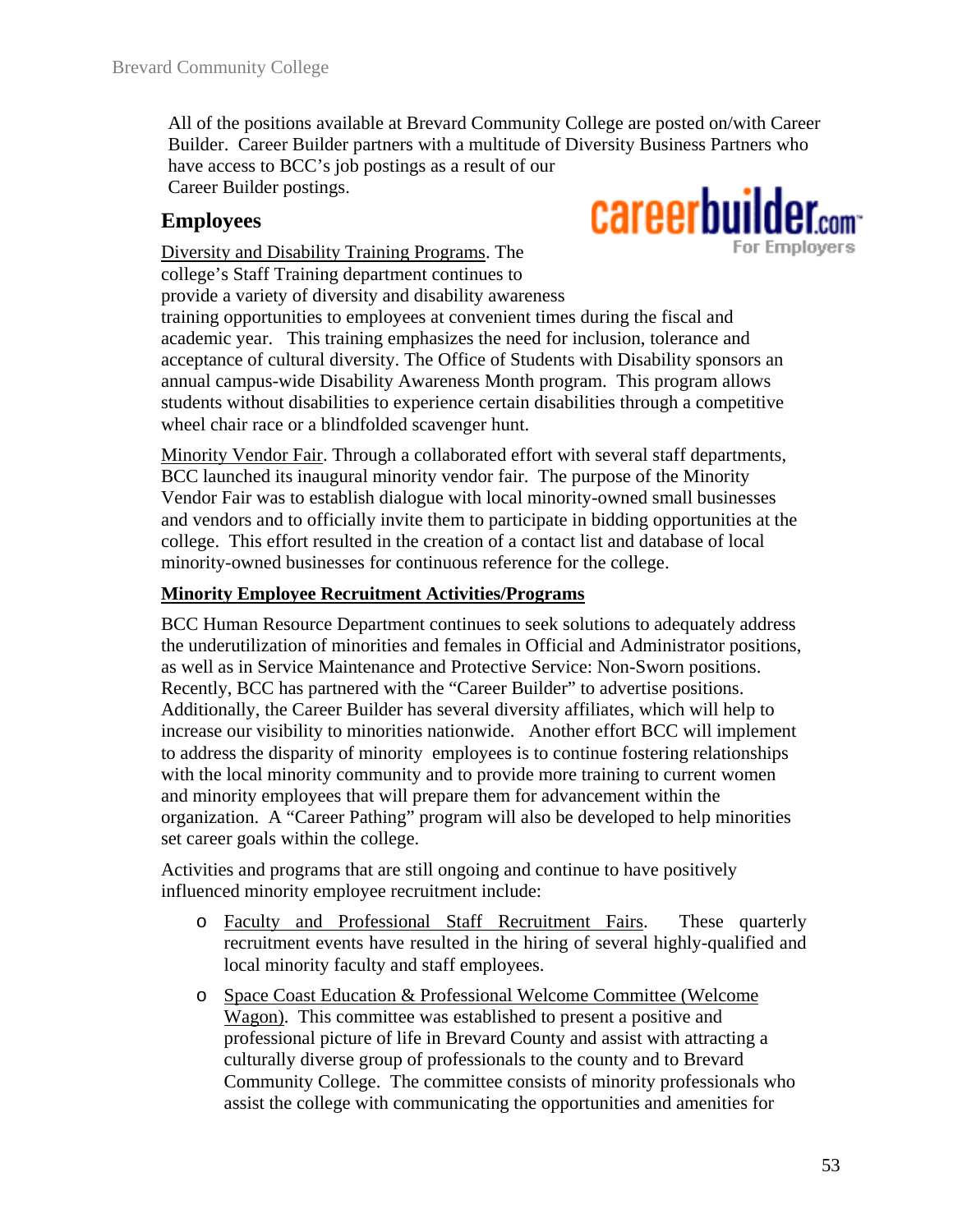All of the positions available at Brevard Community College are posted on/with Career Builder. Career Builder partners with a multitude of Diversity Business Partners who have access to BCC's job postings as a result of our Career Builder postings.

## Employees

Diversity and Disability Training Programs. The college's Staff Training department continues to provide a variety of diversity and disability awareness training opportunities to employees at convenient times during the fiscal and academic year. This training emphasizes the need for inclusion, tolerance and acceptance of cultural diversity. The Office of Students with Disability sponsors an annual campus-wide Disability Awareness Month program. This program allows students without disabilities to experience certain disabilities through a competitive wheel chair race or a blindfolded scavenger hunt.

Minority Vendor Fair. Through a collaborated effort with several staff departments, BCC launched its inaugural minority vendor fair. The purpose of the Minority Vendor Fair was to establish dialogue with local minority-owned small businesses and vendors and to officially invite them to participate in bidding opportunities at the college. This effort resulted in the creation of a contact list and database of local minority-owned businesses for continuous reference for the college.

**Minority Employee Recruitment Activities/Programs**

BCC Human Resource Department continues to seek solutions to adequately address the underutilization of minorities and females in Official and Administrator positions, as well as in Service Maintenance and Protective Service: Non-Sworn positions. Recently, BCC has partnered with the "Career Builder" to advertise positions. Additionally, the Career Builder has several diversity affiliates, which will help to increase our visibility to minorities nationwide. Another effort BCC will implement to address the disparity of minority employees is to continue fostering relationships with the local minority community and to provide more training to current women and minority employees that will prepare them for advancement within the organization. A "Career Pathing" program will also be developed to help minorities set career goals within the college.

Activities and programs that are still ongoing and continue to have positively influenced minority employee recruitment include:

- Faculty and Professional Staff Recruitment Fairs. These quarterly recruitment events have resulted in the hiring of several highly-qualified and local minority faculty and staff employees.
- Space Coast Education & Professional Welcome Committee (Welcome Wagon). This committee was established to present a positive and professional picture of life in Brevard County and assist with attracting a culturally diverse group of professionals to the county and to Brevard Community College. The committee consists of minority professionals who assist the college with communicating the opportunities and amenities for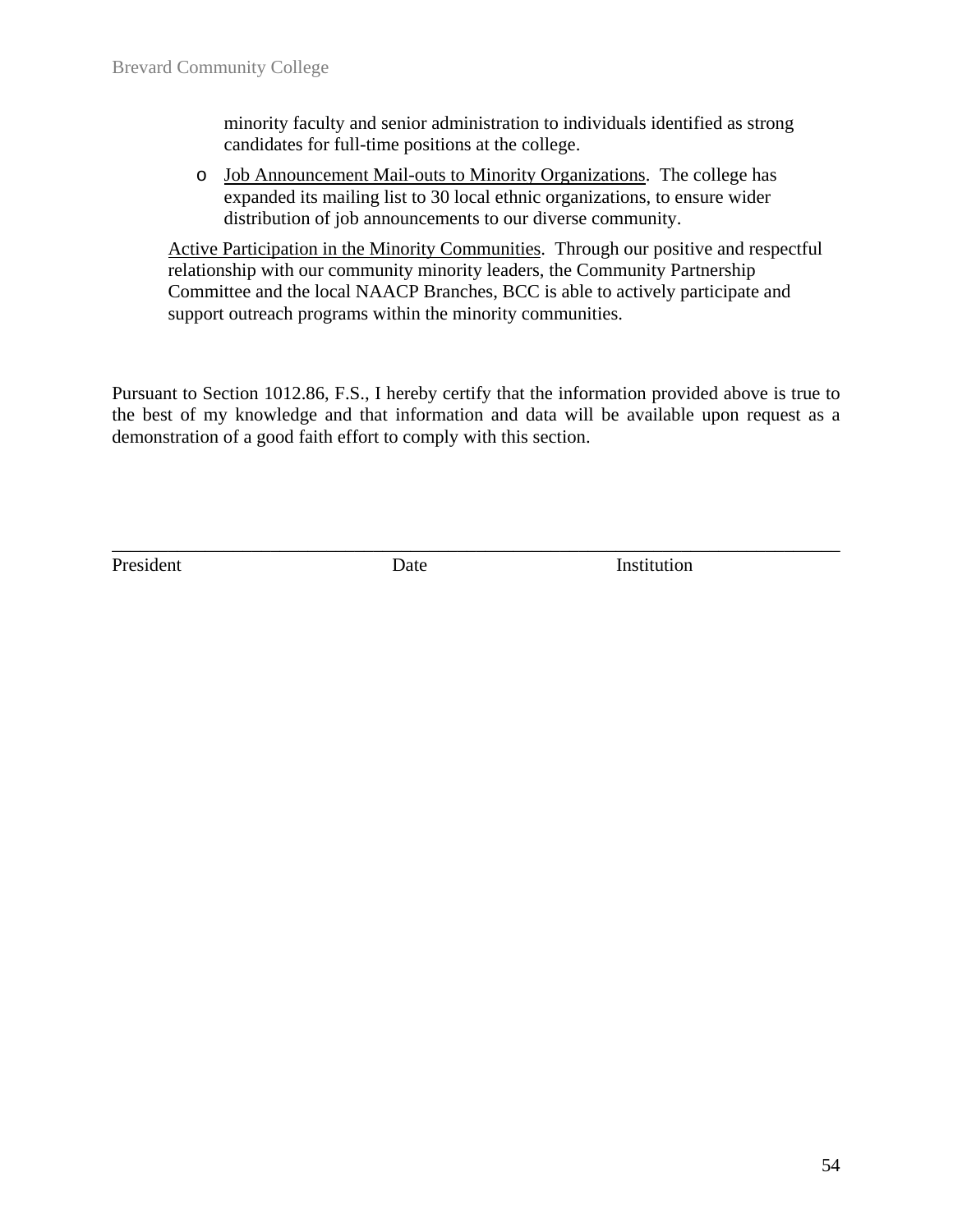minority faculty and senior administration to individuals identified as strong candidates for full-time positions at the college.

- Job Announcement Mail-outs to Minority Organizations. The college has expanded its mailing list to 30 local ethnic organizations, to ensure wider distribution of job announcements to our diverse community.

Active Participation in the Minority Communities. Through our positive and respectful relationship with our community minority leaders, the Community Partnership Committee and the local NAACP Branches, BCC is able to actively participate and support outreach programs within the minority communities.

Pursuant to Section 1012.86, F.S., I hereby certify that the information provided above is true to the best of my knowledge and that information and data will be available upon request as a demonstration of a good faith effort to comply with this section.

\_\_\_\_\_\_\_\_\_\_\_\_\_\_\_\_\_\_\_\_\_\_\_\_\_\_\_\_\_\_\_\_\_\_\_\_\_\_\_\_\_\_\_\_\_\_\_\_\_\_\_\_\_\_\_\_\_\_\_\_\_\_\_\_\_\_\_\_\_\_

President　　　　　　　　　Date　　　　　　　　　Institution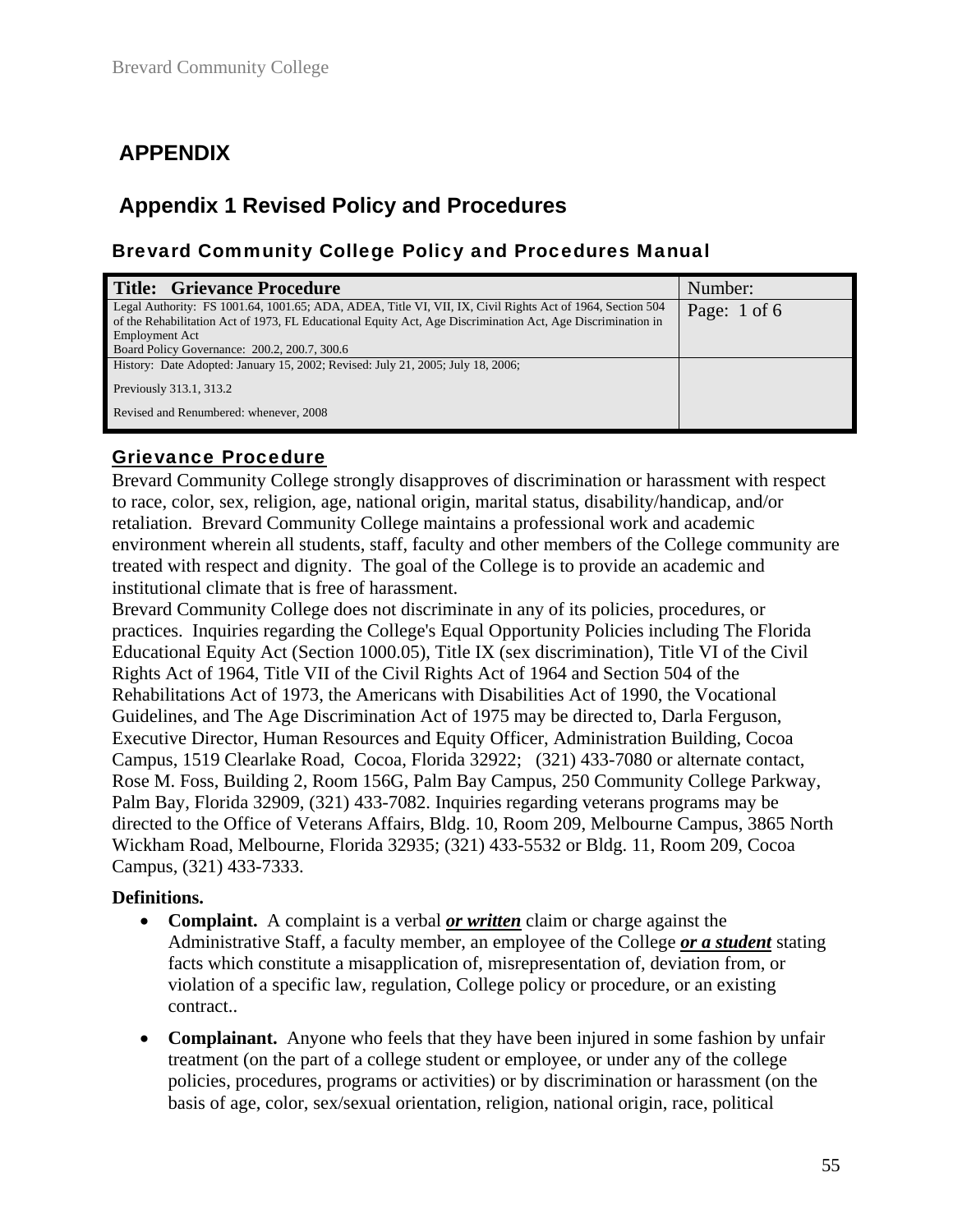# APPENDIX

## Appendix 1 Revised Policy and Procedures

### Brevard Community College Policy and Procedures Manual

| **Title: Grievance Procedure** | Number: |
|---|---|
| Legal Authority: FS 1001.64, 1001.65; ADA, ADEA, Title VI, VII, IX, Civil Rights Act of 1964, Section 504 of the Rehabilitation Act of 1973, FL Educational Equity Act, Age Discrimination Act, Age Discrimination in Employment Act<br>Board Policy Governance: 200.2, 200.7, 300.6 | Page: 1 of 6 |
| History: Date Adopted: January 15, 2002; Revised: July 21, 2005; July 18, 2006;<br><br>Previously 313.1, 313.2<br><br>Revised and Renumbered: whenever, 2008 | |

### Grievance Procedure

Brevard Community College strongly disapproves of discrimination or harassment with respect to race, color, sex, religion, age, national origin, marital status, disability/handicap, and/or retaliation. Brevard Community College maintains a professional work and academic environment wherein all students, staff, faculty and other members of the College community are treated with respect and dignity. The goal of the College is to provide an academic and institutional climate that is free of harassment.

Brevard Community College does not discriminate in any of its policies, procedures, or practices. Inquiries regarding the College's Equal Opportunity Policies including The Florida Educational Equity Act (Section 1000.05), Title IX (sex discrimination), Title VI of the Civil Rights Act of 1964, Title VII of the Civil Rights Act of 1964 and Section 504 of the Rehabilitations Act of 1973, the Americans with Disabilities Act of 1990, the Vocational Guidelines, and The Age Discrimination Act of 1975 may be directed to, Darla Ferguson, Executive Director, Human Resources and Equity Officer, Administration Building, Cocoa Campus, 1519 Clearlake Road, Cocoa, Florida 32922; (321) 433-7080 or alternate contact, Rose M. Foss, Building 2, Room 156G, Palm Bay Campus, 250 Community College Parkway, Palm Bay, Florida 32909, (321) 433-7082. Inquiries regarding veterans programs may be directed to the Office of Veterans Affairs, Bldg. 10, Room 209, Melbourne Campus, 3865 North Wickham Road, Melbourne, Florida 32935; (321) 433-5532 or Bldg. 11, Room 209, Cocoa Campus, (321) 433-7333.

**Definitions.**

- **Complaint.** A complaint is a verbal ***or written*** claim or charge against the Administrative Staff, a faculty member, an employee of the College ***or a student*** stating facts which constitute a misapplication of, misrepresentation of, deviation from, or violation of a specific law, regulation, College policy or procedure, or an existing contract..
- **Complainant.** Anyone who feels that they have been injured in some fashion by unfair treatment (on the part of a college student or employee, or under any of the college policies, procedures, programs or activities) or by discrimination or harassment (on the basis of age, color, sex/sexual orientation, religion, national origin, race, political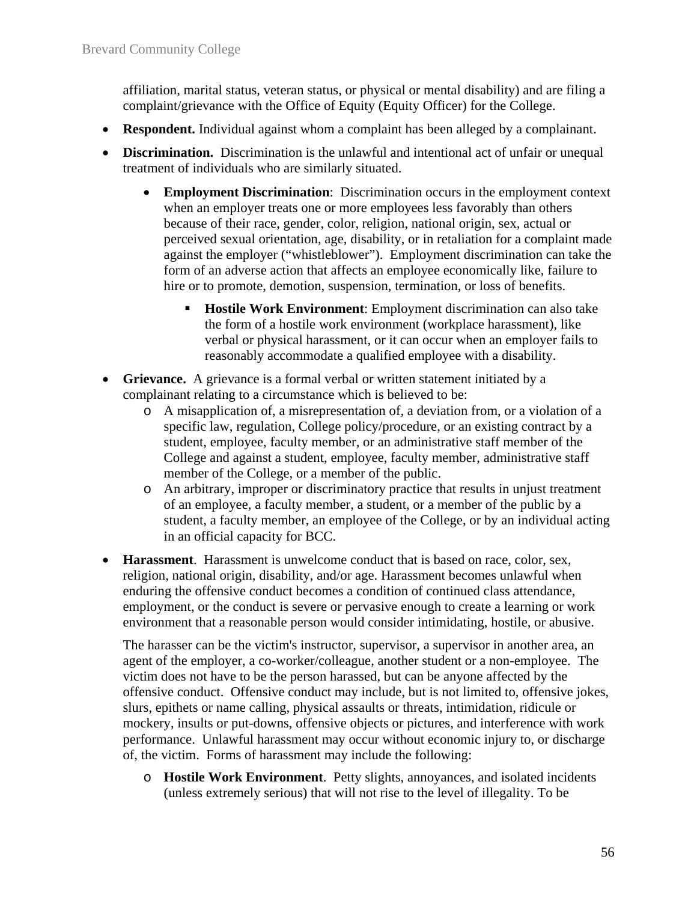affiliation, marital status, veteran status, or physical or mental disability) and are filing a complaint/grievance with the Office of Equity (Equity Officer) for the College.

- **Respondent.** Individual against whom a complaint has been alleged by a complainant.
- **Discrimination.** Discrimination is the unlawful and intentional act of unfair or unequal treatment of individuals who are similarly situated.
    - **Employment Discrimination**: Discrimination occurs in the employment context when an employer treats one or more employees less favorably than others because of their race, gender, color, religion, national origin, sex, actual or perceived sexual orientation, age, disability, or in retaliation for a complaint made against the employer ("whistleblower"). Employment discrimination can take the form of an adverse action that affects an employee economically like, failure to hire or to promote, demotion, suspension, termination, or loss of benefits.
        - **Hostile Work Environment**: Employment discrimination can also take the form of a hostile work environment (workplace harassment), like verbal or physical harassment, or it can occur when an employer fails to reasonably accommodate a qualified employee with a disability.
- **Grievance.** A grievance is a formal verbal or written statement initiated by a complainant relating to a circumstance which is believed to be:
    - A misapplication of, a misrepresentation of, a deviation from, or a violation of a specific law, regulation, College policy/procedure, or an existing contract by a student, employee, faculty member, or an administrative staff member of the College and against a student, employee, faculty member, administrative staff member of the College, or a member of the public.
    - An arbitrary, improper or discriminatory practice that results in unjust treatment of an employee, a faculty member, a student, or a member of the public by a student, a faculty member, an employee of the College, or by an individual acting in an official capacity for BCC.
- **Harassment**. Harassment is unwelcome conduct that is based on race, color, sex, religion, national origin, disability, and/or age. Harassment becomes unlawful when enduring the offensive conduct becomes a condition of continued class attendance, employment, or the conduct is severe or pervasive enough to create a learning or work environment that a reasonable person would consider intimidating, hostile, or abusive.

  The harasser can be the victim's instructor, supervisor, a supervisor in another area, an agent of the employer, a co-worker/colleague, another student or a non-employee. The victim does not have to be the person harassed, but can be anyone affected by the offensive conduct. Offensive conduct may include, but is not limited to, offensive jokes, slurs, epithets or name calling, physical assaults or threats, intimidation, ridicule or mockery, insults or put-downs, offensive objects or pictures, and interference with work performance. Unlawful harassment may occur without economic injury to, or discharge of, the victim. Forms of harassment may include the following:

    - **Hostile Work Environment**. Petty slights, annoyances, and isolated incidents (unless extremely serious) that will not rise to the level of illegality. To be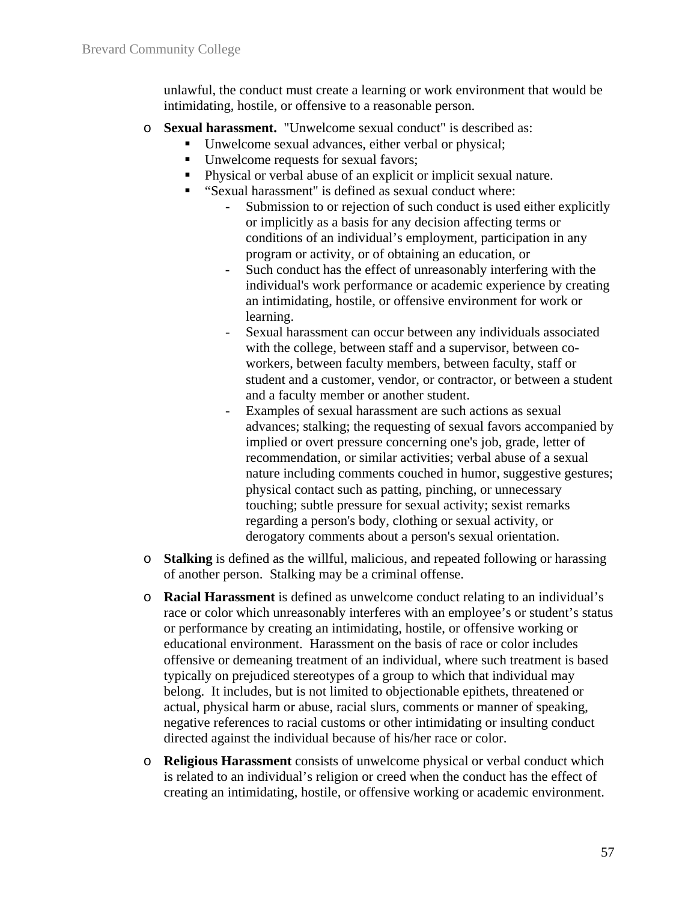unlawful, the conduct must create a learning or work environment that would be intimidating, hostile, or offensive to a reasonable person.

- **Sexual harassment.** "Unwelcome sexual conduct" is described as:
  - Unwelcome sexual advances, either verbal or physical;
  - Unwelcome requests for sexual favors;
  - Physical or verbal abuse of an explicit or implicit sexual nature.
  - "Sexual harassment" is defined as sexual conduct where:
    - Submission to or rejection of such conduct is used either explicitly or implicitly as a basis for any decision affecting terms or conditions of an individual's employment, participation in any program or activity, or of obtaining an education, or
    - Such conduct has the effect of unreasonably interfering with the individual's work performance or academic experience by creating an intimidating, hostile, or offensive environment for work or learning.
    - Sexual harassment can occur between any individuals associated with the college, between staff and a supervisor, between co-workers, between faculty members, between faculty, staff or student and a customer, vendor, or contractor, or between a student and a faculty member or another student.
    - Examples of sexual harassment are such actions as sexual advances; stalking; the requesting of sexual favors accompanied by implied or overt pressure concerning one's job, grade, letter of recommendation, or similar activities; verbal abuse of a sexual nature including comments couched in humor, suggestive gestures; physical contact such as patting, pinching, or unnecessary touching; subtle pressure for sexual activity; sexist remarks regarding a person's body, clothing or sexual activity, or derogatory comments about a person's sexual orientation.
- **Stalking** is defined as the willful, malicious, and repeated following or harassing of another person. Stalking may be a criminal offense.
- **Racial Harassment** is defined as unwelcome conduct relating to an individual's race or color which unreasonably interferes with an employee's or student's status or performance by creating an intimidating, hostile, or offensive working or educational environment. Harassment on the basis of race or color includes offensive or demeaning treatment of an individual, where such treatment is based typically on prejudiced stereotypes of a group to which that individual may belong. It includes, but is not limited to objectionable epithets, threatened or actual, physical harm or abuse, racial slurs, comments or manner of speaking, negative references to racial customs or other intimidating or insulting conduct directed against the individual because of his/her race or color.
- **Religious Harassment** consists of unwelcome physical or verbal conduct which is related to an individual's religion or creed when the conduct has the effect of creating an intimidating, hostile, or offensive working or academic environment.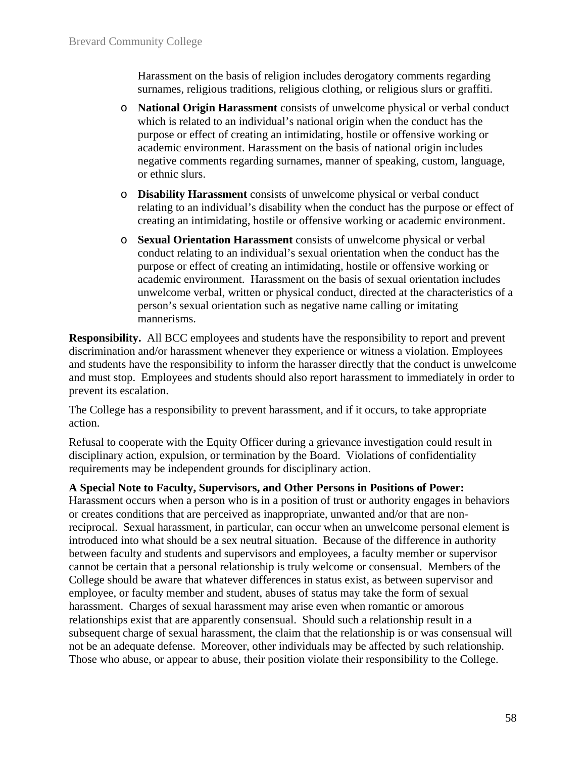Harassment on the basis of religion includes derogatory comments regarding surnames, religious traditions, religious clothing, or religious slurs or graffiti.

- **National Origin Harassment** consists of unwelcome physical or verbal conduct which is related to an individual's national origin when the conduct has the purpose or effect of creating an intimidating, hostile or offensive working or academic environment. Harassment on the basis of national origin includes negative comments regarding surnames, manner of speaking, custom, language, or ethnic slurs.
- **Disability Harassment** consists of unwelcome physical or verbal conduct relating to an individual's disability when the conduct has the purpose or effect of creating an intimidating, hostile or offensive working or academic environment.
- **Sexual Orientation Harassment** consists of unwelcome physical or verbal conduct relating to an individual's sexual orientation when the conduct has the purpose or effect of creating an intimidating, hostile or offensive working or academic environment. Harassment on the basis of sexual orientation includes unwelcome verbal, written or physical conduct, directed at the characteristics of a person's sexual orientation such as negative name calling or imitating mannerisms.

**Responsibility.** All BCC employees and students have the responsibility to report and prevent discrimination and/or harassment whenever they experience or witness a violation. Employees and students have the responsibility to inform the harasser directly that the conduct is unwelcome and must stop. Employees and students should also report harassment to immediately in order to prevent its escalation.

The College has a responsibility to prevent harassment, and if it occurs, to take appropriate action.

Refusal to cooperate with the Equity Officer during a grievance investigation could result in disciplinary action, expulsion, or termination by the Board. Violations of confidentiality requirements may be independent grounds for disciplinary action.

**A Special Note to Faculty, Supervisors, and Other Persons in Positions of Power:** Harassment occurs when a person who is in a position of trust or authority engages in behaviors or creates conditions that are perceived as inappropriate, unwanted and/or that are non-reciprocal. Sexual harassment, in particular, can occur when an unwelcome personal element is introduced into what should be a sex neutral situation. Because of the difference in authority between faculty and students and supervisors and employees, a faculty member or supervisor cannot be certain that a personal relationship is truly welcome or consensual. Members of the College should be aware that whatever differences in status exist, as between supervisor and employee, or faculty member and student, abuses of status may take the form of sexual harassment. Charges of sexual harassment may arise even when romantic or amorous relationships exist that are apparently consensual. Should such a relationship result in a subsequent charge of sexual harassment, the claim that the relationship is or was consensual will not be an adequate defense. Moreover, other individuals may be affected by such relationship. Those who abuse, or appear to abuse, their position violate their responsibility to the College.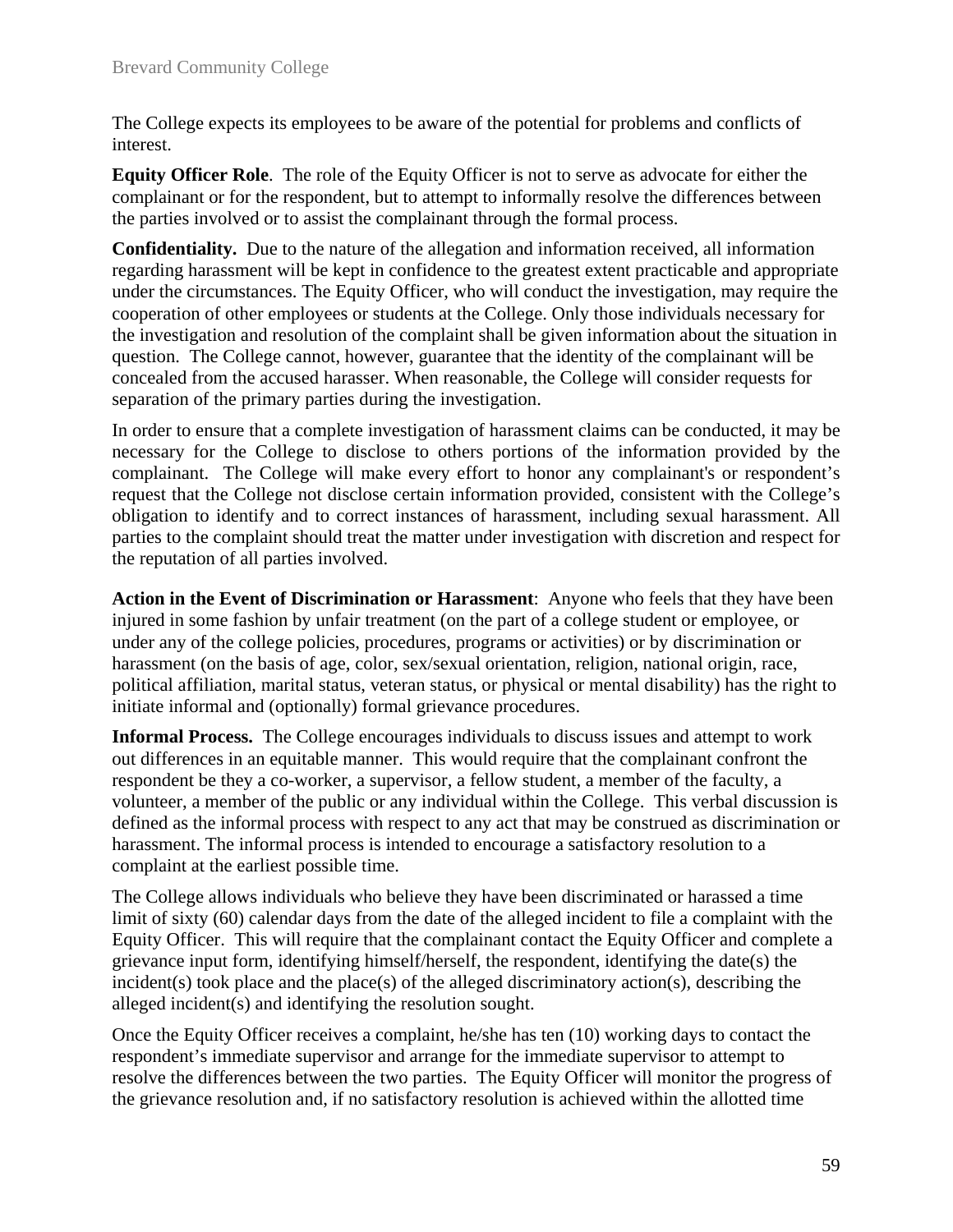The College expects its employees to be aware of the potential for problems and conflicts of interest.

**Equity Officer Role**. The role of the Equity Officer is not to serve as advocate for either the complainant or for the respondent, but to attempt to informally resolve the differences between the parties involved or to assist the complainant through the formal process.

**Confidentiality.** Due to the nature of the allegation and information received, all information regarding harassment will be kept in confidence to the greatest extent practicable and appropriate under the circumstances. The Equity Officer, who will conduct the investigation, may require the cooperation of other employees or students at the College. Only those individuals necessary for the investigation and resolution of the complaint shall be given information about the situation in question. The College cannot, however, guarantee that the identity of the complainant will be concealed from the accused harasser. When reasonable, the College will consider requests for separation of the primary parties during the investigation.

In order to ensure that a complete investigation of harassment claims can be conducted, it may be necessary for the College to disclose to others portions of the information provided by the complainant. The College will make every effort to honor any complainant's or respondent's request that the College not disclose certain information provided, consistent with the College's obligation to identify and to correct instances of harassment, including sexual harassment. All parties to the complaint should treat the matter under investigation with discretion and respect for the reputation of all parties involved.

**Action in the Event of Discrimination or Harassment**: Anyone who feels that they have been injured in some fashion by unfair treatment (on the part of a college student or employee, or under any of the college policies, procedures, programs or activities) or by discrimination or harassment (on the basis of age, color, sex/sexual orientation, religion, national origin, race, political affiliation, marital status, veteran status, or physical or mental disability) has the right to initiate informal and (optionally) formal grievance procedures.

**Informal Process.** The College encourages individuals to discuss issues and attempt to work out differences in an equitable manner. This would require that the complainant confront the respondent be they a co-worker, a supervisor, a fellow student, a member of the faculty, a volunteer, a member of the public or any individual within the College. This verbal discussion is defined as the informal process with respect to any act that may be construed as discrimination or harassment. The informal process is intended to encourage a satisfactory resolution to a complaint at the earliest possible time.

The College allows individuals who believe they have been discriminated or harassed a time limit of sixty (60) calendar days from the date of the alleged incident to file a complaint with the Equity Officer. This will require that the complainant contact the Equity Officer and complete a grievance input form, identifying himself/herself, the respondent, identifying the date(s) the incident(s) took place and the place(s) of the alleged discriminatory action(s), describing the alleged incident(s) and identifying the resolution sought.

Once the Equity Officer receives a complaint, he/she has ten (10) working days to contact the respondent's immediate supervisor and arrange for the immediate supervisor to attempt to resolve the differences between the two parties. The Equity Officer will monitor the progress of the grievance resolution and, if no satisfactory resolution is achieved within the allotted time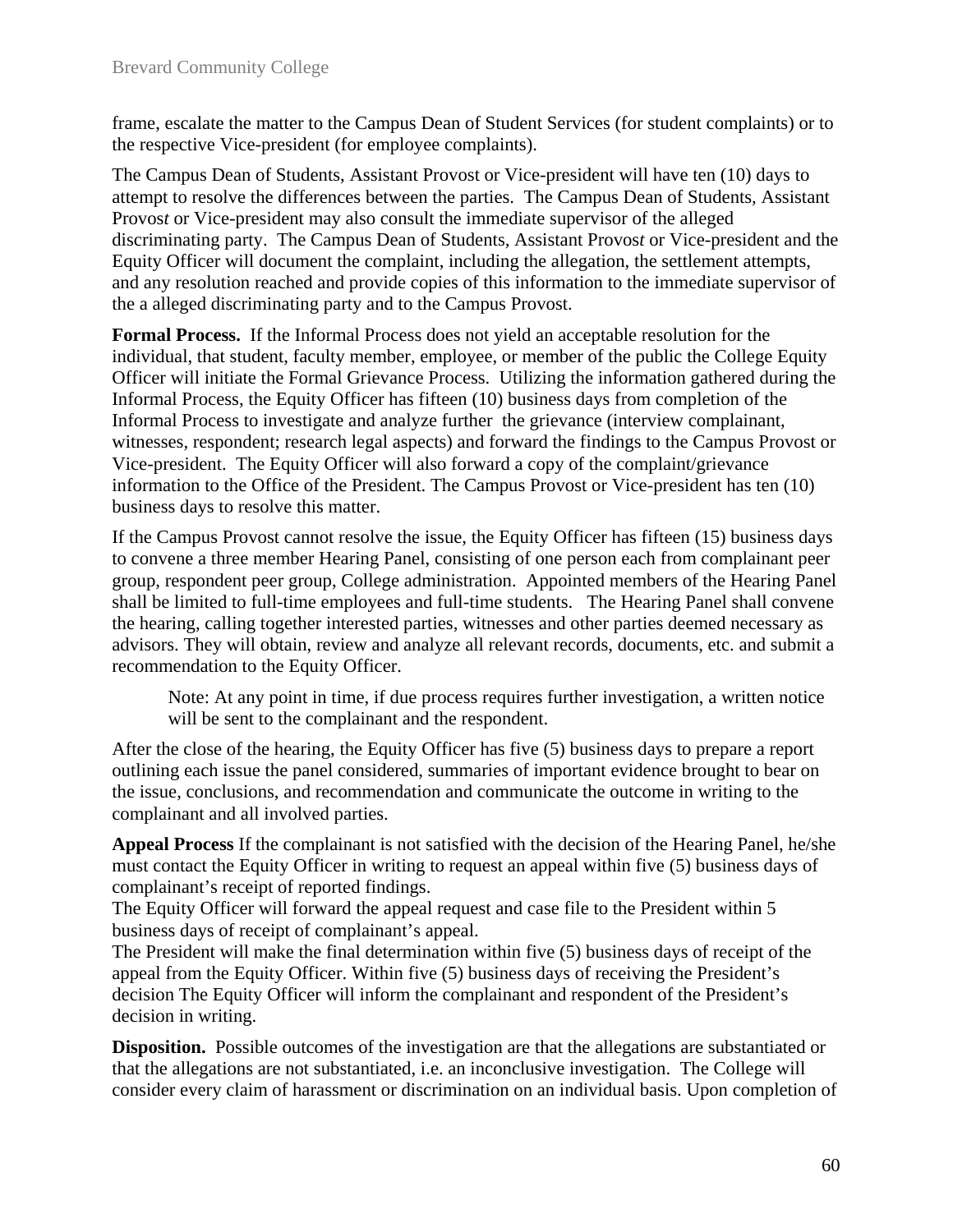frame, escalate the matter to the Campus Dean of Student Services (for student complaints) or to the respective Vice-president (for employee complaints).

The Campus Dean of Students, Assistant Provost or Vice-president will have ten (10) days to attempt to resolve the differences between the parties. The Campus Dean of Students, Assistant Provost or Vice-president may also consult the immediate supervisor of the alleged discriminating party. The Campus Dean of Students, Assistant Provost or Vice-president and the Equity Officer will document the complaint, including the allegation, the settlement attempts, and any resolution reached and provide copies of this information to the immediate supervisor of the a alleged discriminating party and to the Campus Provost.

**Formal Process.** If the Informal Process does not yield an acceptable resolution for the individual, that student, faculty member, employee, or member of the public the College Equity Officer will initiate the Formal Grievance Process. Utilizing the information gathered during the Informal Process, the Equity Officer has fifteen (10) business days from completion of the Informal Process to investigate and analyze further the grievance (interview complainant, witnesses, respondent; research legal aspects) and forward the findings to the Campus Provost or Vice-president. The Equity Officer will also forward a copy of the complaint/grievance information to the Office of the President. The Campus Provost or Vice-president has ten (10) business days to resolve this matter.

If the Campus Provost cannot resolve the issue, the Equity Officer has fifteen (15) business days to convene a three member Hearing Panel, consisting of one person each from complainant peer group, respondent peer group, College administration. Appointed members of the Hearing Panel shall be limited to full-time employees and full-time students. The Hearing Panel shall convene the hearing, calling together interested parties, witnesses and other parties deemed necessary as advisors. They will obtain, review and analyze all relevant records, documents, etc. and submit a recommendation to the Equity Officer.

> Note: At any point in time, if due process requires further investigation, a written notice will be sent to the complainant and the respondent.

After the close of the hearing, the Equity Officer has five (5) business days to prepare a report outlining each issue the panel considered, summaries of important evidence brought to bear on the issue, conclusions, and recommendation and communicate the outcome in writing to the complainant and all involved parties.

**Appeal Process** If the complainant is not satisfied with the decision of the Hearing Panel, he/she must contact the Equity Officer in writing to request an appeal within five (5) business days of complainant's receipt of reported findings.
The Equity Officer will forward the appeal request and case file to the President within 5 business days of receipt of complainant's appeal.
The President will make the final determination within five (5) business days of receipt of the appeal from the Equity Officer. Within five (5) business days of receiving the President's decision The Equity Officer will inform the complainant and respondent of the President's decision in writing.

**Disposition.** Possible outcomes of the investigation are that the allegations are substantiated or that the allegations are not substantiated, i.e. an inconclusive investigation. The College will consider every claim of harassment or discrimination on an individual basis. Upon completion of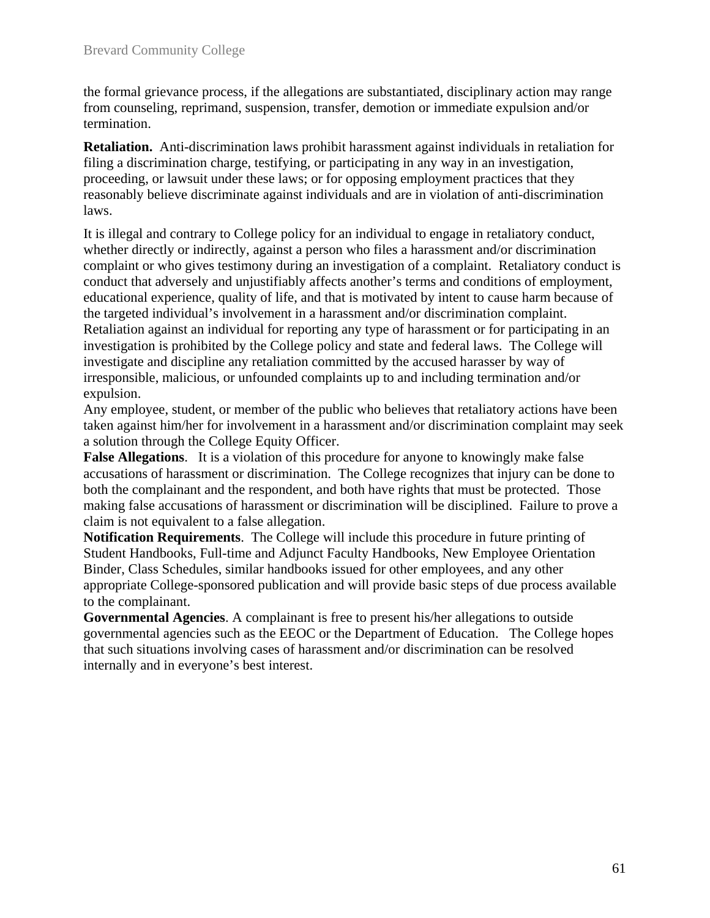the formal grievance process, if the allegations are substantiated, disciplinary action may range from counseling, reprimand, suspension, transfer, demotion or immediate expulsion and/or termination.

**Retaliation.** Anti-discrimination laws prohibit harassment against individuals in retaliation for filing a discrimination charge, testifying, or participating in any way in an investigation, proceeding, or lawsuit under these laws; or for opposing employment practices that they reasonably believe discriminate against individuals and are in violation of anti-discrimination laws.

It is illegal and contrary to College policy for an individual to engage in retaliatory conduct, whether directly or indirectly, against a person who files a harassment and/or discrimination complaint or who gives testimony during an investigation of a complaint. Retaliatory conduct is conduct that adversely and unjustifiably affects another's terms and conditions of employment, educational experience, quality of life, and that is motivated by intent to cause harm because of the targeted individual's involvement in a harassment and/or discrimination complaint. Retaliation against an individual for reporting any type of harassment or for participating in an investigation is prohibited by the College policy and state and federal laws. The College will investigate and discipline any retaliation committed by the accused harasser by way of irresponsible, malicious, or unfounded complaints up to and including termination and/or expulsion.

Any employee, student, or member of the public who believes that retaliatory actions have been taken against him/her for involvement in a harassment and/or discrimination complaint may seek a solution through the College Equity Officer.

**False Allegations**. It is a violation of this procedure for anyone to knowingly make false accusations of harassment or discrimination. The College recognizes that injury can be done to both the complainant and the respondent, and both have rights that must be protected. Those making false accusations of harassment or discrimination will be disciplined. Failure to prove a claim is not equivalent to a false allegation.

**Notification Requirements**. The College will include this procedure in future printing of Student Handbooks, Full-time and Adjunct Faculty Handbooks, New Employee Orientation Binder, Class Schedules, similar handbooks issued for other employees, and any other appropriate College-sponsored publication and will provide basic steps of due process available to the complainant.

**Governmental Agencies**. A complainant is free to present his/her allegations to outside governmental agencies such as the EEOC or the Department of Education. The College hopes that such situations involving cases of harassment and/or discrimination can be resolved internally and in everyone's best interest.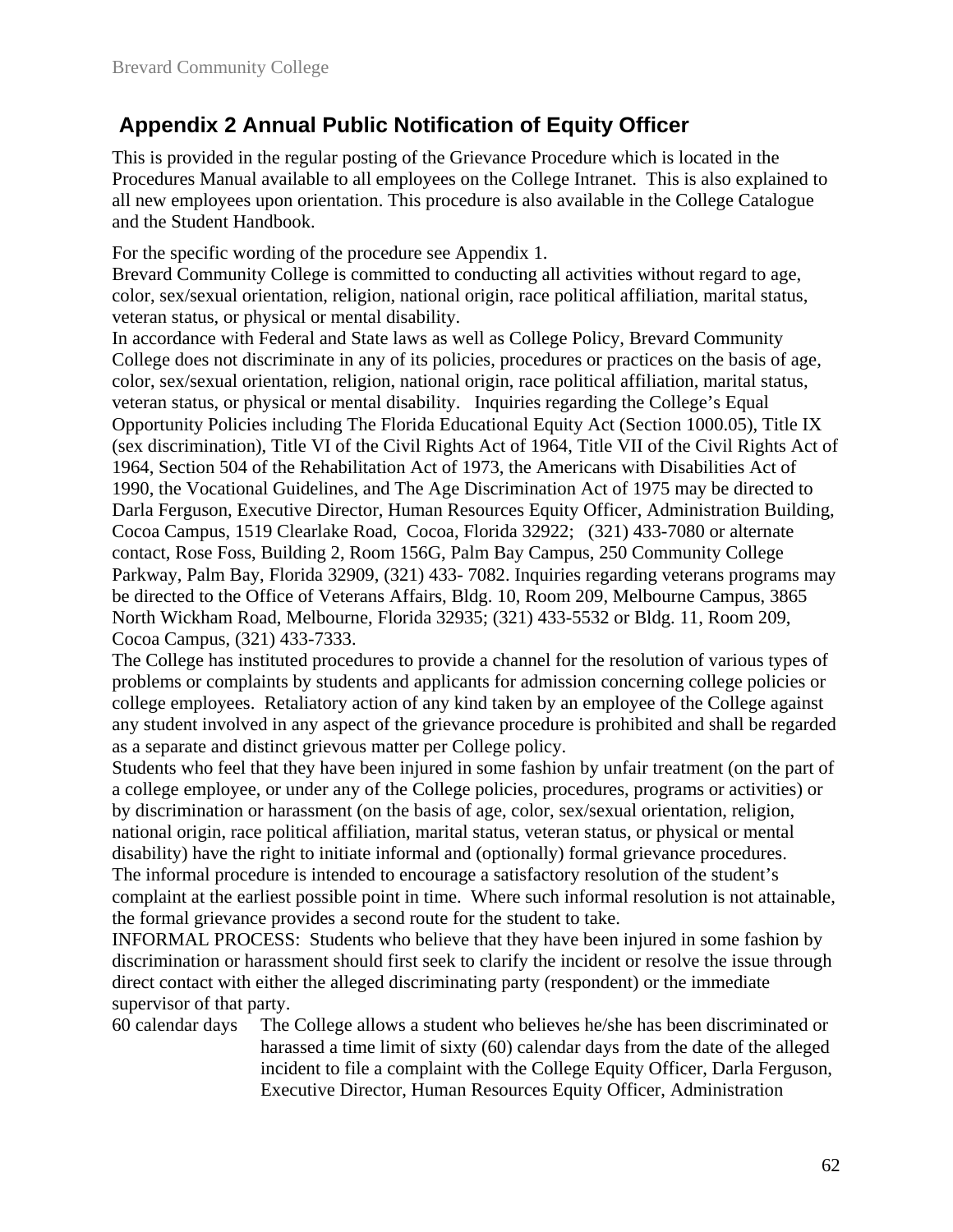## Appendix 2 Annual Public Notification of Equity Officer

This is provided in the regular posting of the Grievance Procedure which is located in the Procedures Manual available to all employees on the College Intranet. This is also explained to all new employees upon orientation. This procedure is also available in the College Catalogue and the Student Handbook.

For the specific wording of the procedure see Appendix 1.

Brevard Community College is committed to conducting all activities without regard to age, color, sex/sexual orientation, religion, national origin, race political affiliation, marital status, veteran status, or physical or mental disability.

In accordance with Federal and State laws as well as College Policy, Brevard Community College does not discriminate in any of its policies, procedures or practices on the basis of age, color, sex/sexual orientation, religion, national origin, race political affiliation, marital status, veteran status, or physical or mental disability. Inquiries regarding the College's Equal Opportunity Policies including The Florida Educational Equity Act (Section 1000.05), Title IX (sex discrimination), Title VI of the Civil Rights Act of 1964, Title VII of the Civil Rights Act of 1964, Section 504 of the Rehabilitation Act of 1973, the Americans with Disabilities Act of 1990, the Vocational Guidelines, and The Age Discrimination Act of 1975 may be directed to Darla Ferguson, Executive Director, Human Resources Equity Officer, Administration Building, Cocoa Campus, 1519 Clearlake Road, Cocoa, Florida 32922; (321) 433-7080 or alternate contact, Rose Foss, Building 2, Room 156G, Palm Bay Campus, 250 Community College Parkway, Palm Bay, Florida 32909, (321) 433- 7082. Inquiries regarding veterans programs may be directed to the Office of Veterans Affairs, Bldg. 10, Room 209, Melbourne Campus, 3865 North Wickham Road, Melbourne, Florida 32935; (321) 433-5532 or Bldg. 11, Room 209, Cocoa Campus, (321) 433-7333.

The College has instituted procedures to provide a channel for the resolution of various types of problems or complaints by students and applicants for admission concerning college policies or college employees. Retaliatory action of any kind taken by an employee of the College against any student involved in any aspect of the grievance procedure is prohibited and shall be regarded as a separate and distinct grievous matter per College policy.

Students who feel that they have been injured in some fashion by unfair treatment (on the part of a college employee, or under any of the College policies, procedures, programs or activities) or by discrimination or harassment (on the basis of age, color, sex/sexual orientation, religion, national origin, race political affiliation, marital status, veteran status, or physical or mental disability) have the right to initiate informal and (optionally) formal grievance procedures.

The informal procedure is intended to encourage a satisfactory resolution of the student's complaint at the earliest possible point in time. Where such informal resolution is not attainable, the formal grievance provides a second route for the student to take.

INFORMAL PROCESS: Students who believe that they have been injured in some fashion by discrimination or harassment should first seek to clarify the incident or resolve the issue through direct contact with either the alleged discriminating party (respondent) or the immediate supervisor of that party.

60 calendar days — The College allows a student who believes he/she has been discriminated or harassed a time limit of sixty (60) calendar days from the date of the alleged incident to file a complaint with the College Equity Officer, Darla Ferguson, Executive Director, Human Resources Equity Officer, Administration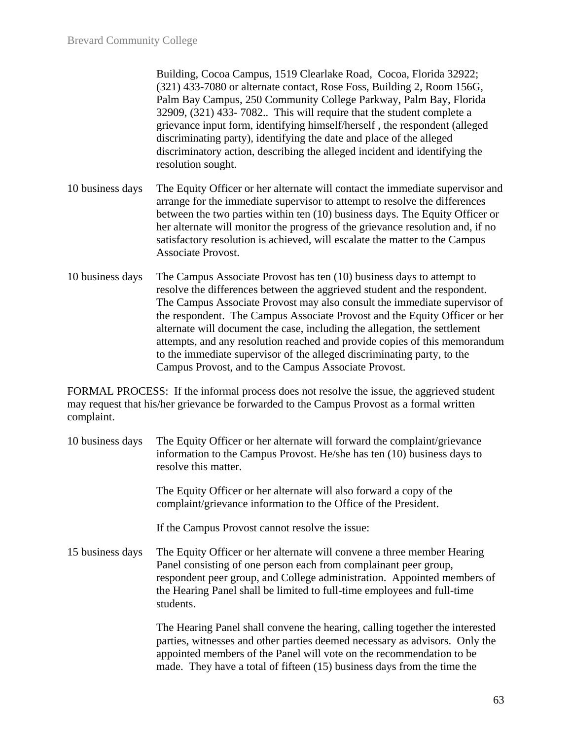Building, Cocoa Campus, 1519 Clearlake Road, Cocoa, Florida 32922; (321) 433-7080 or alternate contact, Rose Foss, Building 2, Room 156G, Palm Bay Campus, 250 Community College Parkway, Palm Bay, Florida 32909, (321) 433- 7082.. This will require that the student complete a grievance input form, identifying himself/herself , the respondent (alleged discriminating party), identifying the date and place of the alleged discriminatory action, describing the alleged incident and identifying the resolution sought.

10 business days — The Equity Officer or her alternate will contact the immediate supervisor and arrange for the immediate supervisor to attempt to resolve the differences between the two parties within ten (10) business days. The Equity Officer or her alternate will monitor the progress of the grievance resolution and, if no satisfactory resolution is achieved, will escalate the matter to the Campus Associate Provost.

10 business days — The Campus Associate Provost has ten (10) business days to attempt to resolve the differences between the aggrieved student and the respondent. The Campus Associate Provost may also consult the immediate supervisor of the respondent. The Campus Associate Provost and the Equity Officer or her alternate will document the case, including the allegation, the settlement attempts, and any resolution reached and provide copies of this memorandum to the immediate supervisor of the alleged discriminating party, to the Campus Provost, and to the Campus Associate Provost.

FORMAL PROCESS: If the informal process does not resolve the issue, the aggrieved student may request that his/her grievance be forwarded to the Campus Provost as a formal written complaint.

10 business days — The Equity Officer or her alternate will forward the complaint/grievance information to the Campus Provost. He/she has ten (10) business days to resolve this matter.

The Equity Officer or her alternate will also forward a copy of the complaint/grievance information to the Office of the President.

If the Campus Provost cannot resolve the issue:

15 business days — The Equity Officer or her alternate will convene a three member Hearing Panel consisting of one person each from complainant peer group, respondent peer group, and College administration. Appointed members of the Hearing Panel shall be limited to full-time employees and full-time students.

The Hearing Panel shall convene the hearing, calling together the interested parties, witnesses and other parties deemed necessary as advisors. Only the appointed members of the Panel will vote on the recommendation to be made. They have a total of fifteen (15) business days from the time the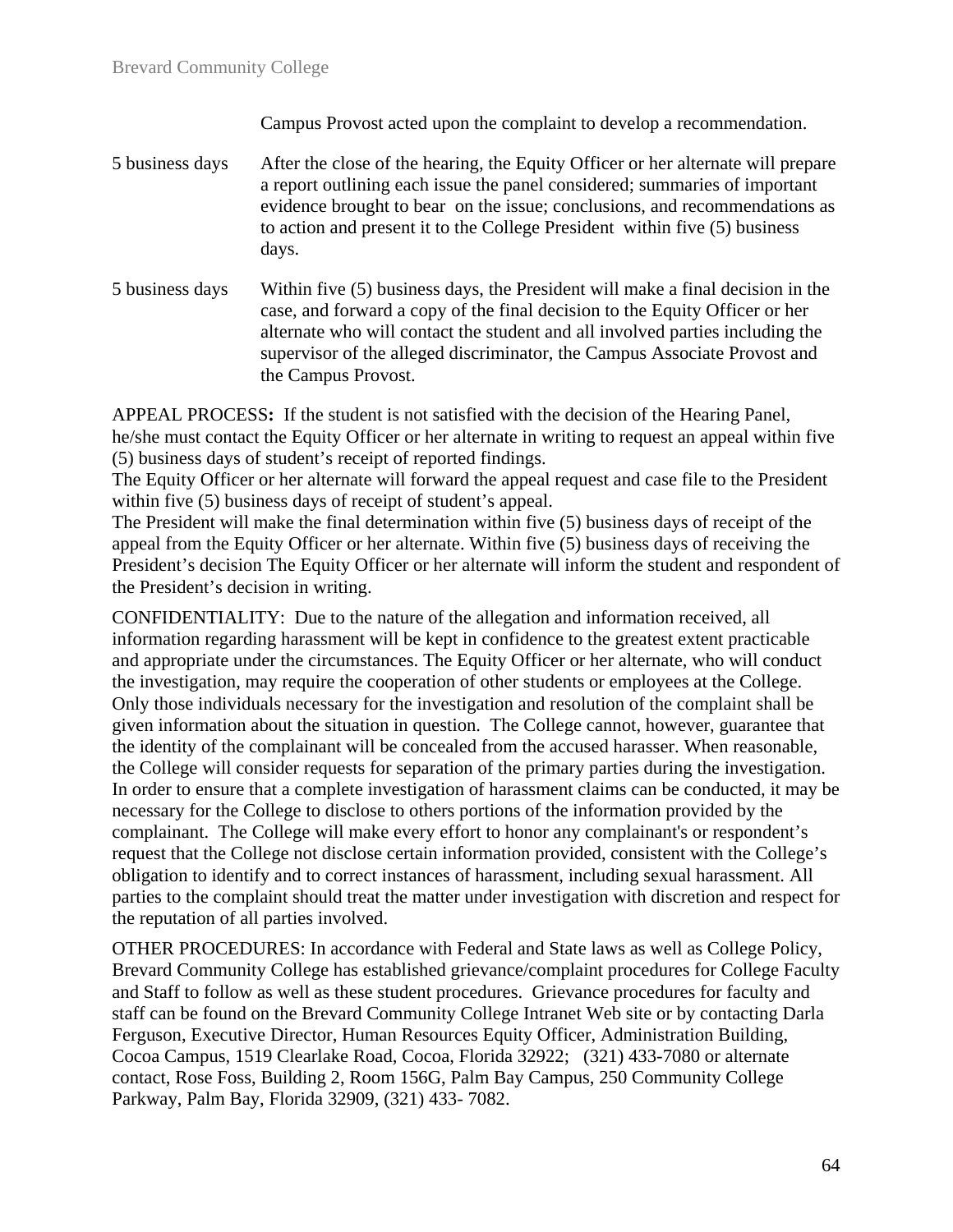| | |
|---|---|
| | Campus Provost acted upon the complaint to develop a recommendation. |
| 5 business days | After the close of the hearing, the Equity Officer or her alternate will prepare a report outlining each issue the panel considered; summaries of important evidence brought to bear on the issue; conclusions, and recommendations as to action and present it to the College President within five (5) business days. |
| 5 business days | Within five (5) business days, the President will make a final decision in the case, and forward a copy of the final decision to the Equity Officer or her alternate who will contact the student and all involved parties including the supervisor of the alleged discriminator, the Campus Associate Provost and the Campus Provost. |

APPEAL PROCESS**:** If the student is not satisfied with the decision of the Hearing Panel, he/she must contact the Equity Officer or her alternate in writing to request an appeal within five (5) business days of student's receipt of reported findings.
The Equity Officer or her alternate will forward the appeal request and case file to the President within five (5) business days of receipt of student's appeal.
The President will make the final determination within five (5) business days of receipt of the appeal from the Equity Officer or her alternate. Within five (5) business days of receiving the President's decision The Equity Officer or her alternate will inform the student and respondent of the President's decision in writing.

CONFIDENTIALITY: Due to the nature of the allegation and information received, all information regarding harassment will be kept in confidence to the greatest extent practicable and appropriate under the circumstances. The Equity Officer or her alternate, who will conduct the investigation, may require the cooperation of other students or employees at the College. Only those individuals necessary for the investigation and resolution of the complaint shall be given information about the situation in question. The College cannot, however, guarantee that the identity of the complainant will be concealed from the accused harasser. When reasonable, the College will consider requests for separation of the primary parties during the investigation. In order to ensure that a complete investigation of harassment claims can be conducted, it may be necessary for the College to disclose to others portions of the information provided by the complainant. The College will make every effort to honor any complainant's or respondent's request that the College not disclose certain information provided, consistent with the College's obligation to identify and to correct instances of harassment, including sexual harassment. All parties to the complaint should treat the matter under investigation with discretion and respect for the reputation of all parties involved.

OTHER PROCEDURES: In accordance with Federal and State laws as well as College Policy, Brevard Community College has established grievance/complaint procedures for College Faculty and Staff to follow as well as these student procedures. Grievance procedures for faculty and staff can be found on the Brevard Community College Intranet Web site or by contacting Darla Ferguson, Executive Director, Human Resources Equity Officer, Administration Building, Cocoa Campus, 1519 Clearlake Road, Cocoa, Florida 32922; (321) 433-7080 or alternate contact, Rose Foss, Building 2, Room 156G, Palm Bay Campus, 250 Community College Parkway, Palm Bay, Florida 32909, (321) 433- 7082.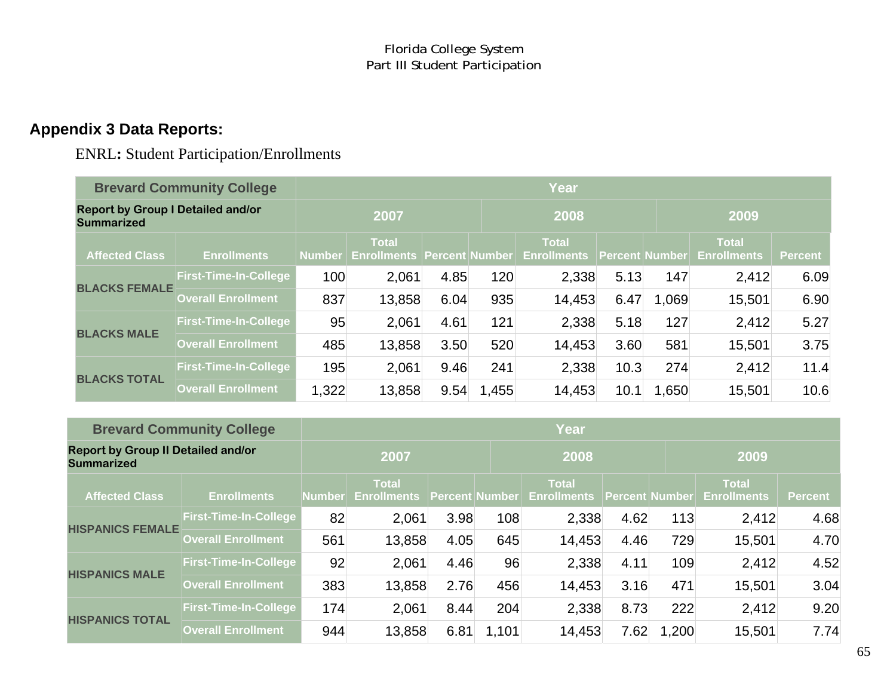## Appendix 3 Data Reports:

ENRL**:** Student Participation/Enrollments

| Brevard Community College | | Year | | | | | | | | |
|---|---|---|---|---|---|---|---|---|---|---|
| Report by Group I Detailed and/or Summarized | | 2007 | | | 2008 | | | 2009 | | |
| Affected Class | Enrollments | Number | Total Enrollments | Percent | Number | Total Enrollments | Percent | Number | Total Enrollments | Percent |
| BLACKS FEMALE | First-Time-In-College | 100 | 2,061 | 4.85 | 120 | 2,338 | 5.13 | 147 | 2,412 | 6.09 |
| | Overall Enrollment | 837 | 13,858 | 6.04 | 935 | 14,453 | 6.47 | 1,069 | 15,501 | 6.90 |
| BLACKS MALE | First-Time-In-College | 95 | 2,061 | 4.61 | 121 | 2,338 | 5.18 | 127 | 2,412 | 5.27 |
| | Overall Enrollment | 485 | 13,858 | 3.50 | 520 | 14,453 | 3.60 | 581 | 15,501 | 3.75 |
| BLACKS TOTAL | First-Time-In-College | 195 | 2,061 | 9.46 | 241 | 2,338 | 10.3 | 274 | 2,412 | 11.4 |
| | Overall Enrollment | 1,322 | 13,858 | 9.54 | 1,455 | 14,453 | 10.1 | 1,650 | 15,501 | 10.6 |

| Brevard Community College | | Year | | | | | | | | |
|---|---|---|---|---|---|---|---|---|---|---|
| Report by Group II Detailed and/or Summarized | | 2007 | | | 2008 | | | 2009 | | |
| Affected Class | Enrollments | Number | Total Enrollments | Percent | Number | Total Enrollments | Percent | Number | Total Enrollments | Percent |
| HISPANICS FEMALE | First-Time-In-College | 82 | 2,061 | 3.98 | 108 | 2,338 | 4.62 | 113 | 2,412 | 4.68 |
| | Overall Enrollment | 561 | 13,858 | 4.05 | 645 | 14,453 | 4.46 | 729 | 15,501 | 4.70 |
| HISPANICS MALE | First-Time-In-College | 92 | 2,061 | 4.46 | 96 | 2,338 | 4.11 | 109 | 2,412 | 4.52 |
| | Overall Enrollment | 383 | 13,858 | 2.76 | 456 | 14,453 | 3.16 | 471 | 15,501 | 3.04 |
| HISPANICS TOTAL | First-Time-In-College | 174 | 2,061 | 8.44 | 204 | 2,338 | 8.73 | 222 | 2,412 | 9.20 |
| | Overall Enrollment | 944 | 13,858 | 6.81 | 1,101 | 14,453 | 7.62 | 1,200 | 15,501 | 7.74 |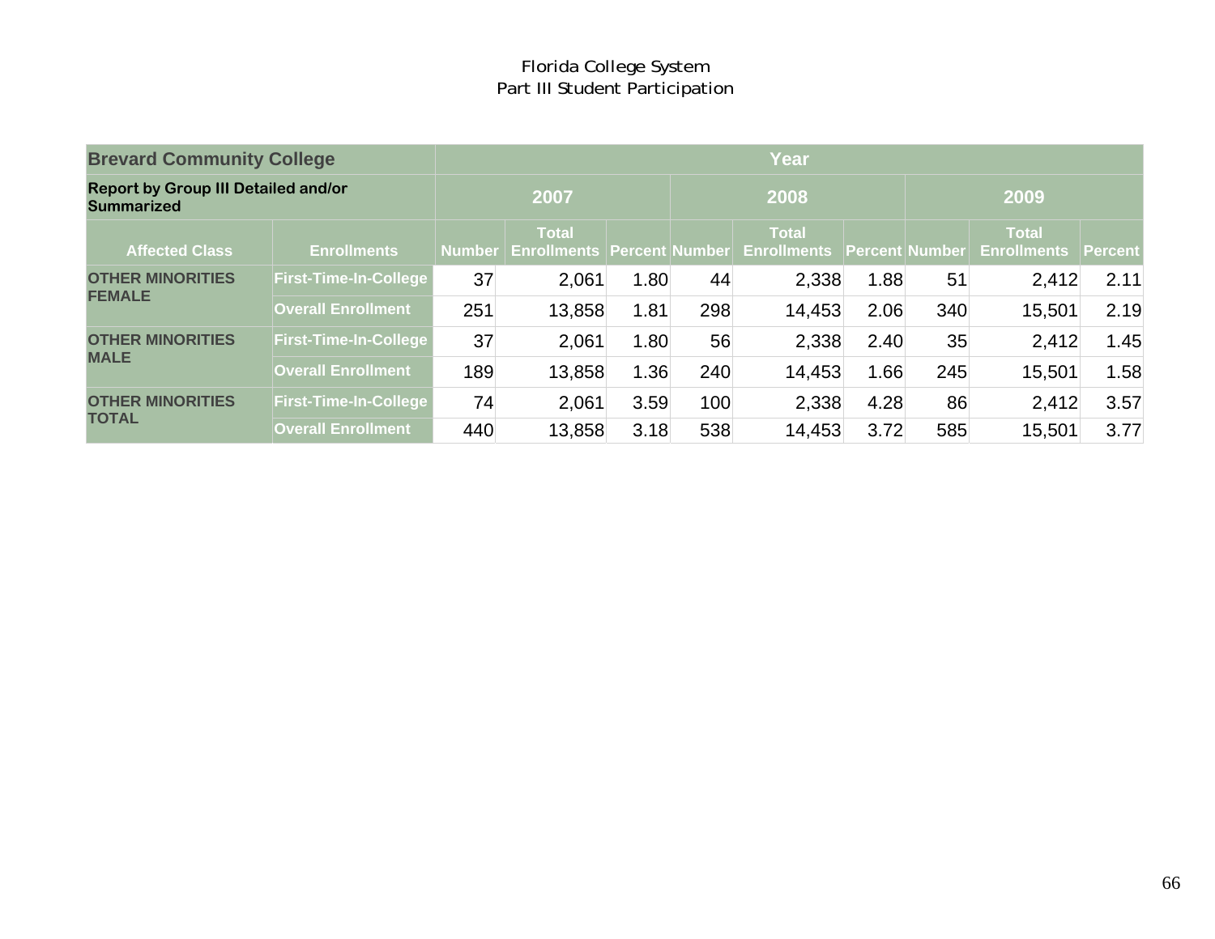Florida College System
Part III Student Participation

| Brevard Community College | | Year | | | | | | | | |
|---|---|---|---|---|---|---|---|---|---|---|
| Report by Group III Detailed and/or Summarized | | 2007 | | | 2008 | | | 2009 | | |
| Affected Class | Enrollments | Number | Total Enrollments | Percent | Number | Total Enrollments | Percent | Number | Total Enrollments | Percent |
| OTHER MINORITIES FEMALE | First-Time-In-College | 37 | 2,061 | 1.80 | 44 | 2,338 | 1.88 | 51 | 2,412 | 2.11 |
| | Overall Enrollment | 251 | 13,858 | 1.81 | 298 | 14,453 | 2.06 | 340 | 15,501 | 2.19 |
| OTHER MINORITIES MALE | First-Time-In-College | 37 | 2,061 | 1.80 | 56 | 2,338 | 2.40 | 35 | 2,412 | 1.45 |
| | Overall Enrollment | 189 | 13,858 | 1.36 | 240 | 14,453 | 1.66 | 245 | 15,501 | 1.58 |
| OTHER MINORITIES TOTAL | First-Time-In-College | 74 | 2,061 | 3.59 | 100 | 2,338 | 4.28 | 86 | 2,412 | 3.57 |
| | Overall Enrollment | 440 | 13,858 | 3.18 | 538 | 14,453 | 3.72 | 585 | 15,501 | 3.77 |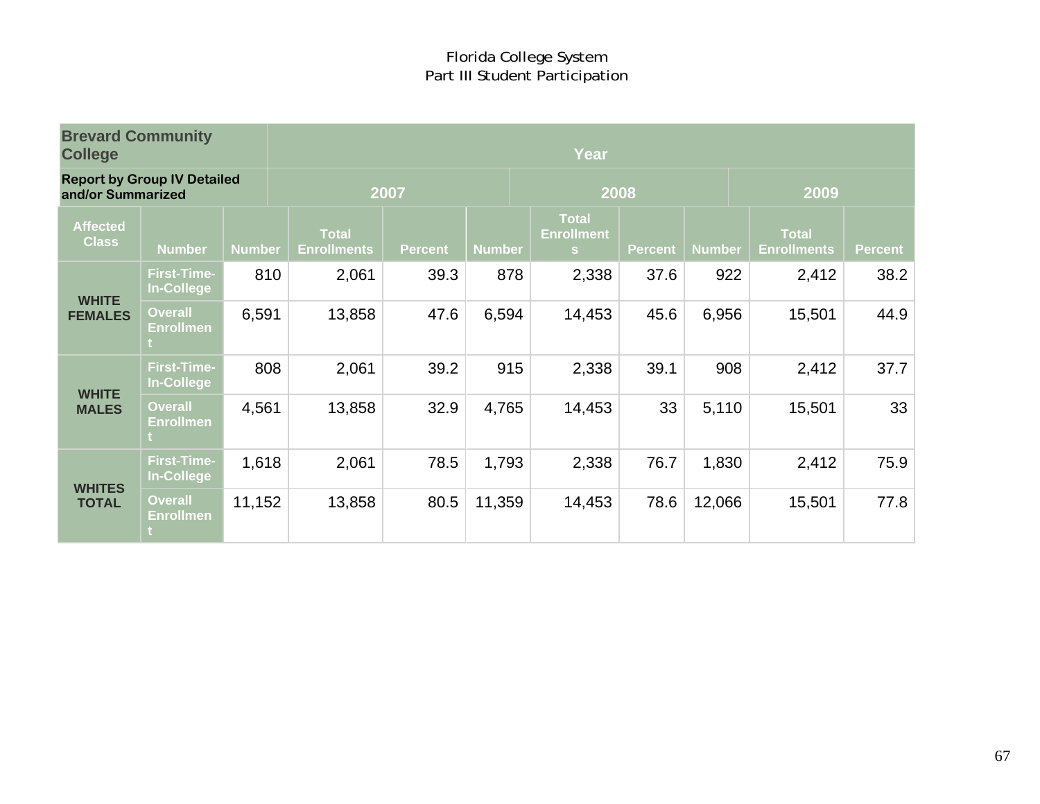Florida College System
Part III Student Participation

| Brevard Community College | | Year | | | | | | | | |
|---|---|---|---|---|---|---|---|---|---|---|
| Report by Group IV Detailed and/or Summarized | | 2007 | | | 2008 | | | 2009 | | |
| Affected Class | Number | Number | Total Enrollments | Percent | Number | Total Enrollments | Percent | Number | Total Enrollments | Percent |
| WHITE FEMALES | First-Time-In-College | 810 | 2,061 | 39.3 | 878 | 2,338 | 37.6 | 922 | 2,412 | 38.2 |
| | Overall Enrollment | 6,591 | 13,858 | 47.6 | 6,594 | 14,453 | 45.6 | 6,956 | 15,501 | 44.9 |
| WHITE MALES | First-Time-In-College | 808 | 2,061 | 39.2 | 915 | 2,338 | 39.1 | 908 | 2,412 | 37.7 |
| | Overall Enrollment | 4,561 | 13,858 | 32.9 | 4,765 | 14,453 | 33 | 5,110 | 15,501 | 33 |
| WHITES TOTAL | First-Time-In-College | 1,618 | 2,061 | 78.5 | 1,793 | 2,338 | 76.7 | 1,830 | 2,412 | 75.9 |
| | Overall Enrollment | 11,152 | 13,858 | 80.5 | 11,359 | 14,453 | 78.6 | 12,066 | 15,501 | 77.8 |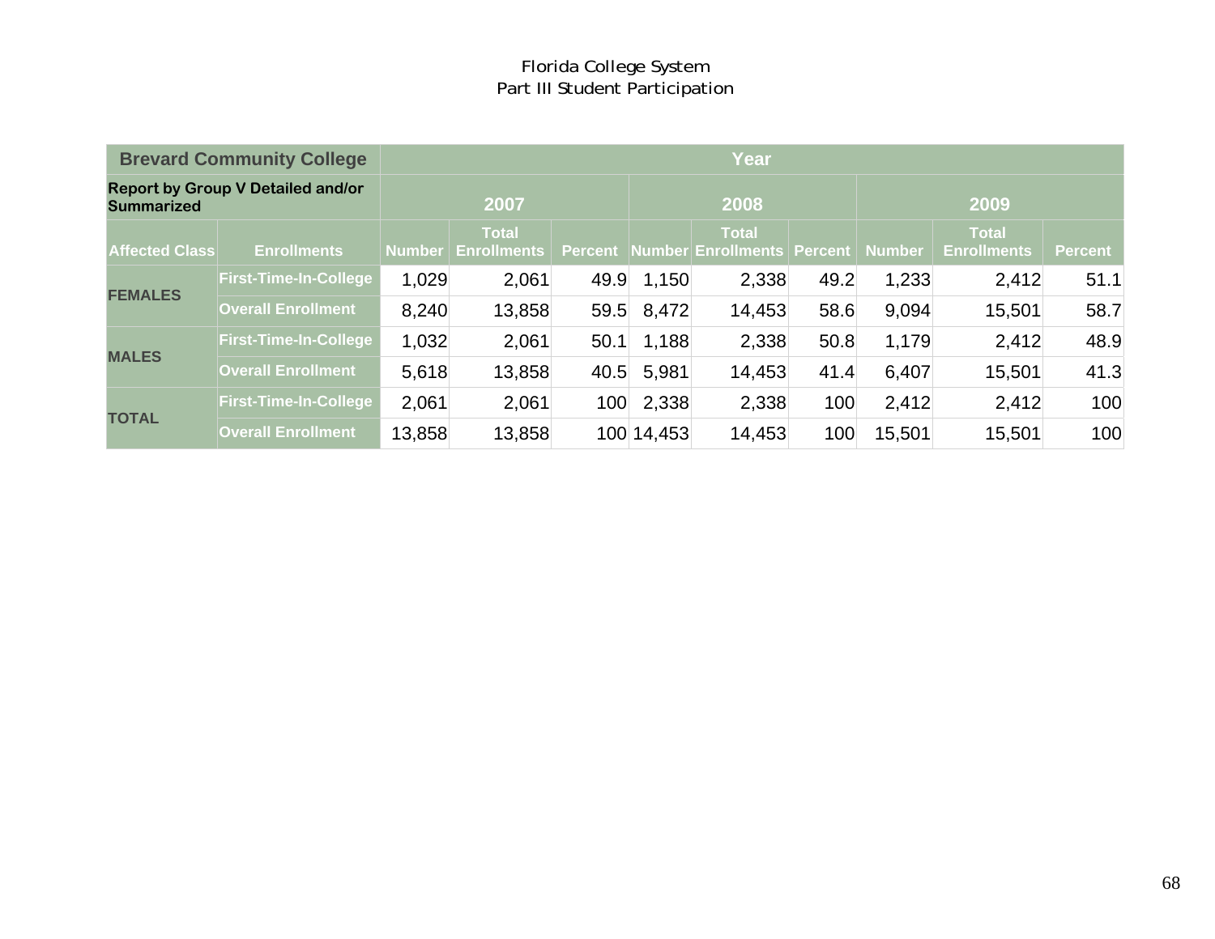Florida College System
Part III Student Participation

| Brevard Community College | | Year | | | | | | | | |
|---|---|---|---|---|---|---|---|---|---|---|
| Report by Group V Detailed and/or Summarized | | 2007 | | | 2008 | | | 2009 | | |
| Affected Class | Enrollments | Number | Total Enrollments | Percent | Number | Total Enrollments | Percent | Number | Total Enrollments | Percent |
| FEMALES | First-Time-In-College | 1,029 | 2,061 | 49.9 | 1,150 | 2,338 | 49.2 | 1,233 | 2,412 | 51.1 |
| | Overall Enrollment | 8,240 | 13,858 | 59.5 | 8,472 | 14,453 | 58.6 | 9,094 | 15,501 | 58.7 |
| MALES | First-Time-In-College | 1,032 | 2,061 | 50.1 | 1,188 | 2,338 | 50.8 | 1,179 | 2,412 | 48.9 |
| | Overall Enrollment | 5,618 | 13,858 | 40.5 | 5,981 | 14,453 | 41.4 | 6,407 | 15,501 | 41.3 |
| TOTAL | First-Time-In-College | 2,061 | 2,061 | 100 | 2,338 | 2,338 | 100 | 2,412 | 2,412 | 100 |
| | Overall Enrollment | 13,858 | 13,858 | 100 | 14,453 | 14,453 | 100 | 15,501 | 15,501 | 100 |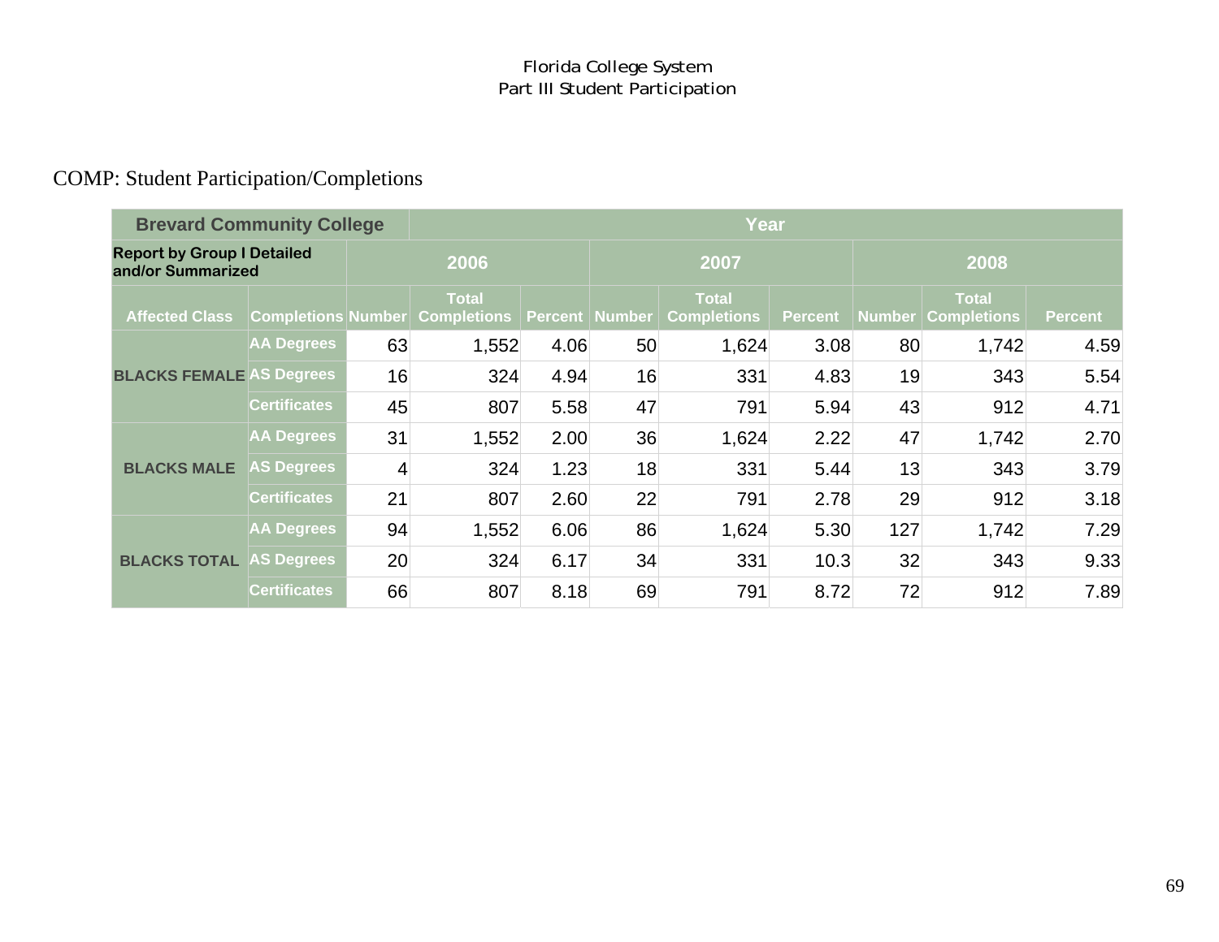Florida College System
Part III Student Participation

COMP: Student Participation/Completions

| Brevard Community College | | Year | | | | | | | | |
|---|---|---|---|---|---|---|---|---|---|---|
| Report by Group I Detailed and/or Summarized | | 2006 | | | 2007 | | | 2008 | | |
| Affected Class | Completions | Number | Total Completions | Percent | Number | Total Completions | Percent | Number | Total Completions | Percent |
| BLACKS FEMALE | AA Degrees | 63 | 1,552 | 4.06 | 50 | 1,624 | 3.08 | 80 | 1,742 | 4.59 |
| | AS Degrees | 16 | 324 | 4.94 | 16 | 331 | 4.83 | 19 | 343 | 5.54 |
| | Certificates | 45 | 807 | 5.58 | 47 | 791 | 5.94 | 43 | 912 | 4.71 |
| BLACKS MALE | AA Degrees | 31 | 1,552 | 2.00 | 36 | 1,624 | 2.22 | 47 | 1,742 | 2.70 |
| | AS Degrees | 4 | 324 | 1.23 | 18 | 331 | 5.44 | 13 | 343 | 3.79 |
| | Certificates | 21 | 807 | 2.60 | 22 | 791 | 2.78 | 29 | 912 | 3.18 |
| BLACKS TOTAL | AA Degrees | 94 | 1,552 | 6.06 | 86 | 1,624 | 5.30 | 127 | 1,742 | 7.29 |
| | AS Degrees | 20 | 324 | 6.17 | 34 | 331 | 10.3 | 32 | 343 | 9.33 |
| | Certificates | 66 | 807 | 8.18 | 69 | 791 | 8.72 | 72 | 912 | 7.89 |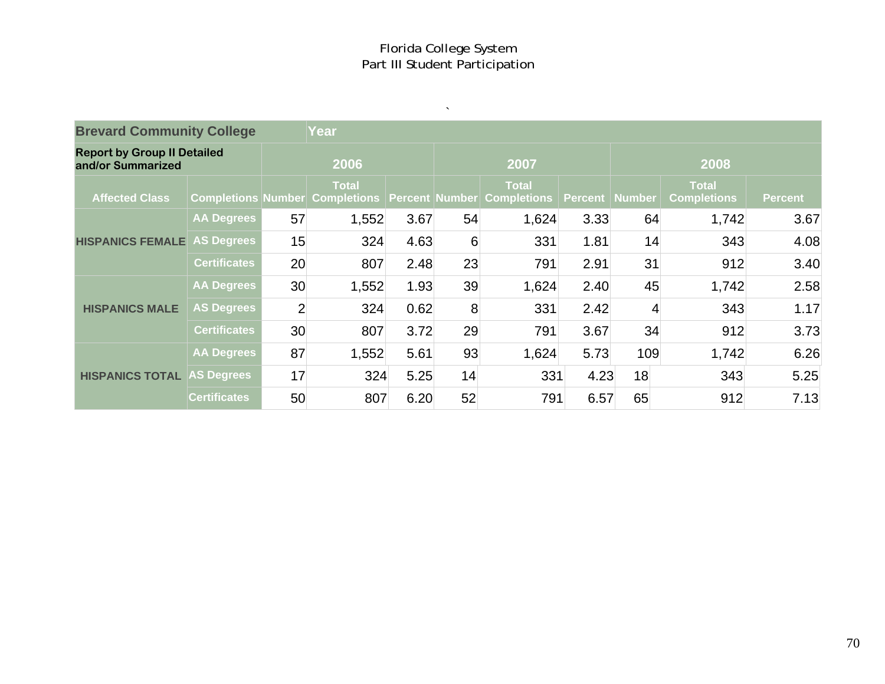Florida College System
Part III Student Participation

`

| Brevard Community College | | Year | | | | | | | | |
|---|---|---|---|---|---|---|---|---|---|---|
| **Report by Group II Detailed and/or Summarized** | | 2006 | | | 2007 | | | 2008 | | |
| **Affected Class** | **Completions** | **Number** | **Total Completions** | **Percent** | **Number** | **Total Completions** | **Percent** | **Number** | **Total Completions** | **Percent** |
| HISPANICS FEMALE | AA Degrees | 57 | 1,552 | 3.67 | 54 | 1,624 | 3.33 | 64 | 1,742 | 3.67 |
| | AS Degrees | 15 | 324 | 4.63 | 6 | 331 | 1.81 | 14 | 343 | 4.08 |
| | Certificates | 20 | 807 | 2.48 | 23 | 791 | 2.91 | 31 | 912 | 3.40 |
| HISPANICS MALE | AA Degrees | 30 | 1,552 | 1.93 | 39 | 1,624 | 2.40 | 45 | 1,742 | 2.58 |
| | AS Degrees | 2 | 324 | 0.62 | 8 | 331 | 2.42 | 4 | 343 | 1.17 |
| | Certificates | 30 | 807 | 3.72 | 29 | 791 | 3.67 | 34 | 912 | 3.73 |
| HISPANICS TOTAL | AA Degrees | 87 | 1,552 | 5.61 | 93 | 1,624 | 5.73 | 109 | 1,742 | 6.26 |
| | AS Degrees | 17 | 324 | 5.25 | 14 | 331 | 4.23 | 18 | 343 | 5.25 |
| | Certificates | 50 | 807 | 6.20 | 52 | 791 | 6.57 | 65 | 912 | 7.13 |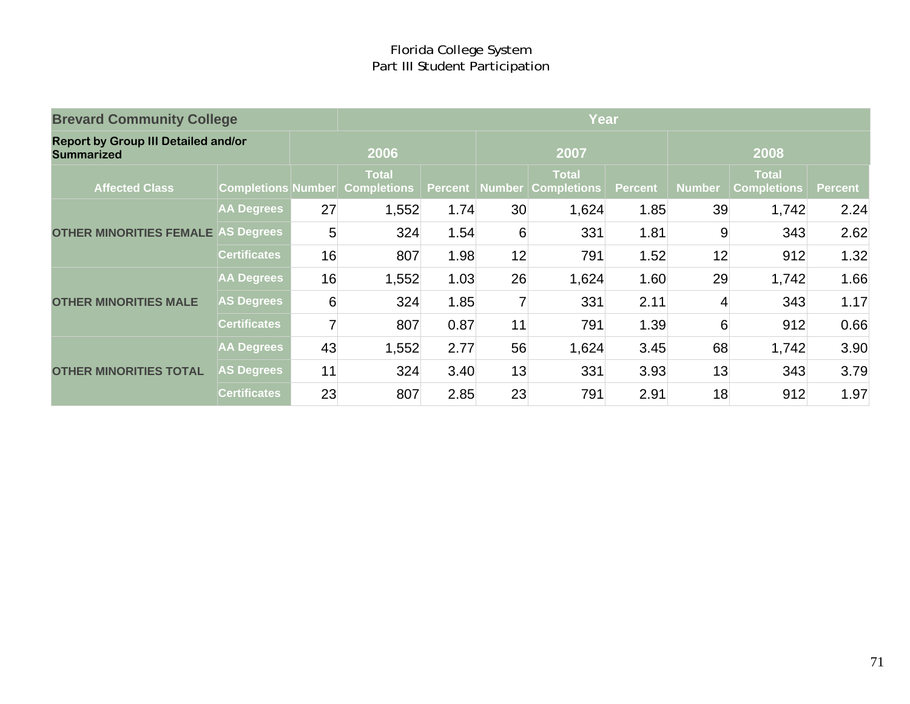Florida College System
Part III Student Participation

| Brevard Community College | | Year | | | | | | | | |
|---|---|---|---|---|---|---|---|---|---|---|
| Report by Group III Detailed and/or Summarized | | 2006 | | | 2007 | | | 2008 | | |
| Affected Class | Completions | Number | Total Completions | Percent | Number | Total Completions | Percent | Number | Total Completions | Percent |
| OTHER MINORITIES FEMALE | AA Degrees | 27 | 1,552 | 1.74 | 30 | 1,624 | 1.85 | 39 | 1,742 | 2.24 |
| | AS Degrees | 5 | 324 | 1.54 | 6 | 331 | 1.81 | 9 | 343 | 2.62 |
| | Certificates | 16 | 807 | 1.98 | 12 | 791 | 1.52 | 12 | 912 | 1.32 |
| OTHER MINORITIES MALE | AA Degrees | 16 | 1,552 | 1.03 | 26 | 1,624 | 1.60 | 29 | 1,742 | 1.66 |
| | AS Degrees | 6 | 324 | 1.85 | 7 | 331 | 2.11 | 4 | 343 | 1.17 |
| | Certificates | 7 | 807 | 0.87 | 11 | 791 | 1.39 | 6 | 912 | 0.66 |
| OTHER MINORITIES TOTAL | AA Degrees | 43 | 1,552 | 2.77 | 56 | 1,624 | 3.45 | 68 | 1,742 | 3.90 |
| | AS Degrees | 11 | 324 | 3.40 | 13 | 331 | 3.93 | 13 | 343 | 3.79 |
| | Certificates | 23 | 807 | 2.85 | 23 | 791 | 2.91 | 18 | 912 | 1.97 |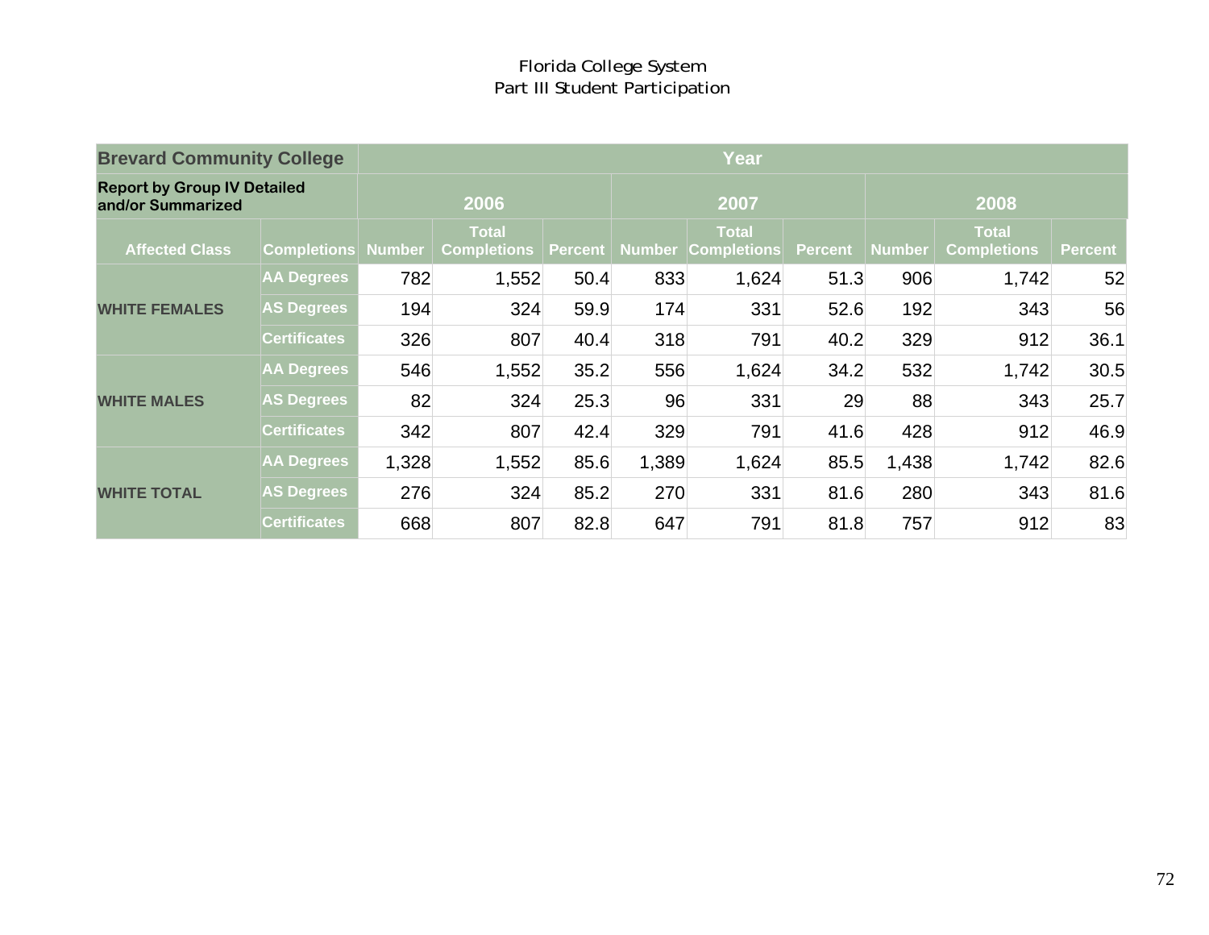Florida College System
Part III Student Participation

| Brevard Community College | | Year | | | | | | | | |
|---|---|---|---|---|---|---|---|---|---|---|
| Report by Group IV Detailed and/or Summarized | | 2006 | | | 2007 | | | 2008 | | |
| Affected Class | Completions | Number | Total Completions | Percent | Number | Total Completions | Percent | Number | Total Completions | Percent |
| WHITE FEMALES | AA Degrees | 782 | 1,552 | 50.4 | 833 | 1,624 | 51.3 | 906 | 1,742 | 52 |
| | AS Degrees | 194 | 324 | 59.9 | 174 | 331 | 52.6 | 192 | 343 | 56 |
| | Certificates | 326 | 807 | 40.4 | 318 | 791 | 40.2 | 329 | 912 | 36.1 |
| WHITE MALES | AA Degrees | 546 | 1,552 | 35.2 | 556 | 1,624 | 34.2 | 532 | 1,742 | 30.5 |
| | AS Degrees | 82 | 324 | 25.3 | 96 | 331 | 29 | 88 | 343 | 25.7 |
| | Certificates | 342 | 807 | 42.4 | 329 | 791 | 41.6 | 428 | 912 | 46.9 |
| WHITE TOTAL | AA Degrees | 1,328 | 1,552 | 85.6 | 1,389 | 1,624 | 85.5 | 1,438 | 1,742 | 82.6 |
| | AS Degrees | 276 | 324 | 85.2 | 270 | 331 | 81.6 | 280 | 343 | 81.6 |
| | Certificates | 668 | 807 | 82.8 | 647 | 791 | 81.8 | 757 | 912 | 83 |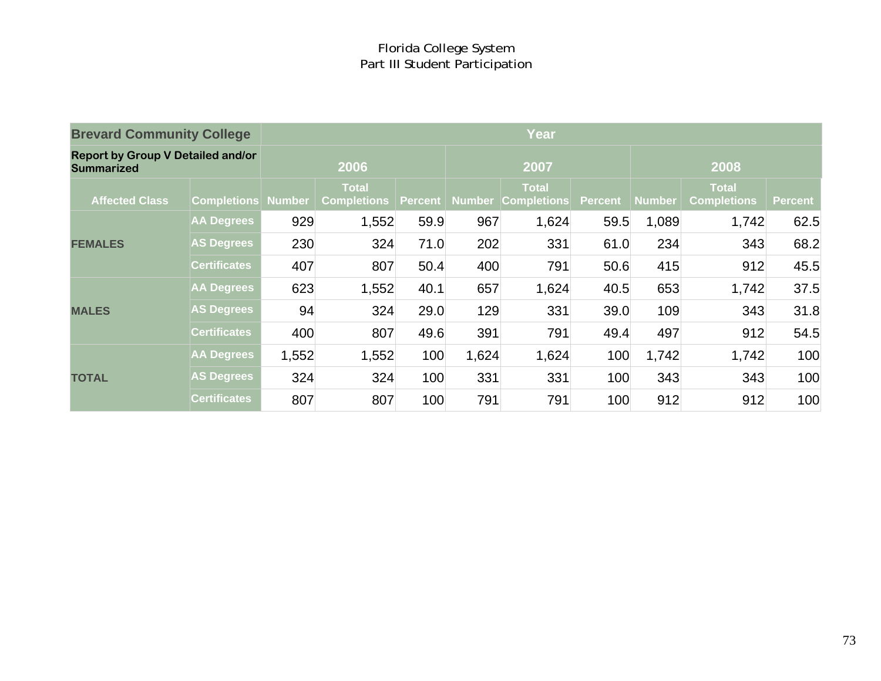Florida College System
Part III Student Participation

| Brevard Community College | | Year | | | | | | | | |
|---|---|---|---|---|---|---|---|---|---|---|
| Report by Group V Detailed and/or Summarized | | 2006 | | | 2007 | | | 2008 | | |
| Affected Class | Completions | Number | Total Completions | Percent | Number | Total Completions | Percent | Number | Total Completions | Percent |
| FEMALES | AA Degrees | 929 | 1,552 | 59.9 | 967 | 1,624 | 59.5 | 1,089 | 1,742 | 62.5 |
| | AS Degrees | 230 | 324 | 71.0 | 202 | 331 | 61.0 | 234 | 343 | 68.2 |
| | Certificates | 407 | 807 | 50.4 | 400 | 791 | 50.6 | 415 | 912 | 45.5 |
| MALES | AA Degrees | 623 | 1,552 | 40.1 | 657 | 1,624 | 40.5 | 653 | 1,742 | 37.5 |
| | AS Degrees | 94 | 324 | 29.0 | 129 | 331 | 39.0 | 109 | 343 | 31.8 |
| | Certificates | 400 | 807 | 49.6 | 391 | 791 | 49.4 | 497 | 912 | 54.5 |
| TOTAL | AA Degrees | 1,552 | 1,552 | 100 | 1,624 | 1,624 | 100 | 1,742 | 1,742 | 100 |
| | AS Degrees | 324 | 324 | 100 | 331 | 331 | 100 | 343 | 343 | 100 |
| | Certificates | 807 | 807 | 100 | 791 | 791 | 100 | 912 | 912 | 100 |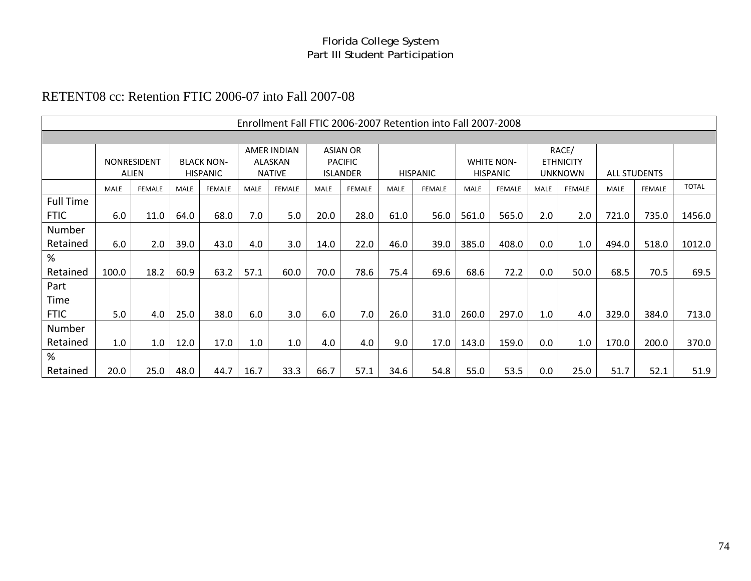Florida College System
Part III Student Participation

## RETENT08 cc: Retention FTIC 2006-07 into Fall 2007-08

| Enrollment Fall FTIC 2006-2007 Retention into Fall 2007-2008 | | | | | | | | | | | | | | | | | | |
|---|---|---|---|---|---|---|---|---|---|---|---|---|---|---|---|---|---|---|
| | NONRESIDENT ALIEN | | BLACK NON-HISPANIC | | AMER INDIAN ALASKAN NATIVE | | ASIAN OR PACIFIC ISLANDER | | HISPANIC | | WHITE NON-HISPANIC | | RACE/ ETHNICITY UNKNOWN | | ALL STUDENTS | | |
| | MALE | FEMALE | MALE | FEMALE | MALE | FEMALE | MALE | FEMALE | MALE | FEMALE | MALE | FEMALE | MALE | FEMALE | MALE | FEMALE | TOTAL |
| Full Time FTIC | 6.0 | 11.0 | 64.0 | 68.0 | 7.0 | 5.0 | 20.0 | 28.0 | 61.0 | 56.0 | 561.0 | 565.0 | 2.0 | 2.0 | 721.0 | 735.0 | 1456.0 |
| Number Retained | 6.0 | 2.0 | 39.0 | 43.0 | 4.0 | 3.0 | 14.0 | 22.0 | 46.0 | 39.0 | 385.0 | 408.0 | 0.0 | 1.0 | 494.0 | 518.0 | 1012.0 |
| % Retained | 100.0 | 18.2 | 60.9 | 63.2 | 57.1 | 60.0 | 70.0 | 78.6 | 75.4 | 69.6 | 68.6 | 72.2 | 0.0 | 50.0 | 68.5 | 70.5 | 69.5 |
| Part Time FTIC | 5.0 | 4.0 | 25.0 | 38.0 | 6.0 | 3.0 | 6.0 | 7.0 | 26.0 | 31.0 | 260.0 | 297.0 | 1.0 | 4.0 | 329.0 | 384.0 | 713.0 |
| Number Retained | 1.0 | 1.0 | 12.0 | 17.0 | 1.0 | 1.0 | 4.0 | 4.0 | 9.0 | 17.0 | 143.0 | 159.0 | 0.0 | 1.0 | 170.0 | 200.0 | 370.0 |
| % Retained | 20.0 | 25.0 | 48.0 | 44.7 | 16.7 | 33.3 | 66.7 | 57.1 | 34.6 | 54.8 | 55.0 | 53.5 | 0.0 | 25.0 | 51.7 | 52.1 | 51.9 |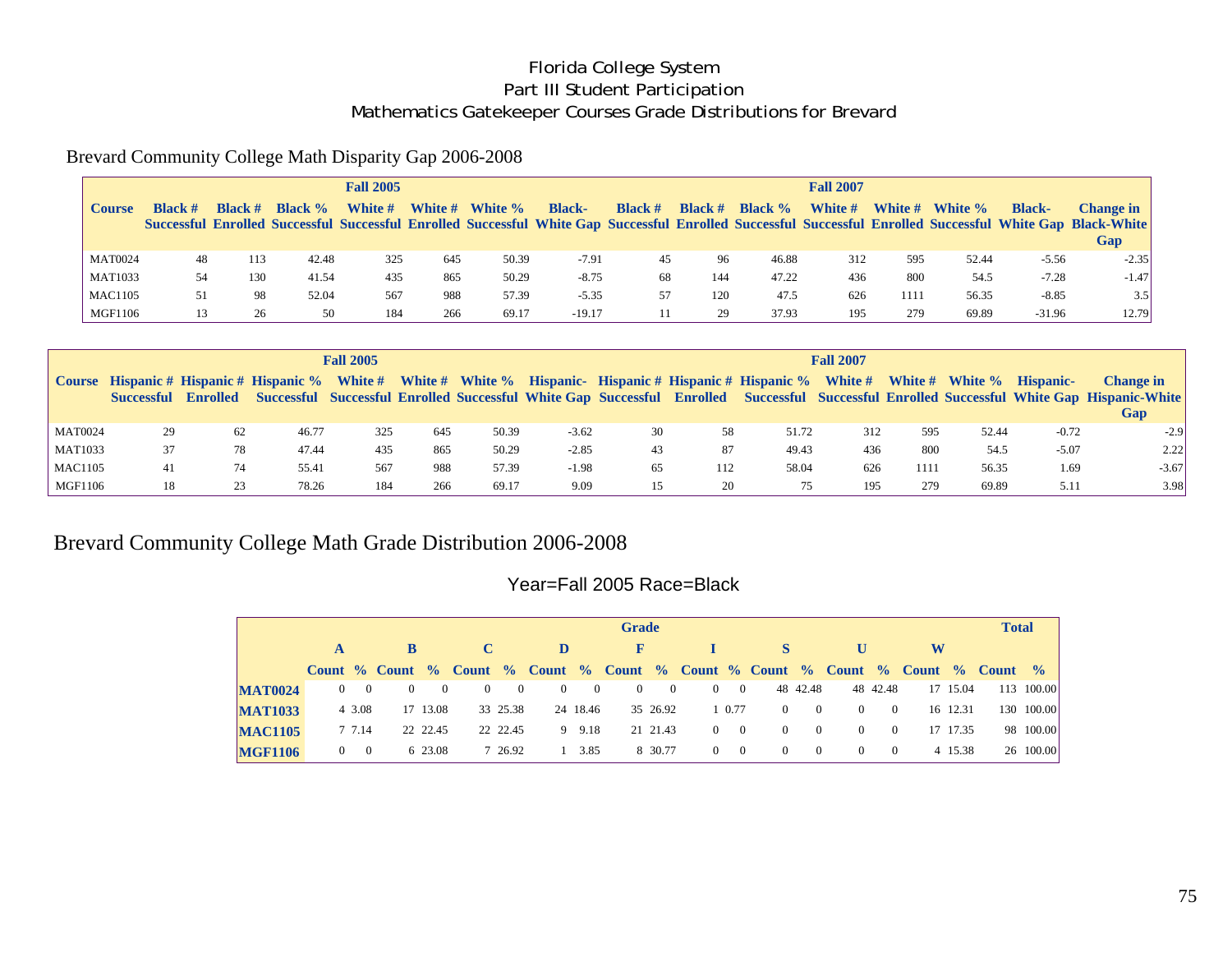# Florida College System
## Part III Student Participation
## Mathematics Gatekeeper Courses Grade Distributions for Brevard

### Brevard Community College Math Disparity Gap 2006-2008

| | Fall 2005 | | | | | | | Fall 2007 | | | | | | | |
|---|---|---|---|---|---|---|---|---|---|---|---|---|---|---|---|
| Course | Black # Successful | Black # Enrolled | Black % Successful | White # Successful | White # Enrolled | White % Successful | Black-White Gap | Black # Successful | Black # Enrolled | Black % Successful | White # Successful | White # Enrolled | White % Successful | Black-White Gap | Change in Black-White Gap |
| MAT0024 | 48 | 113 | 42.48 | 325 | 645 | 50.39 | -7.91 | 45 | 96 | 46.88 | 312 | 595 | 52.44 | -5.56 | -2.35 |
| MAT1033 | 54 | 130 | 41.54 | 435 | 865 | 50.29 | -8.75 | 68 | 144 | 47.22 | 436 | 800 | 54.5 | -7.28 | -1.47 |
| MAC1105 | 51 | 98 | 52.04 | 567 | 988 | 57.39 | -5.35 | 57 | 120 | 47.5 | 626 | 1111 | 56.35 | -8.85 | 3.5 |
| MGF1106 | 13 | 26 | 50 | 184 | 266 | 69.17 | -19.17 | 11 | 29 | 37.93 | 195 | 279 | 69.89 | -31.96 | 12.79 |

| | Fall 2005 | | | | | | | Fall 2007 | | | | | | | |
|---|---|---|---|---|---|---|---|---|---|---|---|---|---|---|---|
| Course | Hispanic # Successful | Hispanic # Enrolled | Hispanic % Successful | White # Successful | White # Enrolled | White % Successful | Hispanic-White Gap | Hispanic # Successful | Hispanic # Enrolled | Hispanic % Successful | White # Successful | White # Enrolled | White % Successful | Hispanic-White Gap | Change in Hispanic-White Gap |
| MAT0024 | 29 | 62 | 46.77 | 325 | 645 | 50.39 | -3.62 | 30 | 58 | 51.72 | 312 | 595 | 52.44 | -0.72 | -2.9 |
| MAT1033 | 37 | 78 | 47.44 | 435 | 865 | 50.29 | -2.85 | 43 | 87 | 49.43 | 436 | 800 | 54.5 | -5.07 | 2.22 |
| MAC1105 | 41 | 74 | 55.41 | 567 | 988 | 57.39 | -1.98 | 65 | 112 | 58.04 | 626 | 1111 | 56.35 | 1.69 | -3.67 |
| MGF1106 | 18 | 23 | 78.26 | 184 | 266 | 69.17 | 9.09 | 15 | 20 | 75 | 195 | 279 | 69.89 | 5.11 | 3.98 |

## Brevard Community College Math Grade Distribution 2006-2008

### Year=Fall 2005 Race=Black

| | Grade | | | | | | | | | | | | | | | | Total | |
|---|---|---|---|---|---|---|---|---|---|---|---|---|---|---|---|---|---|---|
| | A | | B | | C | | D | | F | | I | | S | | U | | W | | |
| | Count | % | Count | % | Count | % | Count | % | Count | % | Count | % | Count | % | Count | % | Count | % | Count | % |
| **MAT0024** | 0 | 0 | 0 | 0 | 0 | 0 | 0 | 0 | 0 | 0 | 0 | 0 | 48 | 42.48 | 48 | 42.48 | 17 | 15.04 | 113 | 100.00 |
| **MAT1033** | 4 | 3.08 | 17 | 13.08 | 33 | 25.38 | 24 | 18.46 | 35 | 26.92 | 1 | 0.77 | 0 | 0 | 0 | 0 | 16 | 12.31 | 130 | 100.00 |
| **MAC1105** | 7 | 7.14 | 22 | 22.45 | 22 | 22.45 | 9 | 9.18 | 21 | 21.43 | 0 | 0 | 0 | 0 | 0 | 0 | 17 | 17.35 | 98 | 100.00 |
| **MGF1106** | 0 | 0 | 6 | 23.08 | 7 | 26.92 | 1 | 3.85 | 8 | 30.77 | 0 | 0 | 0 | 0 | 0 | 0 | 4 | 15.38 | 26 | 100.00 |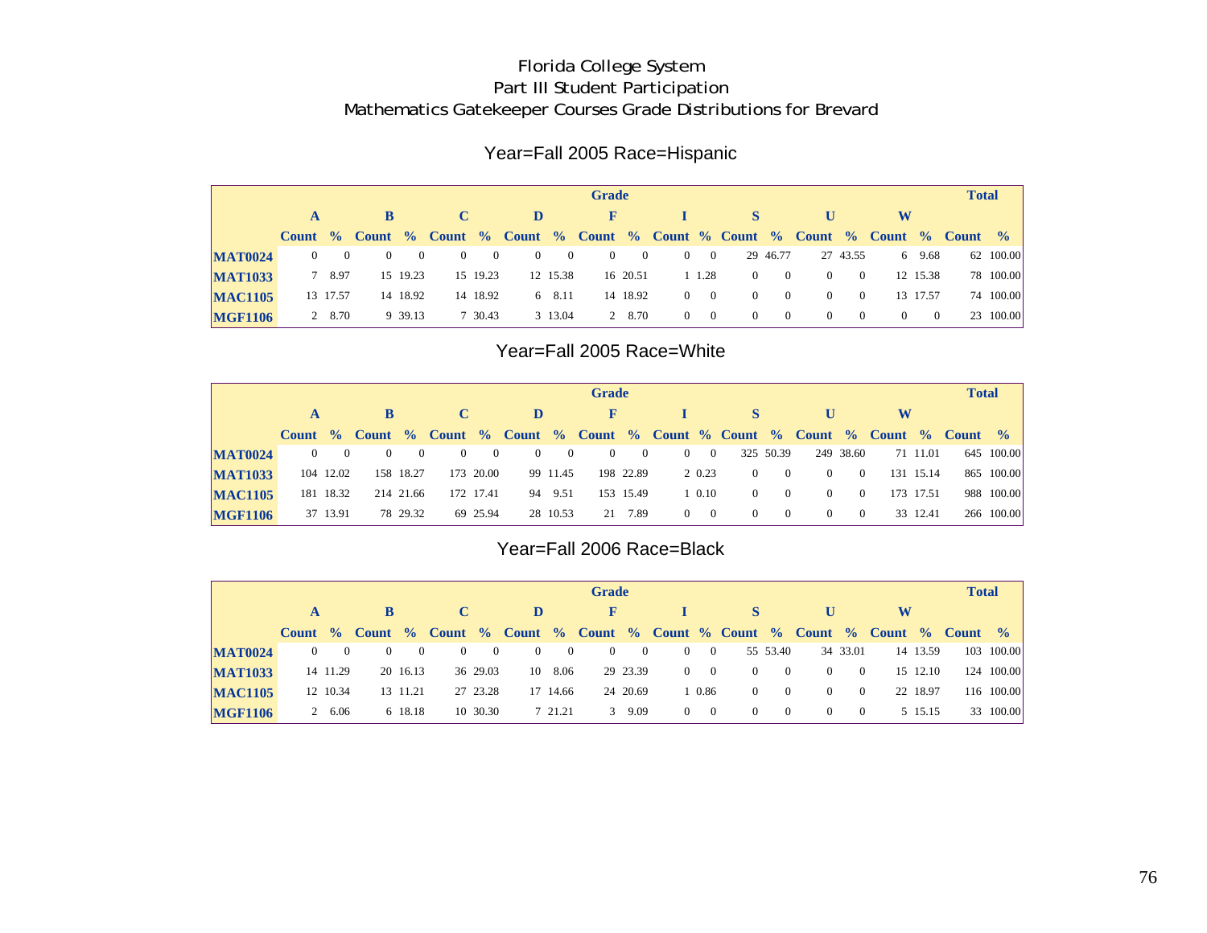# Florida College System
## Part III Student Participation
## Mathematics Gatekeeper Courses Grade Distributions for Brevard

### Year=Fall 2005 Race=Hispanic

| | Grade | | | | | | | | | | | | | | | | | | Total | |
|---|---|---|---|---|---|---|---|---|---|---|---|---|---|---|---|---|---|---|---|---|
| | A | | B | | C | | D | | F | | I | | S | | U | | W | | | |
| | Count | % | Count | % | Count | % | Count | % | Count | % | Count | % | Count | % | Count | % | Count | % | Count | % |
| MAT0024 | 0 | 0 | 0 | 0 | 0 | 0 | 0 | 0 | 0 | 0 | 0 | 0 | 29 | 46.77 | 27 | 43.55 | 6 | 9.68 | 62 | 100.00 |
| MAT1033 | 7 | 8.97 | 15 | 19.23 | 15 | 19.23 | 12 | 15.38 | 16 | 20.51 | 1 | 1.28 | 0 | 0 | 0 | 0 | 12 | 15.38 | 78 | 100.00 |
| MAC1105 | 13 | 17.57 | 14 | 18.92 | 14 | 18.92 | 6 | 8.11 | 14 | 18.92 | 0 | 0 | 0 | 0 | 0 | 0 | 13 | 17.57 | 74 | 100.00 |
| MGF1106 | 2 | 8.70 | 9 | 39.13 | 7 | 30.43 | 3 | 13.04 | 2 | 8.70 | 0 | 0 | 0 | 0 | 0 | 0 | 0 | 0 | 23 | 100.00 |

### Year=Fall 2005 Race=White

| | Grade | | | | | | | | | | | | | | | | | | Total | |
|---|---|---|---|---|---|---|---|---|---|---|---|---|---|---|---|---|---|---|---|---|
| | A | | B | | C | | D | | F | | I | | S | | U | | W | | | |
| | Count | % | Count | % | Count | % | Count | % | Count | % | Count | % | Count | % | Count | % | Count | % | Count | % |
| MAT0024 | 0 | 0 | 0 | 0 | 0 | 0 | 0 | 0 | 0 | 0 | 0 | 0 | 325 | 50.39 | 249 | 38.60 | 71 | 11.01 | 645 | 100.00 |
| MAT1033 | 104 | 12.02 | 158 | 18.27 | 173 | 20.00 | 99 | 11.45 | 198 | 22.89 | 2 | 0.23 | 0 | 0 | 0 | 0 | 131 | 15.14 | 865 | 100.00 |
| MAC1105 | 181 | 18.32 | 214 | 21.66 | 172 | 17.41 | 94 | 9.51 | 153 | 15.49 | 1 | 0.10 | 0 | 0 | 0 | 0 | 173 | 17.51 | 988 | 100.00 |
| MGF1106 | 37 | 13.91 | 78 | 29.32 | 69 | 25.94 | 28 | 10.53 | 21 | 7.89 | 0 | 0 | 0 | 0 | 0 | 0 | 33 | 12.41 | 266 | 100.00 |

### Year=Fall 2006 Race=Black

| | Grade | | | | | | | | | | | | | | | | | | Total | |
|---|---|---|---|---|---|---|---|---|---|---|---|---|---|---|---|---|---|---|---|---|
| | A | | B | | C | | D | | F | | I | | S | | U | | W | | | |
| | Count | % | Count | % | Count | % | Count | % | Count | % | Count | % | Count | % | Count | % | Count | % | Count | % |
| MAT0024 | 0 | 0 | 0 | 0 | 0 | 0 | 0 | 0 | 0 | 0 | 0 | 0 | 55 | 53.40 | 34 | 33.01 | 14 | 13.59 | 103 | 100.00 |
| MAT1033 | 14 | 11.29 | 20 | 16.13 | 36 | 29.03 | 10 | 8.06 | 29 | 23.39 | 0 | 0 | 0 | 0 | 0 | 0 | 15 | 12.10 | 124 | 100.00 |
| MAC1105 | 12 | 10.34 | 13 | 11.21 | 27 | 23.28 | 17 | 14.66 | 24 | 20.69 | 1 | 0.86 | 0 | 0 | 0 | 0 | 22 | 18.97 | 116 | 100.00 |
| MGF1106 | 2 | 6.06 | 6 | 18.18 | 10 | 30.30 | 7 | 21.21 | 3 | 9.09 | 0 | 0 | 0 | 0 | 0 | 0 | 5 | 15.15 | 33 | 100.00 |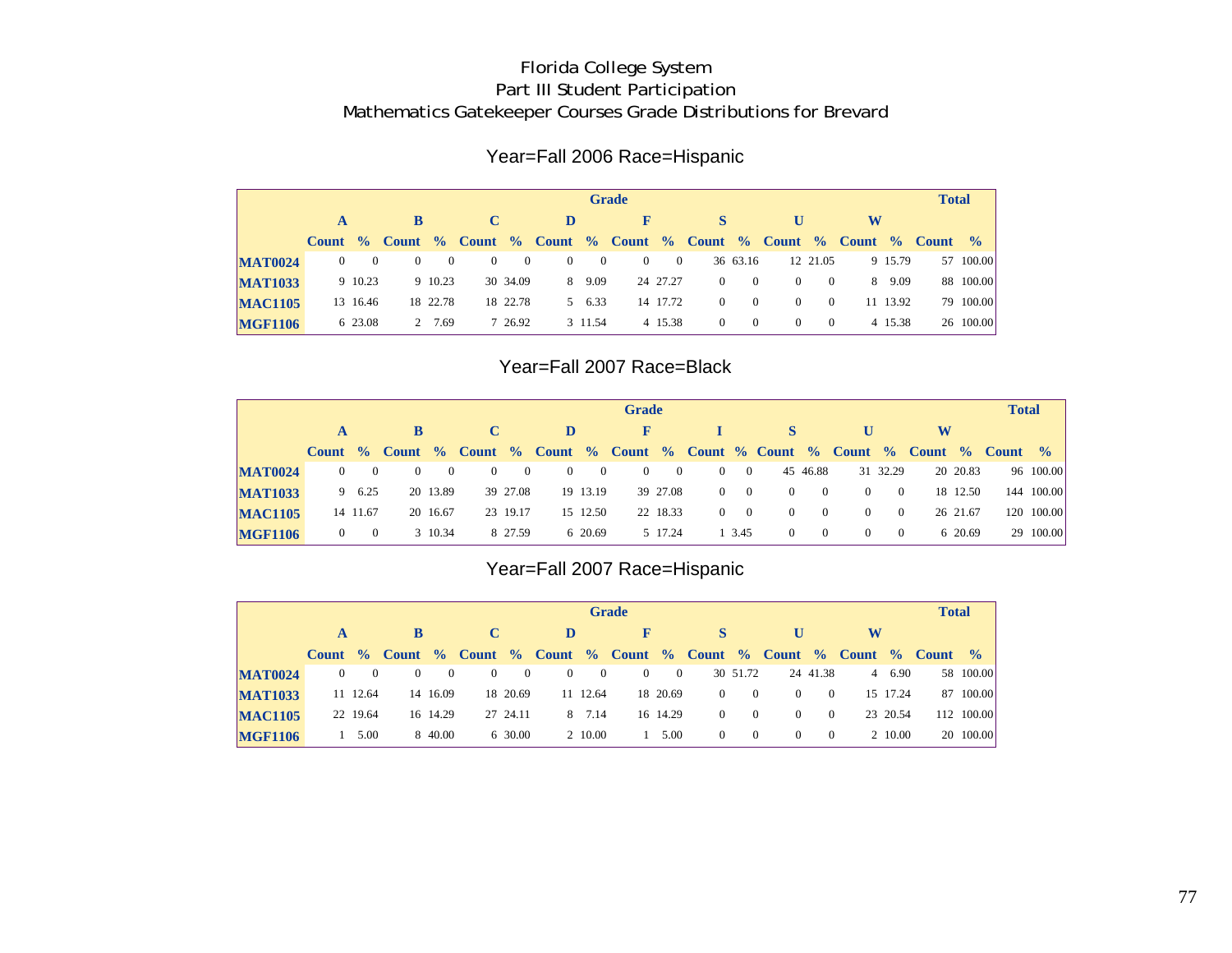# Florida College System
## Part III Student Participation
## Mathematics Gatekeeper Courses Grade Distributions for Brevard

### Year=Fall 2006 Race=Hispanic

| | Grade | | | | | | | | | | | | | | | | Total | |
|---|---|---|---|---|---|---|---|---|---|---|---|---|---|---|---|---|---|---|
| | A | | B | | C | | D | | F | | S | | U | | W | | | |
| | Count | % | Count | % | Count | % | Count | % | Count | % | Count | % | Count | % | Count | % | Count | % |
| **MAT0024** | 0 | 0 | 0 | 0 | 0 | 0 | 0 | 0 | 0 | 0 | 36 | 63.16 | 12 | 21.05 | 9 | 15.79 | 57 | 100.00 |
| **MAT1033** | 9 | 10.23 | 9 | 10.23 | 30 | 34.09 | 8 | 9.09 | 24 | 27.27 | 0 | 0 | 0 | 0 | 8 | 9.09 | 88 | 100.00 |
| **MAC1105** | 13 | 16.46 | 18 | 22.78 | 18 | 22.78 | 5 | 6.33 | 14 | 17.72 | 0 | 0 | 0 | 0 | 11 | 13.92 | 79 | 100.00 |
| **MGF1106** | 6 | 23.08 | 2 | 7.69 | 7 | 26.92 | 3 | 11.54 | 4 | 15.38 | 0 | 0 | 0 | 0 | 4 | 15.38 | 26 | 100.00 |

### Year=Fall 2007 Race=Black

| | Grade | | | | | | | | | | | | | | | | | | Total | |
|---|---|---|---|---|---|---|---|---|---|---|---|---|---|---|---|---|---|---|---|---|
| | A | | B | | C | | D | | F | | I | | S | | U | | W | | | |
| | Count | % | Count | % | Count | % | Count | % | Count | % | Count | % | Count | % | Count | % | Count | % | Count | % |
| **MAT0024** | 0 | 0 | 0 | 0 | 0 | 0 | 0 | 0 | 0 | 0 | 0 | 0 | 45 | 46.88 | 31 | 32.29 | 20 | 20.83 | 96 | 100.00 |
| **MAT1033** | 9 | 6.25 | 20 | 13.89 | 39 | 27.08 | 19 | 13.19 | 39 | 27.08 | 0 | 0 | 0 | 0 | 0 | 0 | 18 | 12.50 | 144 | 100.00 |
| **MAC1105** | 14 | 11.67 | 20 | 16.67 | 23 | 19.17 | 15 | 12.50 | 22 | 18.33 | 0 | 0 | 0 | 0 | 0 | 0 | 26 | 21.67 | 120 | 100.00 |
| **MGF1106** | 0 | 0 | 3 | 10.34 | 8 | 27.59 | 6 | 20.69 | 5 | 17.24 | 1 | 3.45 | 0 | 0 | 0 | 0 | 6 | 20.69 | 29 | 100.00 |

### Year=Fall 2007 Race=Hispanic

| | Grade | | | | | | | | | | | | | | | | Total | |
|---|---|---|---|---|---|---|---|---|---|---|---|---|---|---|---|---|---|---|
| | A | | B | | C | | D | | F | | S | | U | | W | | | |
| | Count | % | Count | % | Count | % | Count | % | Count | % | Count | % | Count | % | Count | % | Count | % |
| **MAT0024** | 0 | 0 | 0 | 0 | 0 | 0 | 0 | 0 | 0 | 0 | 30 | 51.72 | 24 | 41.38 | 4 | 6.90 | 58 | 100.00 |
| **MAT1033** | 11 | 12.64 | 14 | 16.09 | 18 | 20.69 | 11 | 12.64 | 18 | 20.69 | 0 | 0 | 0 | 0 | 15 | 17.24 | 87 | 100.00 |
| **MAC1105** | 22 | 19.64 | 16 | 14.29 | 27 | 24.11 | 8 | 7.14 | 16 | 14.29 | 0 | 0 | 0 | 0 | 23 | 20.54 | 112 | 100.00 |
| **MGF1106** | 1 | 5.00 | 8 | 40.00 | 6 | 30.00 | 2 | 10.00 | 1 | 5.00 | 0 | 0 | 0 | 0 | 2 | 10.00 | 20 | 100.00 |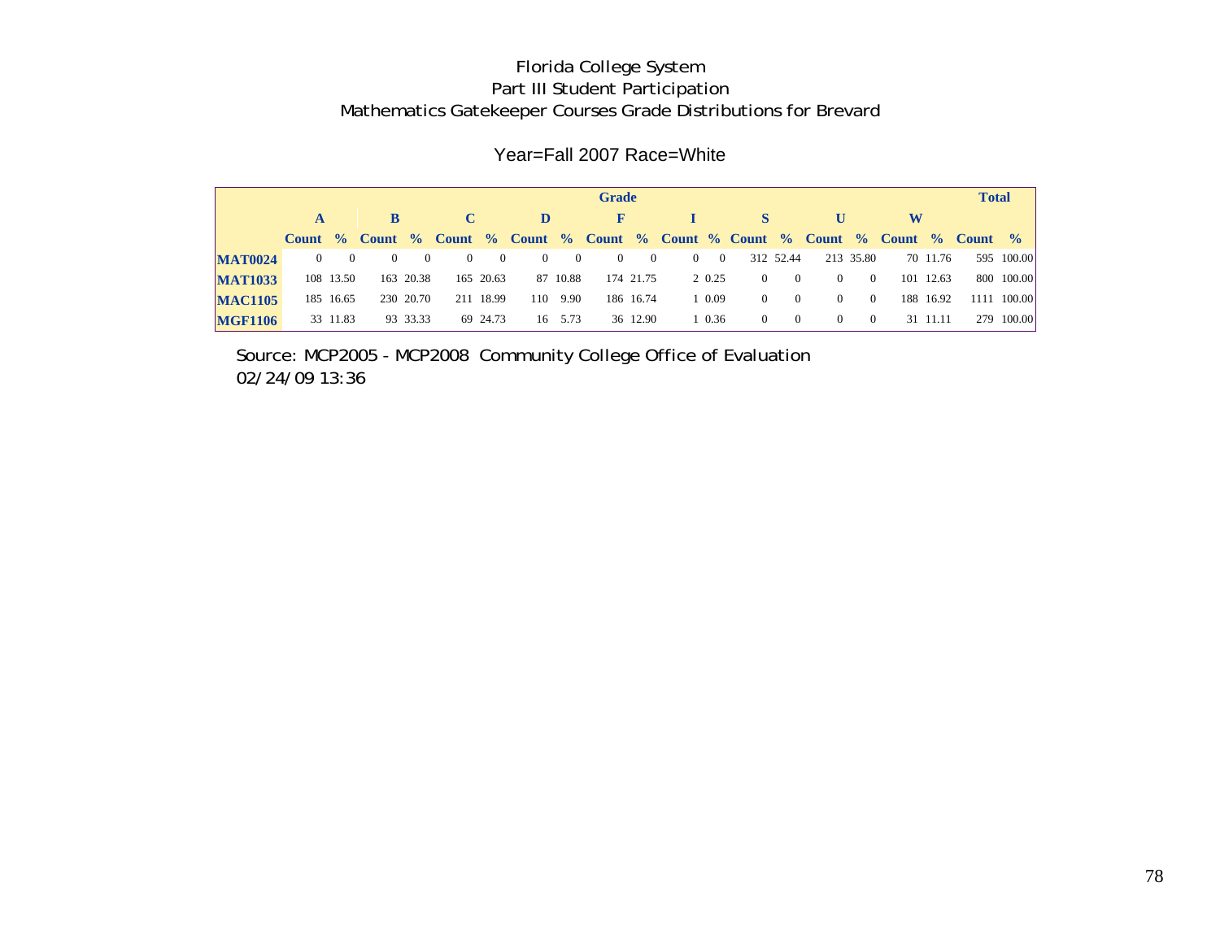# Florida College System
## Part III Student Participation
## Mathematics Gatekeeper Courses Grade Distributions for Brevard

Year=Fall 2007 Race=White

| | Grade | | | | | | | | | | | | | | | | | | Total | |
|---|---|---|---|---|---|---|---|---|---|---|---|---|---|---|---|---|---|---|---|---|
| | A | | B | | C | | D | | F | | I | | S | | U | | W | | | |
| | Count | % | Count | % | Count | % | Count | % | Count | % | Count | % | Count | % | Count | % | Count | % | Count | % |
| MAT0024 | 0 | 0 | 0 | 0 | 0 | 0 | 0 | 0 | 0 | 0 | 0 | 0 | 312 | 52.44 | 213 | 35.80 | 70 | 11.76 | 595 | 100.00 |
| MAT1033 | 108 | 13.50 | 163 | 20.38 | 165 | 20.63 | 87 | 10.88 | 174 | 21.75 | 2 | 0.25 | 0 | 0 | 0 | 0 | 101 | 12.63 | 800 | 100.00 |
| MAC1105 | 185 | 16.65 | 230 | 20.70 | 211 | 18.99 | 110 | 9.90 | 186 | 16.74 | 1 | 0.09 | 0 | 0 | 0 | 0 | 188 | 16.92 | 1111 | 100.00 |
| MGF1106 | 33 | 11.83 | 93 | 33.33 | 69 | 24.73 | 16 | 5.73 | 36 | 12.90 | 1 | 0.36 | 0 | 0 | 0 | 0 | 31 | 11.11 | 279 | 100.00 |

Source: MCP2005 - MCP2008 Community College Office of Evaluation
02/24/09 13:36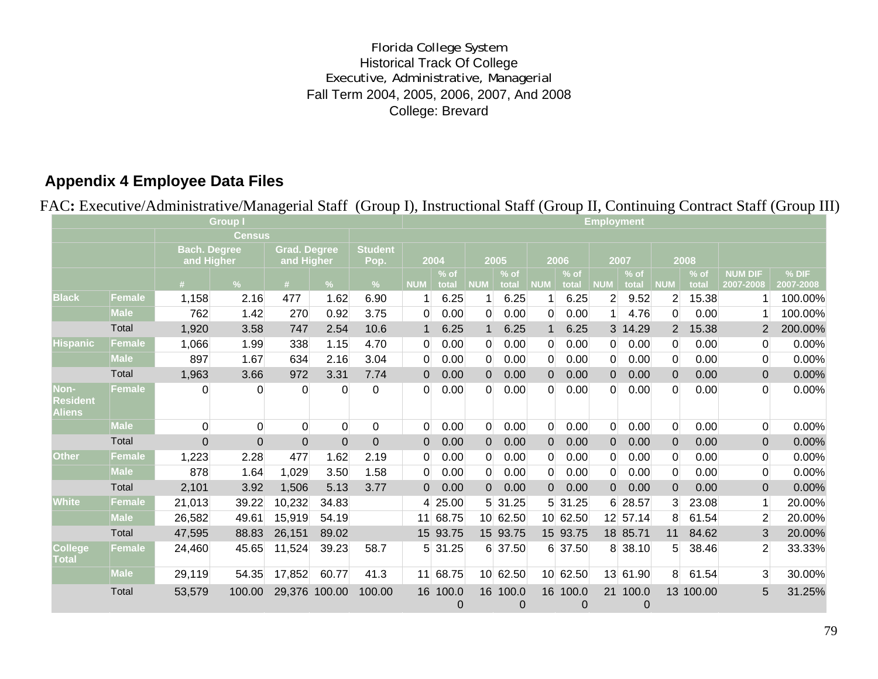Florida College System
Historical Track Of College
Executive, Administrative, Managerial
Fall Term 2004, 2005, 2006, 2007, And 2008
College: Brevard

## Appendix 4 Employee Data Files

FAC**:** Executive/Administrative/Managerial Staff (Group I), Instructional Staff (Group II, Continuing Contract Staff (Group III)

| | | Group I | | | | | Employment | | | | | | | | | | | |
|---|---|---|---|---|---|---|---|---|---|---|---|---|---|---|---|---|---|---|
| | | Census | | | | | | | | | | | | | | | | |
| | | Bach. Degree and Higher | | Grad. Degree and Higher | | Student Pop. | 2004 | | 2005 | | 2006 | | 2007 | | 2008 | | | |
| | | # | % | # | % | % | NUM | % of total | NUM | % of total | NUM | % of total | NUM | % of total | NUM | % of total | NUM DIF 2007-2008 | % DIF 2007-2008 |
| Black | Female | 1,158 | 2.16 | 477 | 1.62 | 6.90 | 1 | 6.25 | 1 | 6.25 | 1 | 6.25 | 2 | 9.52 | 2 | 15.38 | 1 | 100.00% |
| | Male | 762 | 1.42 | 270 | 0.92 | 3.75 | 0 | 0.00 | 0 | 0.00 | 0 | 0.00 | 1 | 4.76 | 0 | 0.00 | 1 | 100.00% |
| | Total | 1,920 | 3.58 | 747 | 2.54 | 10.6 | 1 | 6.25 | 1 | 6.25 | 1 | 6.25 | 3 | 14.29 | 2 | 15.38 | 2 | 200.00% |
| Hispanic | Female | 1,066 | 1.99 | 338 | 1.15 | 4.70 | 0 | 0.00 | 0 | 0.00 | 0 | 0.00 | 0 | 0.00 | 0 | 0.00 | 0 | 0.00% |
| | Male | 897 | 1.67 | 634 | 2.16 | 3.04 | 0 | 0.00 | 0 | 0.00 | 0 | 0.00 | 0 | 0.00 | 0 | 0.00 | 0 | 0.00% |
| | Total | 1,963 | 3.66 | 972 | 3.31 | 7.74 | 0 | 0.00 | 0 | 0.00 | 0 | 0.00 | 0 | 0.00 | 0 | 0.00 | 0 | 0.00% |
| Non-Resident Aliens | Female | 0 | 0 | 0 | 0 | 0 | 0 | 0.00 | 0 | 0.00 | 0 | 0.00 | 0 | 0.00 | 0 | 0.00 | 0 | 0.00% |
| | Male | 0 | 0 | 0 | 0 | 0 | 0 | 0.00 | 0 | 0.00 | 0 | 0.00 | 0 | 0.00 | 0 | 0.00 | 0 | 0.00% |
| | Total | 0 | 0 | 0 | 0 | 0 | 0 | 0.00 | 0 | 0.00 | 0 | 0.00 | 0 | 0.00 | 0 | 0.00 | 0 | 0.00% |
| Other | Female | 1,223 | 2.28 | 477 | 1.62 | 2.19 | 0 | 0.00 | 0 | 0.00 | 0 | 0.00 | 0 | 0.00 | 0 | 0.00 | 0 | 0.00% |
| | Male | 878 | 1.64 | 1,029 | 3.50 | 1.58 | 0 | 0.00 | 0 | 0.00 | 0 | 0.00 | 0 | 0.00 | 0 | 0.00 | 0 | 0.00% |
| | Total | 2,101 | 3.92 | 1,506 | 5.13 | 3.77 | 0 | 0.00 | 0 | 0.00 | 0 | 0.00 | 0 | 0.00 | 0 | 0.00 | 0 | 0.00% |
| White | Female | 21,013 | 39.22 | 10,232 | 34.83 | | 4 | 25.00 | 5 | 31.25 | 5 | 31.25 | 6 | 28.57 | 3 | 23.08 | 1 | 20.00% |
| | Male | 26,582 | 49.61 | 15,919 | 54.19 | | 11 | 68.75 | 10 | 62.50 | 10 | 62.50 | 12 | 57.14 | 8 | 61.54 | 2 | 20.00% |
| | Total | 47,595 | 88.83 | 26,151 | 89.02 | | 15 | 93.75 | 15 | 93.75 | 15 | 93.75 | 18 | 85.71 | 11 | 84.62 | 3 | 20.00% |
| College Total | Female | 24,460 | 45.65 | 11,524 | 39.23 | 58.7 | 5 | 31.25 | 6 | 37.50 | 6 | 37.50 | 8 | 38.10 | 5 | 38.46 | 2 | 33.33% |
| | Male | 29,119 | 54.35 | 17,852 | 60.77 | 41.3 | 11 | 68.75 | 10 | 62.50 | 10 | 62.50 | 13 | 61.90 | 8 | 61.54 | 3 | 30.00% |
| | Total | 53,579 | 100.00 | 29,376 | 100.00 | 100.00 | 16 | 100.00 | 16 | 100.00 | 16 | 100.00 | 21 | 100.00 | 13 | 100.00 | 5 | 31.25% |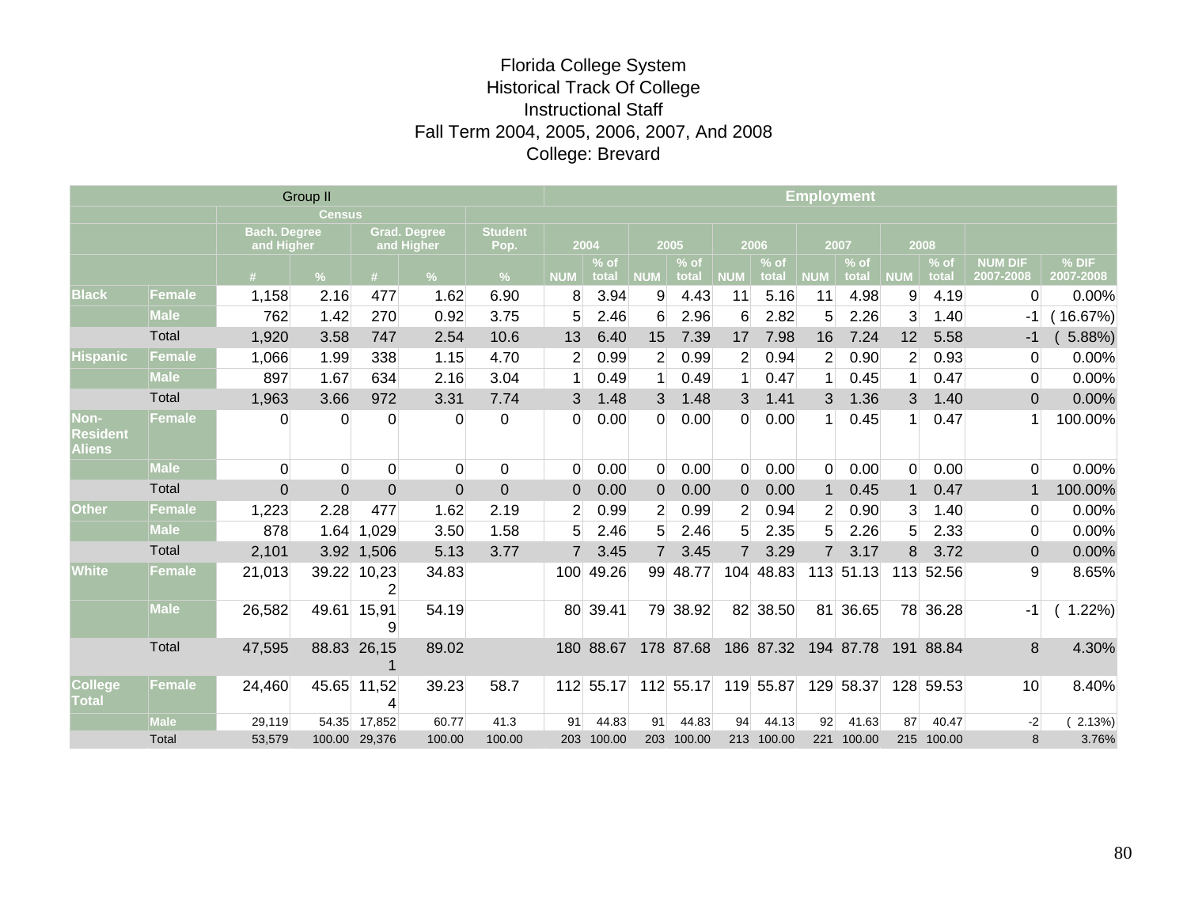# Florida College System
## Historical Track Of College
## Instructional Staff
## Fall Term 2004, 2005, 2006, 2007, And 2008
## College: Brevard

| Group II | | Census | | | | | Employment | | | | | | | | | | | |
|---|---|---|---|---|---|---|---|---|---|---|---|---|---|---|---|---|---|---|
| | | Bach. Degree and Higher | | Grad. Degree and Higher | | Student Pop. | 2004 | | 2005 | | 2006 | | 2007 | | 2008 | | | |
| | | # | % | # | % | % | NUM | % of total | NUM | % of total | NUM | % of total | NUM | % of total | NUM | % of total | NUM DIF 2007-2008 | % DIF 2007-2008 |
| Black | Female | 1,158 | 2.16 | 477 | 1.62 | 6.90 | 8 | 3.94 | 9 | 4.43 | 11 | 5.16 | 11 | 4.98 | 9 | 4.19 | 0 | 0.00% |
| | Male | 762 | 1.42 | 270 | 0.92 | 3.75 | 5 | 2.46 | 6 | 2.96 | 6 | 2.82 | 5 | 2.26 | 3 | 1.40 | -1 | ( 16.67%) |
| | Total | 1,920 | 3.58 | 747 | 2.54 | 10.6 | 13 | 6.40 | 15 | 7.39 | 17 | 7.98 | 16 | 7.24 | 12 | 5.58 | -1 | ( 5.88%) |
| Hispanic | Female | 1,066 | 1.99 | 338 | 1.15 | 4.70 | 2 | 0.99 | 2 | 0.99 | 2 | 0.94 | 2 | 0.90 | 2 | 0.93 | 0 | 0.00% |
| | Male | 897 | 1.67 | 634 | 2.16 | 3.04 | 1 | 0.49 | 1 | 0.49 | 1 | 0.47 | 1 | 0.45 | 1 | 0.47 | 0 | 0.00% |
| | Total | 1,963 | 3.66 | 972 | 3.31 | 7.74 | 3 | 1.48 | 3 | 1.48 | 3 | 1.41 | 3 | 1.36 | 3 | 1.40 | 0 | 0.00% |
| Non-Resident Aliens | Female | 0 | 0 | 0 | 0 | 0 | 0 | 0.00 | 0 | 0.00 | 0 | 0.00 | 1 | 0.45 | 1 | 0.47 | 1 | 100.00% |
| | Male | 0 | 0 | 0 | 0 | 0 | 0 | 0.00 | 0 | 0.00 | 0 | 0.00 | 0 | 0.00 | 0 | 0.00 | 0 | 0.00% |
| | Total | 0 | 0 | 0 | 0 | 0 | 0 | 0.00 | 0 | 0.00 | 0 | 0.00 | 1 | 0.45 | 1 | 0.47 | 1 | 100.00% |
| Other | Female | 1,223 | 2.28 | 477 | 1.62 | 2.19 | 2 | 0.99 | 2 | 0.99 | 2 | 0.94 | 2 | 0.90 | 3 | 1.40 | 0 | 0.00% |
| | Male | 878 | 1.64 | 1,029 | 3.50 | 1.58 | 5 | 2.46 | 5 | 2.46 | 5 | 2.35 | 5 | 2.26 | 5 | 2.33 | 0 | 0.00% |
| | Total | 2,101 | 3.92 | 1,506 | 5.13 | 3.77 | 7 | 3.45 | 7 | 3.45 | 7 | 3.29 | 7 | 3.17 | 8 | 3.72 | 0 | 0.00% |
| White | Female | 21,013 | 39.22 | 10,232 | 34.83 | | 100 | 49.26 | 99 | 48.77 | 104 | 48.83 | 113 | 51.13 | 113 | 52.56 | 9 | 8.65% |
| | Male | 26,582 | 49.61 | 15,919 | 54.19 | | 80 | 39.41 | 79 | 38.92 | 82 | 38.50 | 81 | 36.65 | 78 | 36.28 | -1 | ( 1.22%) |
| | Total | 47,595 | 88.83 | 26,151 | 89.02 | | 180 | 88.67 | 178 | 87.68 | 186 | 87.32 | 194 | 87.78 | 191 | 88.84 | 8 | 4.30% |
| College Total | Female | 24,460 | 45.65 | 11,524 | 39.23 | 58.7 | 112 | 55.17 | 112 | 55.17 | 119 | 55.87 | 129 | 58.37 | 128 | 59.53 | 10 | 8.40% |
| | Male | 29,119 | 54.35 | 17,852 | 60.77 | 41.3 | 91 | 44.83 | 91 | 44.83 | 94 | 44.13 | 92 | 41.63 | 87 | 40.47 | -2 | ( 2.13%) |
| | Total | 53,579 | 100.00 | 29,376 | 100.00 | 100.00 | 203 | 100.00 | 203 | 100.00 | 213 | 100.00 | 221 | 100.00 | 215 | 100.00 | 8 | 3.76% |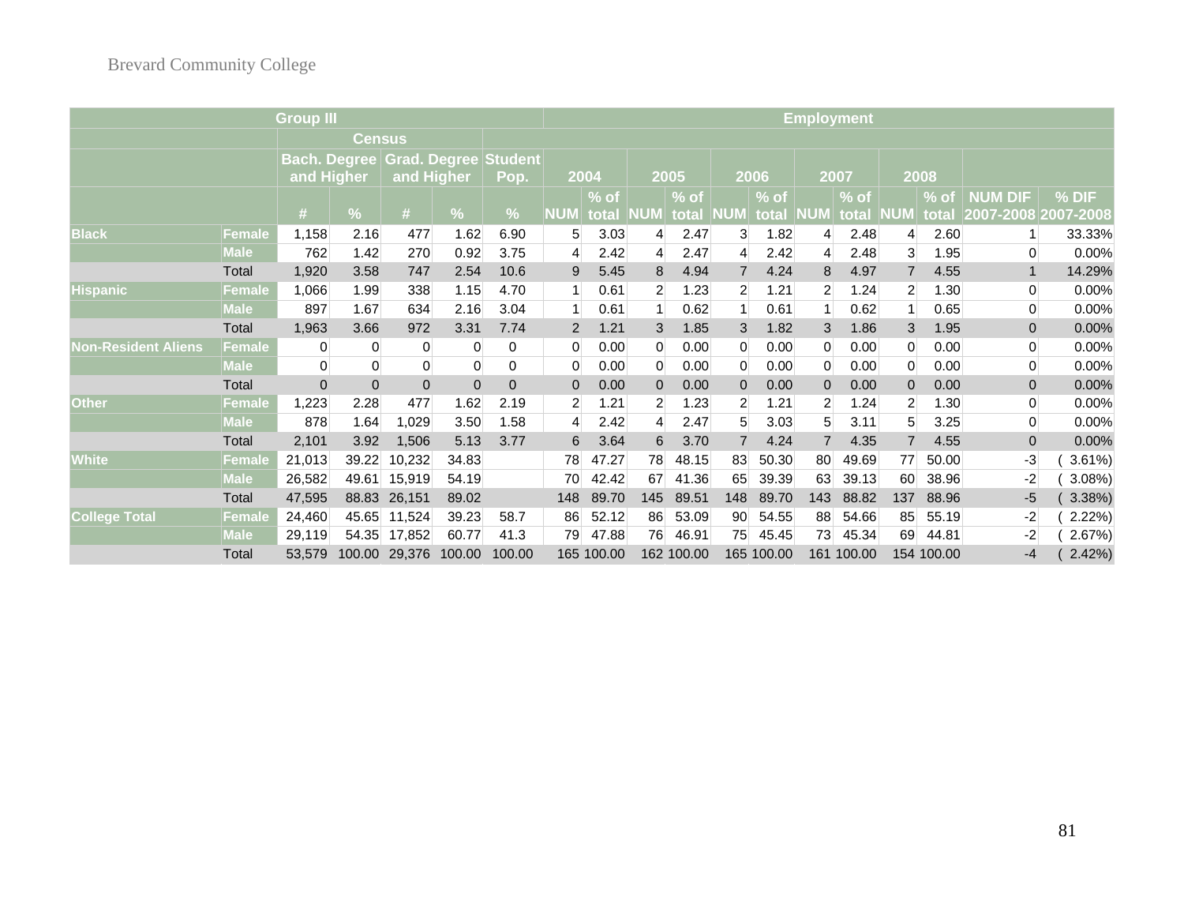| | | Group III | | | | | Employment | | | | | | | | | | | |
|---|---|---|---|---|---|---|---|---|---|---|---|---|---|---|---|---|---|---|
| | | Census | | | | | | | | | | | | | | | | |
| | | Bach. Degree and Higher | | Grad. Degree and Higher | | Student Pop. | 2004 | | 2005 | | 2006 | | 2007 | | 2008 | | | |
| | | # | % | # | % | % | NUM | % of total | NUM | % of total | NUM | % of total | NUM | % of total | NUM | % of total | NUM DIF 2007-2008 | % DIF 2007-2008 |
| Black | Female | 1,158 | 2.16 | 477 | 1.62 | 6.90 | 5 | 3.03 | 4 | 2.47 | 3 | 1.82 | 4 | 2.48 | 4 | 2.60 | 1 | 33.33% |
| | Male | 762 | 1.42 | 270 | 0.92 | 3.75 | 4 | 2.42 | 4 | 2.47 | 4 | 2.42 | 4 | 2.48 | 3 | 1.95 | 0 | 0.00% |
| | Total | 1,920 | 3.58 | 747 | 2.54 | 10.6 | 9 | 5.45 | 8 | 4.94 | 7 | 4.24 | 8 | 4.97 | 7 | 4.55 | 1 | 14.29% |
| Hispanic | Female | 1,066 | 1.99 | 338 | 1.15 | 4.70 | 1 | 0.61 | 2 | 1.23 | 2 | 1.21 | 2 | 1.24 | 2 | 1.30 | 0 | 0.00% |
| | Male | 897 | 1.67 | 634 | 2.16 | 3.04 | 1 | 0.61 | 1 | 0.62 | 1 | 0.61 | 1 | 0.62 | 1 | 0.65 | 0 | 0.00% |
| | Total | 1,963 | 3.66 | 972 | 3.31 | 7.74 | 2 | 1.21 | 3 | 1.85 | 3 | 1.82 | 3 | 1.86 | 3 | 1.95 | 0 | 0.00% |
| Non-Resident Aliens | Female | 0 | 0 | 0 | 0 | 0 | 0 | 0.00 | 0 | 0.00 | 0 | 0.00 | 0 | 0.00 | 0 | 0.00 | 0 | 0.00% |
| | Male | 0 | 0 | 0 | 0 | 0 | 0 | 0.00 | 0 | 0.00 | 0 | 0.00 | 0 | 0.00 | 0 | 0.00 | 0 | 0.00% |
| | Total | 0 | 0 | 0 | 0 | 0 | 0 | 0.00 | 0 | 0.00 | 0 | 0.00 | 0 | 0.00 | 0 | 0.00 | 0 | 0.00% |
| Other | Female | 1,223 | 2.28 | 477 | 1.62 | 2.19 | 2 | 1.21 | 2 | 1.23 | 2 | 1.21 | 2 | 1.24 | 2 | 1.30 | 0 | 0.00% |
| | Male | 878 | 1.64 | 1,029 | 3.50 | 1.58 | 4 | 2.42 | 4 | 2.47 | 5 | 3.03 | 5 | 3.11 | 5 | 3.25 | 0 | 0.00% |
| | Total | 2,101 | 3.92 | 1,506 | 5.13 | 3.77 | 6 | 3.64 | 6 | 3.70 | 7 | 4.24 | 7 | 4.35 | 7 | 4.55 | 0 | 0.00% |
| White | Female | 21,013 | 39.22 | 10,232 | 34.83 | | 78 | 47.27 | 78 | 48.15 | 83 | 50.30 | 80 | 49.69 | 77 | 50.00 | -3 | ( 3.61%) |
| | Male | 26,582 | 49.61 | 15,919 | 54.19 | | 70 | 42.42 | 67 | 41.36 | 65 | 39.39 | 63 | 39.13 | 60 | 38.96 | -2 | ( 3.08%) |
| | Total | 47,595 | 88.83 | 26,151 | 89.02 | | 148 | 89.70 | 145 | 89.51 | 148 | 89.70 | 143 | 88.82 | 137 | 88.96 | -5 | ( 3.38%) |
| College Total | Female | 24,460 | 45.65 | 11,524 | 39.23 | 58.7 | 86 | 52.12 | 86 | 53.09 | 90 | 54.55 | 88 | 54.66 | 85 | 55.19 | -2 | ( 2.22%) |
| | Male | 29,119 | 54.35 | 17,852 | 60.77 | 41.3 | 79 | 47.88 | 76 | 46.91 | 75 | 45.45 | 73 | 45.34 | 69 | 44.81 | -2 | ( 2.67%) |
| | Total | 53,579 | 100.00 | 29,376 | 100.00 | 100.00 | 165 | 100.00 | 162 | 100.00 | 165 | 100.00 | 161 | 100.00 | 154 | 100.00 | -4 | ( 2.42%) |